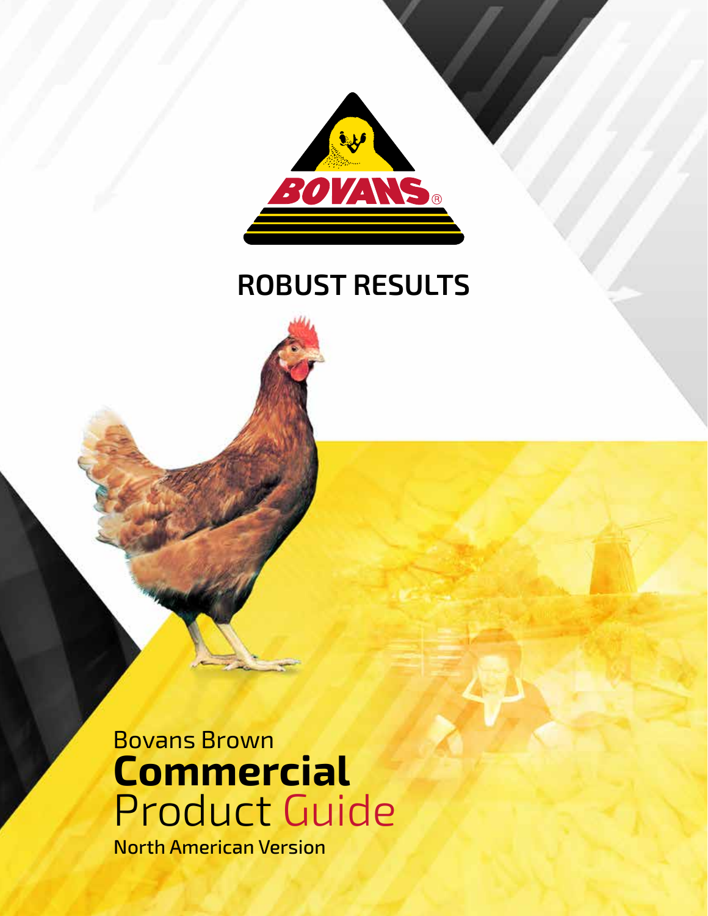BOVANS®

# ROBUST RESULTS

Bovans Brown

# Commercial Product Guide

North American Version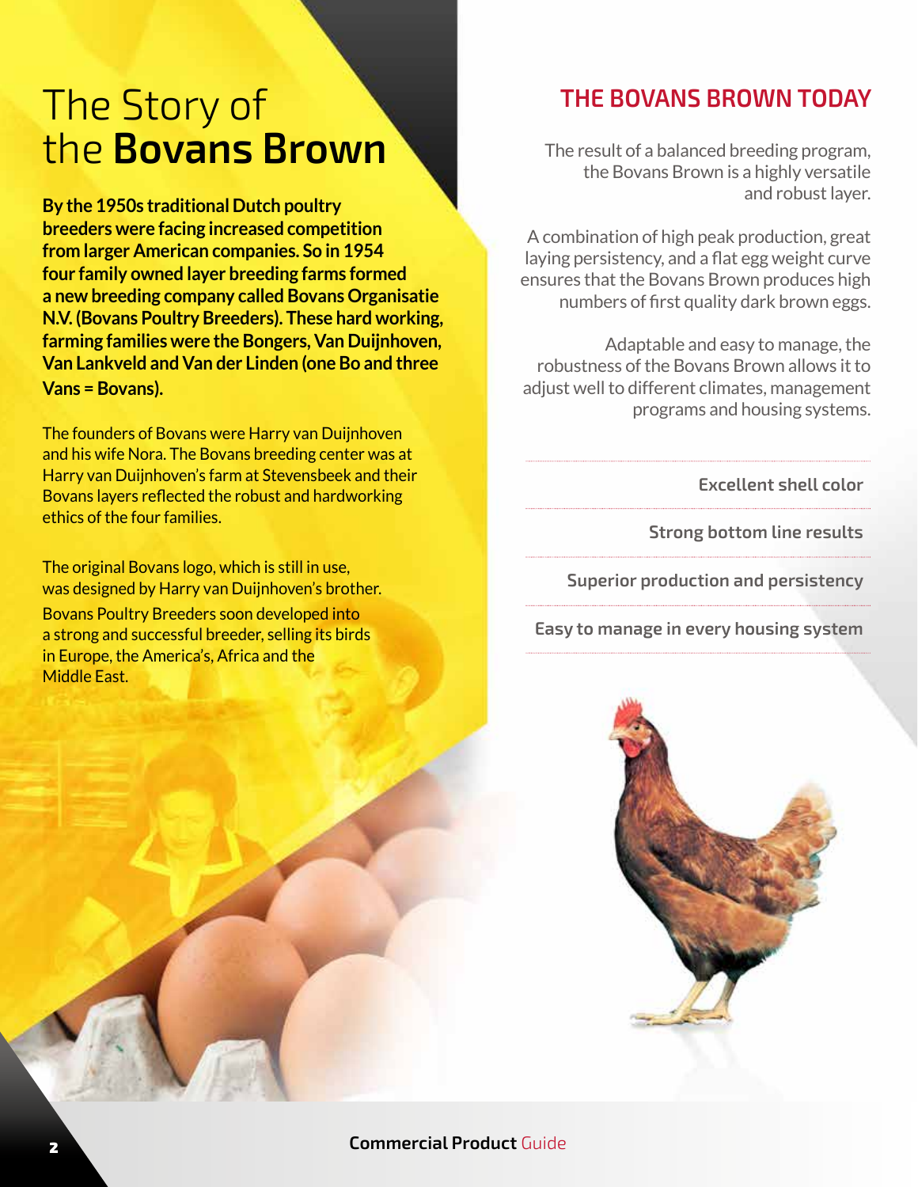# The Story of the **Bovans Brown**

**By the 1950s traditional Dutch poultry breeders were facing increased competition from larger American companies. So in 1954 four family owned layer breeding farms formed a new breeding company called Bovans Organisatie N.V. (Bovans Poultry Breeders). These hard working, farming families were the Bongers, Van Duijnhoven, Van Lankveld and Van der Linden (one Bo and three Vans = Bovans).**

The founders of Bovans were Harry van Duijnhoven and his wife Nora. The Bovans breeding center was at Harry van Duijnhoven's farm at Stevensbeek and their Bovans layers reflected the robust and hardworking ethics of the four families.

The original Bovans logo, which is still in use, was designed by Harry van Duijnhoven's brother. Bovans Poultry Breeders soon developed into a strong and successful breeder, selling its birds in Europe, the America's, Africa and the Middle East.

## THE BOVANS BROWN TODAY

The result of a balanced breeding program, the Bovans Brown is a highly versatile and robust layer.

A combination of high peak production, great laying persistency, and a flat egg weight curve ensures that the Bovans Brown produces high numbers of first quality dark brown eggs.

Adaptable and easy to manage, the robustness of the Bovans Brown allows it to adjust well to different climates, management programs and housing systems.

- Excellent shell color
- Strong bottom line results
- Superior production and persistency
- Easy to manage in every housing system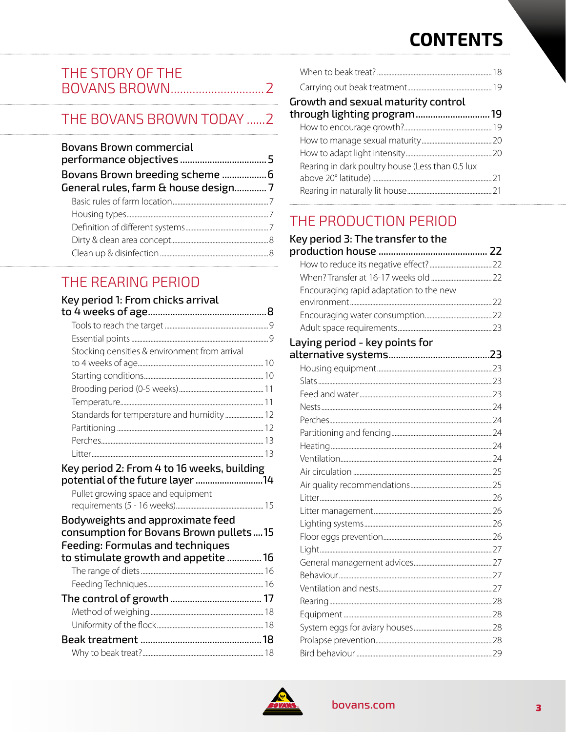# CONTENTS

## THE STORY OF THE BOVANS BROWN ....... 2

## THE BOVANS BROWN TODAY ...... 2

**Bovans Brown commercial performance objectives** ....... 5

**Bovans Brown breeding scheme** ....... 6

**General rules, farm & house design** ....... 7

- Basic rules of farm location ....... 7
- Housing types ....... 7
- Definition of different systems ....... 7
- Dirty & clean area concept ....... 8
- Clean up & disinfection ....... 8

## THE REARING PERIOD

**Key period 1: From chicks arrival to 4 weeks of age** ....... 8

- Tools to reach the target ....... 9
- Essential points ....... 9
- Stocking densities & environment from arrival to 4 weeks of age ....... 10
- Starting conditions ....... 10
- Brooding period (0-5 weeks) ....... 11
- Temperature ....... 11
- Standards for temperature and humidity ....... 12
- Partitioning ....... 12
- Perches ....... 13
- Litter ....... 13

**Key period 2: From 4 to 16 weeks, building potential of the future layer** ....... 14

- Pullet growing space and equipment requirements (5 - 16 weeks) ....... 15

**Bodyweights and approximate feed consumption for Bovans Brown pullets** ....... 15

**Feeding: Formulas and techniques to stimulate growth and appetite** ....... 16

- The range of diets ....... 16
- Feeding Techniques ....... 16

**The control of growth** ....... 17

- Method of weighing ....... 18
- Uniformity of the flock ....... 18

**Beak treatment** ....... 18

- Why to beak treat? ....... 18
- When to beak treat? ....... 18
- Carrying out beak treatment ....... 19

**Growth and sexual maturity control through lighting program** ....... 19

- How to encourage growth? ....... 19
- How to manage sexual maturity ....... 20
- How to adapt light intensity ....... 20
- Rearing in dark poultry house (Less than 0.5 lux above 20° latitude) ....... 21
- Rearing in naturally lit house ....... 21

## THE PRODUCTION PERIOD

**Key period 3: The transfer to the production house** ....... 22

- How to reduce its negative effect? ....... 22
- When? Transfer at 16-17 weeks old ....... 22
- Encouraging rapid adaptation to the new environment ....... 22
- Encouraging water consumption ....... 22
- Adult space requirements ....... 23

**Laying period - key points for alternative systems** ....... 23

- Housing equipment ....... 23
- Slats ....... 23
- Feed and water ....... 23
- Nests ....... 24
- Perches ....... 24
- Partitioning and fencing ....... 24
- Heating ....... 24
- Ventilation ....... 24
- Air circulation ....... 25
- Air quality recommendations ....... 25
- Litter ....... 26
- Litter management ....... 26
- Lighting systems ....... 26
- Floor eggs prevention ....... 26
- Light ....... 27
- General management advices ....... 27
- Behaviour ....... 27
- Ventilation and nests ....... 27
- Rearing ....... 28
- Equipment ....... 28
- System eggs for aviary houses ....... 28
- Prolapse prevention ....... 28
- Bird behaviour ....... 29

bovans.com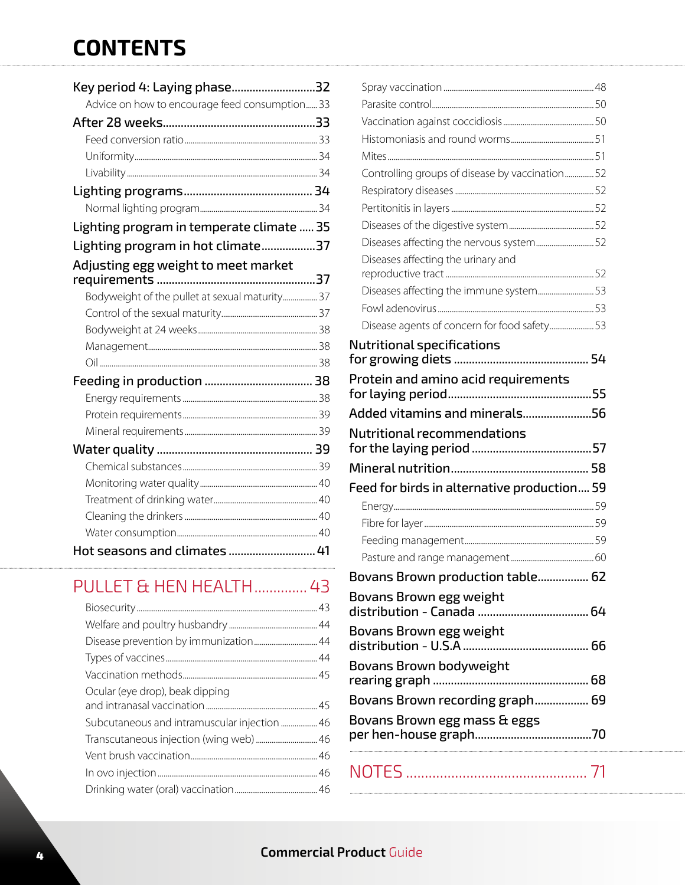# CONTENTS

**Key period 4: Laying phase** ........ 32
- Advice on how to encourage feed consumption ........ 33

**After 28 weeks** ........ 33
- Feed conversion ratio ........ 33
- Uniformity ........ 34
- Livability ........ 34

**Lighting programs** ........ 34
- Normal lighting program ........ 34

**Lighting program in temperate climate** ........ 35

**Lighting program in hot climate** ........ 37

**Adjusting egg weight to meet market requirements** ........ 37
- Bodyweight of the pullet at sexual maturity ........ 37
- Control of the sexual maturity ........ 37
- Bodyweight at 24 weeks ........ 38
- Management ........ 38
- Oil ........ 38

**Feeding in production** ........ 38
- Energy requirements ........ 38
- Protein requirements ........ 39
- Mineral requirements ........ 39

**Water quality** ........ 39
- Chemical substances ........ 39
- Monitoring water quality ........ 40
- Treatment of drinking water ........ 40
- Cleaning the drinkers ........ 40
- Water consumption ........ 40

**Hot seasons and climates** ........ 41

## PULLET & HEN HEALTH ........ 43

- Biosecurity ........ 43
- Welfare and poultry husbandry ........ 44
- Disease prevention by immunization ........ 44
- Types of vaccines ........ 44
- Vaccination methods ........ 45
- Ocular (eye drop), beak dipping and intranasal vaccination ........ 45
- Subcutaneous and intramuscular injection ........ 46
- Transcutaneous injection (wing web) ........ 46
- Vent brush vaccination ........ 46
- In ovo injection ........ 46
- Drinking water (oral) vaccination ........ 46
- Spray vaccination ........ 48
- Parasite control ........ 50
- Vaccination against coccidiosis ........ 50
- Histomoniasis and round worms ........ 51
- Mites ........ 51
- Controlling groups of disease by vaccination ........ 52
- Respiratory diseases ........ 52
- Pertitonitis in layers ........ 52
- Diseases of the digestive system ........ 52
- Diseases affecting the nervous system ........ 52
- Diseases affecting the urinary and reproductive tract ........ 52
- Diseases affecting the immune system ........ 53
- Fowl adenovirus ........ 53
- Disease agents of concern for food safety ........ 53

**Nutritional specifications for growing diets** ........ 54

**Protein and amino acid requirements for laying period** ........ 55

**Added vitamins and minerals** ........ 56

**Nutritional recommendations for the laying period** ........ 57

**Mineral nutrition** ........ 58

**Feed for birds in alternative production** ........ 59
- Energy ........ 59
- Fibre for layer ........ 59
- Feeding management ........ 59
- Pasture and range management ........ 60

**Bovans Brown production table** ........ 62

**Bovans Brown egg weight distribution - Canada** ........ 64

**Bovans Brown egg weight distribution - U.S.A** ........ 66

**Bovans Brown bodyweight rearing graph** ........ 68

**Bovans Brown recording graph** ........ 69

**Bovans Brown egg mass & eggs per hen-house graph** ........ 70

## NOTES ........ 71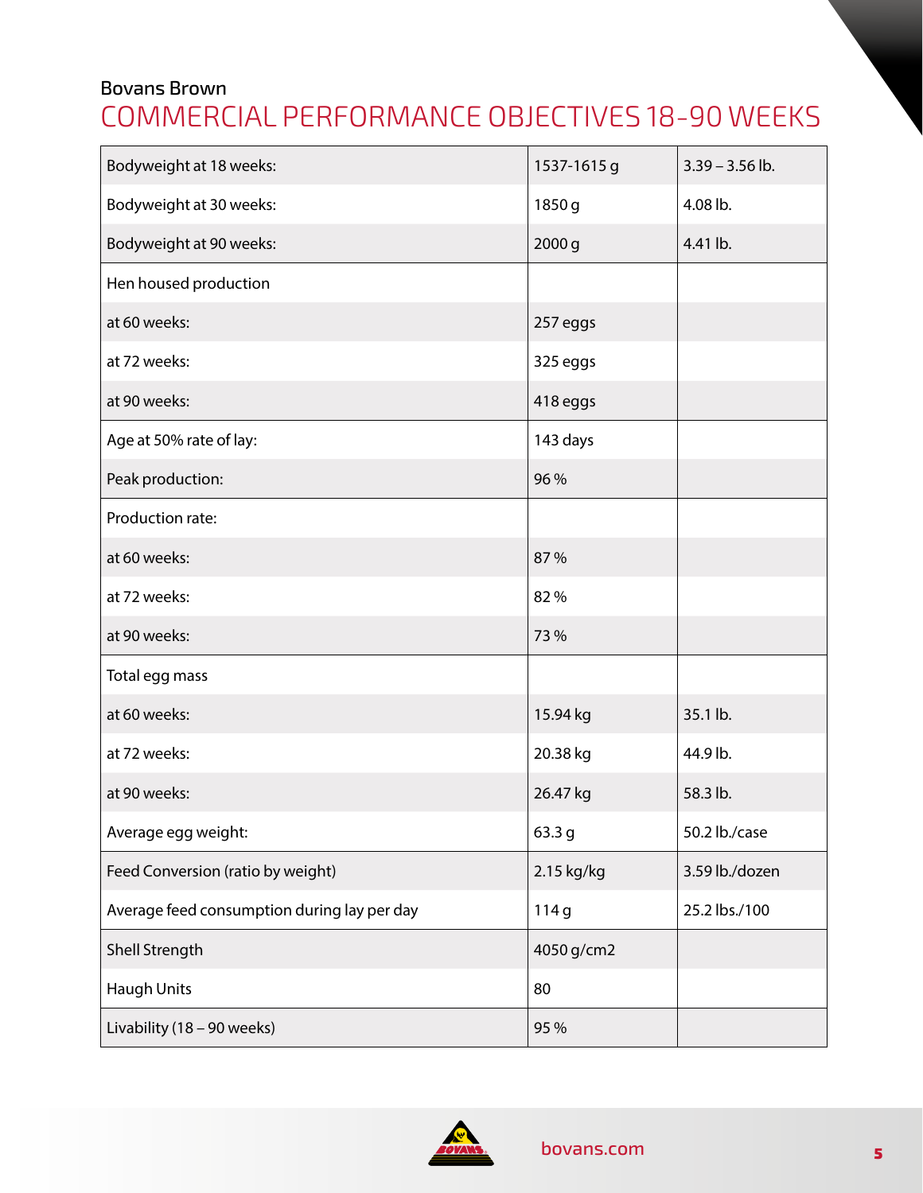Bovans Brown

# COMMERCIAL PERFORMANCE OBJECTIVES 18-90 WEEKS

| | | |
|---|---|---|
| Bodyweight at 18 weeks: | 1537-1615 g | 3.39 – 3.56 lb. |
| Bodyweight at 30 weeks: | 1850 g | 4.08 lb. |
| Bodyweight at 90 weeks: | 2000 g | 4.41 lb. |
| Hen housed production | | |
| at 60 weeks: | 257 eggs | |
| at 72 weeks: | 325 eggs | |
| at 90 weeks: | 418 eggs | |
| Age at 50% rate of lay: | 143 days | |
| Peak production: | 96 % | |
| Production rate: | | |
| at 60 weeks: | 87 % | |
| at 72 weeks: | 82 % | |
| at 90 weeks: | 73 % | |
| Total egg mass | | |
| at 60 weeks: | 15.94 kg | 35.1 lb. |
| at 72 weeks: | 20.38 kg | 44.9 lb. |
| at 90 weeks: | 26.47 kg | 58.3 lb. |
| Average egg weight: | 63.3 g | 50.2 lb./case |
| Feed Conversion (ratio by weight) | 2.15 kg/kg | 3.59 lb./dozen |
| Average feed consumption during lay per day | 114 g | 25.2 lbs./100 |
| Shell Strength | 4050 g/cm2 | |
| Haugh Units | 80 | |
| Livability (18 – 90 weeks) | 95 % | |

bovans.com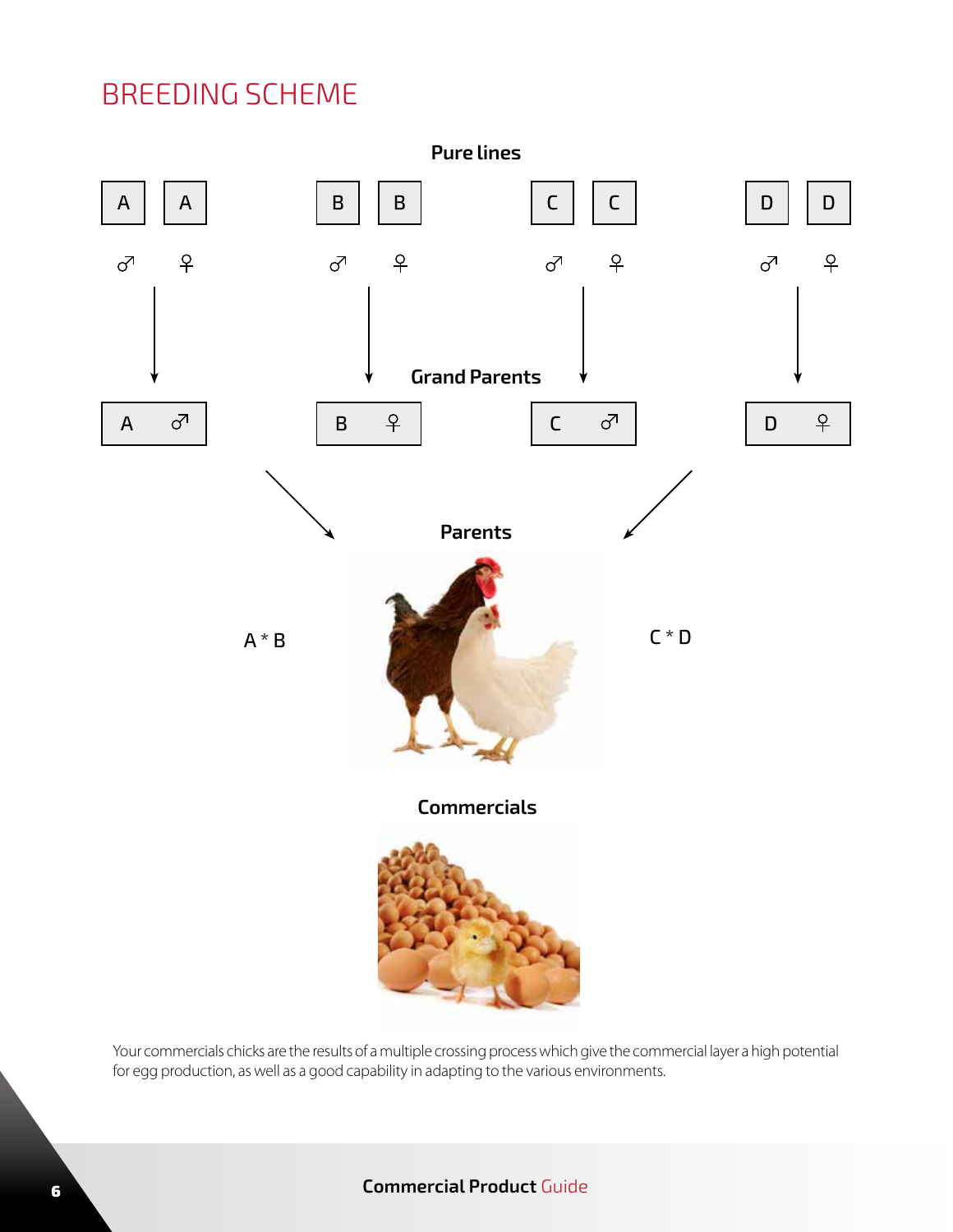# BREEDING SCHEME

**Pure lines**

A ♂ A ♀ | B ♂ B ♀ | C ♂ C ♀ | D ♂ D ♀

**Grand Parents**

A ♂ | B ♀ | C ♂ | D ♀

**Parents**

A * B

C * D

**Commercials**

Your commercials chicks are the results of a multiple crossing process which give the commercial layer a high potential for egg production, as well as a good capability in adapting to the various environments.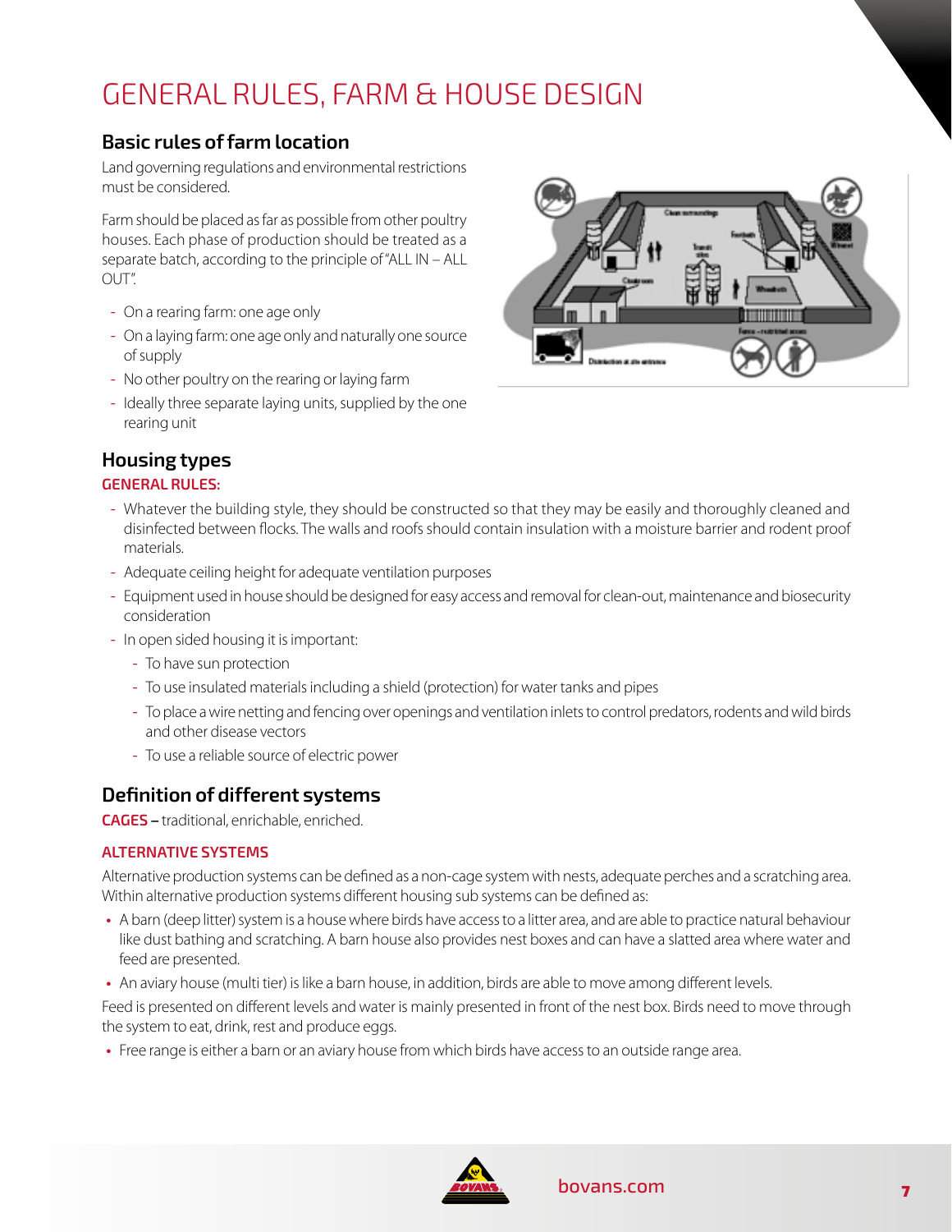# GENERAL RULES, FARM & HOUSE DESIGN

## Basic rules of farm location

Land governing regulations and environmental restrictions must be considered.

Farm should be placed as far as possible from other poultry houses. Each phase of production should be treated as a separate batch, according to the principle of "ALL IN – ALL OUT".

- On a rearing farm: one age only
- On a laying farm: one age only and naturally one source of supply
- No other poultry on the rearing or laying farm
- Ideally three separate laying units, supplied by the one rearing unit

## Housing types

### GENERAL RULES:

- Whatever the building style, they should be constructed so that they may be easily and thoroughly cleaned and disinfected between flocks. The walls and roofs should contain insulation with a moisture barrier and rodent proof materials.
- Adequate ceiling height for adequate ventilation purposes
- Equipment used in house should be designed for easy access and removal for clean-out, maintenance and biosecurity consideration
- In open sided housing it is important:
  - To have sun protection
  - To use insulated materials including a shield (protection) for water tanks and pipes
  - To place a wire netting and fencing over openings and ventilation inlets to control predators, rodents and wild birds and other disease vectors
  - To use a reliable source of electric power

## Definition of different systems

**CAGES –** traditional, enrichable, enriched.

### ALTERNATIVE SYSTEMS

Alternative production systems can be defined as a non-cage system with nests, adequate perches and a scratching area. Within alternative production systems different housing sub systems can be defined as:

- A barn (deep litter) system is a house where birds have access to a litter area, and are able to practice natural behaviour like dust bathing and scratching. A barn house also provides nest boxes and can have a slatted area where water and feed are presented.
- An aviary house (multi tier) is like a barn house, in addition, birds are able to move among different levels.

Feed is presented on different levels and water is mainly presented in front of the nest box. Birds need to move through the system to eat, drink, rest and produce eggs.

- Free range is either a barn or an aviary house from which birds have access to an outside range area.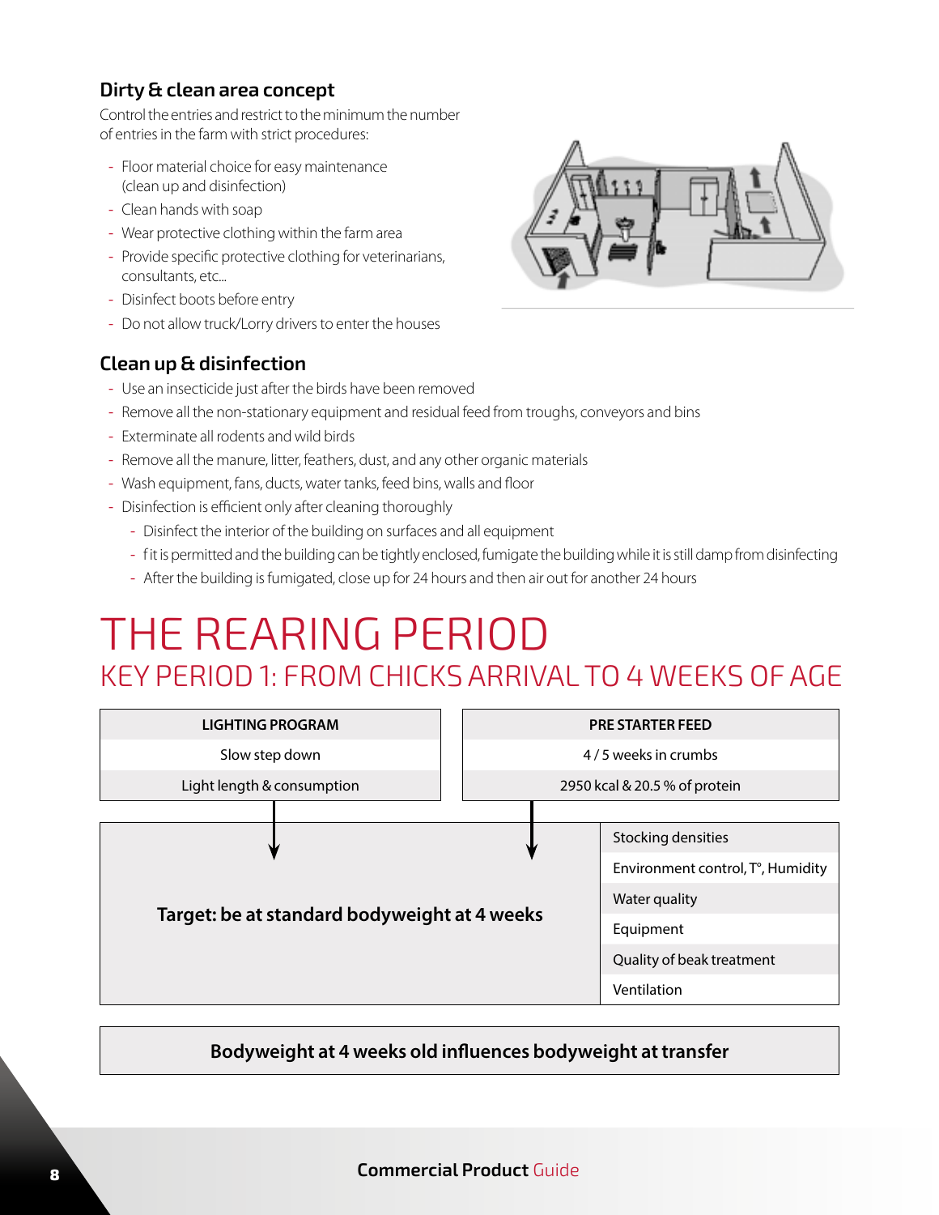### Dirty & clean area concept

Control the entries and restrict to the minimum the number of entries in the farm with strict procedures:

- Floor material choice for easy maintenance (clean up and disinfection)
- Clean hands with soap
- Wear protective clothing within the farm area
- Provide specific protective clothing for veterinarians, consultants, etc...
- Disinfect boots before entry
- Do not allow truck/Lorry drivers to enter the houses

### Clean up & disinfection

- Use an insecticide just after the birds have been removed
- Remove all the non-stationary equipment and residual feed from troughs, conveyors and bins
- Exterminate all rodents and wild birds
- Remove all the manure, litter, feathers, dust, and any other organic materials
- Wash equipment, fans, ducts, water tanks, feed bins, walls and floor
- Disinfection is efficient only after cleaning thoroughly
  - Disinfect the interior of the building on surfaces and all equipment
  - f it is permitted and the building can be tightly enclosed, fumigate the building while it is still damp from disinfecting
  - After the building is fumigated, close up for 24 hours and then air out for another 24 hours

# THE REARING PERIOD

## KEY PERIOD 1: FROM CHICKS ARRIVAL TO 4 WEEKS OF AGE

| LIGHTING PROGRAM |
|---|
| Slow step down |
| Light length & consumption |

| PRE STARTER FEED |
|---|
| 4 / 5 weeks in crumbs |
| 2950 kcal & 20.5 % of protein |

| **Target: be at standard bodyweight at 4 weeks** | |
|---|---|
| | Stocking densities |
| | Environment control, T°, Humidity |
| | Water quality |
| | Equipment |
| | Quality of beak treatment |
| | Ventilation |

**Bodyweight at 4 weeks old influences bodyweight at transfer**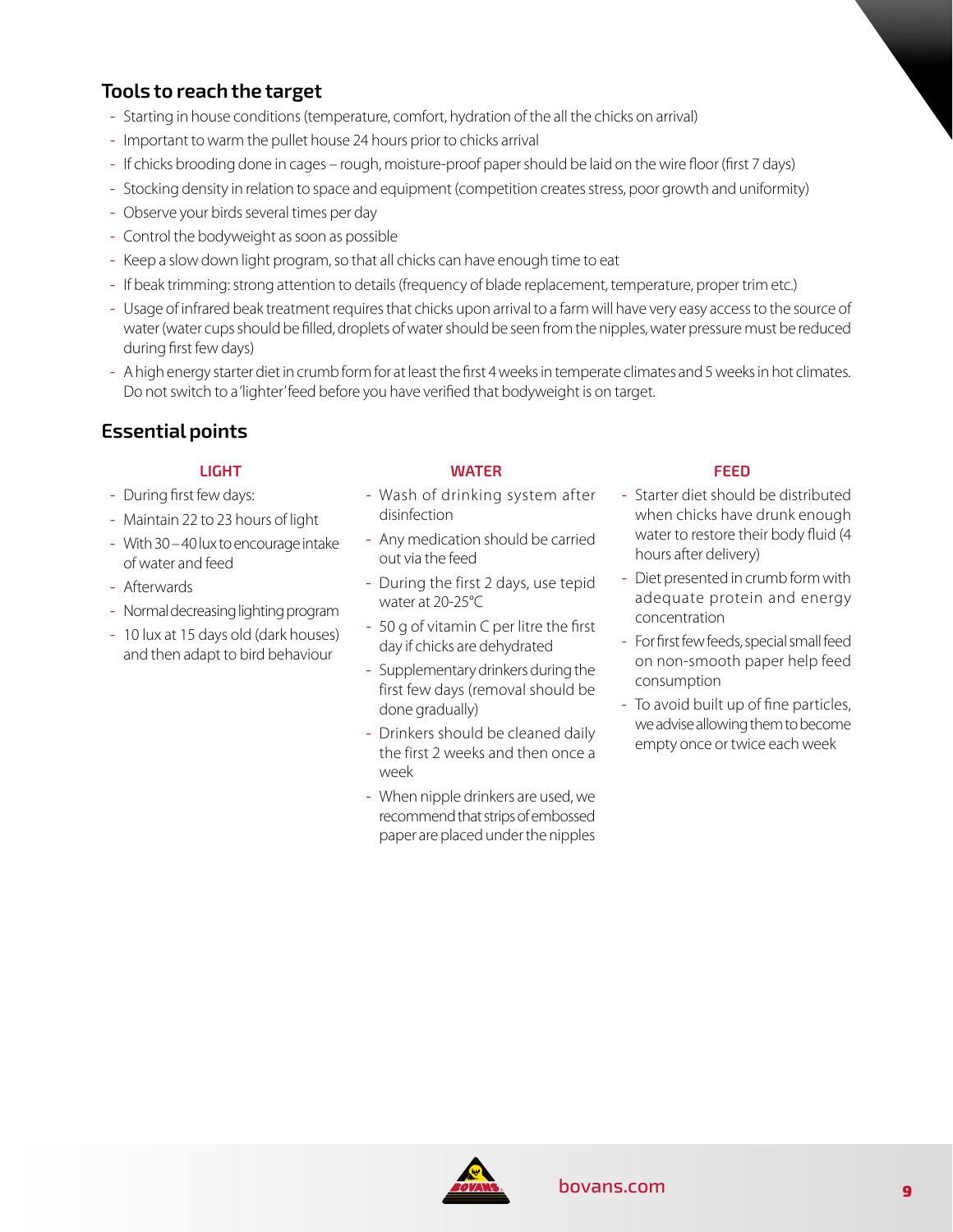## Tools to reach the target

- Starting in house conditions (temperature, comfort, hydration of the all the chicks on arrival)
- Important to warm the pullet house 24 hours prior to chicks arrival
- If chicks brooding done in cages – rough, moisture-proof paper should be laid on the wire floor (first 7 days)
- Stocking density in relation to space and equipment (competition creates stress, poor growth and uniformity)
- Observe your birds several times per day
- Control the bodyweight as soon as possible
- Keep a slow down light program, so that all chicks can have enough time to eat
- If beak trimming: strong attention to details (frequency of blade replacement, temperature, proper trim etc.)
- Usage of infrared beak treatment requires that chicks upon arrival to a farm will have very easy access to the source of water (water cups should be filled, droplets of water should be seen from the nipples, water pressure must be reduced during first few days)
- A high energy starter diet in crumb form for at least the first 4 weeks in temperate climates and 5 weeks in hot climates. Do not switch to a 'lighter' feed before you have verified that bodyweight is on target.

## Essential points

### LIGHT

- During first few days:
- Maintain 22 to 23 hours of light
- With 30 – 40 lux to encourage intake of water and feed
- Afterwards
- Normal decreasing lighting program
- 10 lux at 15 days old (dark houses) and then adapt to bird behaviour

### WATER

- Wash of drinking system after disinfection
- Any medication should be carried out via the feed
- During the first 2 days, use tepid water at 20-25°C
- 50 g of vitamin C per litre the first day if chicks are dehydrated
- Supplementary drinkers during the first few days (removal should be done gradually)
- Drinkers should be cleaned daily the first 2 weeks and then once a week
- When nipple drinkers are used, we recommend that strips of embossed paper are placed under the nipples

### FEED

- Starter diet should be distributed when chicks have drunk enough water to restore their body fluid (4 hours after delivery)
- Diet presented in crumb form with adequate protein and energy concentration
- For first few feeds, special small feed on non-smooth paper help feed consumption
- To avoid built up of fine particles, we advise allowing them to become empty once or twice each week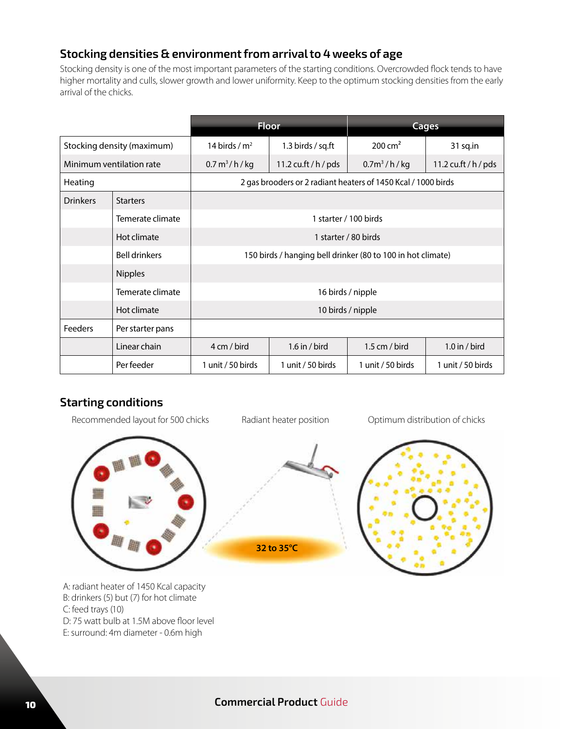## Stocking densities & environment from arrival to 4 weeks of age

Stocking density is one of the most important parameters of the starting conditions. Overcrowded flock tends to have higher mortality and culls, slower growth and lower uniformity. Keep to the optimum stocking densities from the early arrival of the chicks.

| | | Floor | | Cages | |
|---|---|---|---|---|---|
| Stocking density (maximum) | | 14 birds / m$^2$ | 1.3 birds / sq.ft | 200 cm$^2$ | 31 sq.in |
| Minimum ventilation rate | | 0.7 m$^3$ / h / kg | 11.2 cu.ft / h / pds | 0.7m$^3$ / h / kg | 11.2 cu.ft / h / pds |
| Heating | | 2 gas brooders or 2 radiant heaters of 1450 Kcal / 1000 birds | | | |
| Drinkers | Starters | | | | |
| | Temerate climate | 1 starter / 100 birds | | | |
| | Hot climate | 1 starter / 80 birds | | | |
| | Bell drinkers | 150 birds / hanging bell drinker (80 to 100 in hot climate) | | | |
| | Nipples | | | | |
| | Temerate climate | 16 birds / nipple | | | |
| | Hot climate | 10 birds / nipple | | | |
| Feeders | Per starter pans | | | | |
| | Linear chain | 4 cm / bird | 1.6 in / bird | 1.5 cm / bird | 1.0 in / bird |
| | Per feeder | 1 unit / 50 birds | 1 unit / 50 birds | 1 unit / 50 birds | 1 unit / 50 birds |

## Starting conditions

Recommended layout for 500 chicks

Radiant heater position

32 to 35°C

Optimum distribution of chicks

A: radiant heater of 1450 Kcal capacity
B: drinkers (5) but (7) for hot climate
C: feed trays (10)
D: 75 watt bulb at 1.5M above floor level
E: surround: 4m diameter - 0.6m high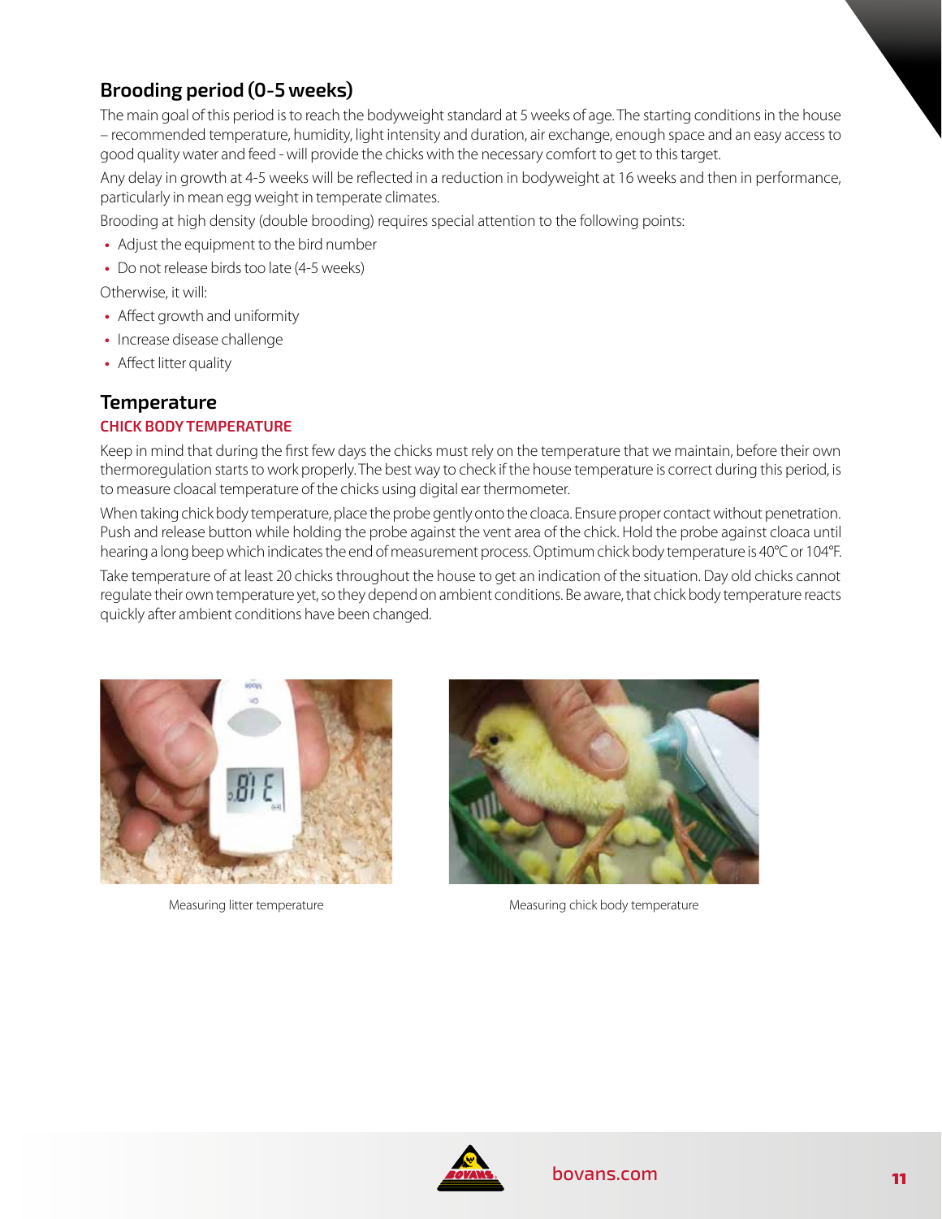## Brooding period (0-5 weeks)

The main goal of this period is to reach the bodyweight standard at 5 weeks of age. The starting conditions in the house – recommended temperature, humidity, light intensity and duration, air exchange, enough space and an easy access to good quality water and feed - will provide the chicks with the necessary comfort to get to this target.

Any delay in growth at 4-5 weeks will be reflected in a reduction in bodyweight at 16 weeks and then in performance, particularly in mean egg weight in temperate climates.

Brooding at high density (double brooding) requires special attention to the following points:

- Adjust the equipment to the bird number
- Do not release birds too late (4-5 weeks)

Otherwise, it will:

- Affect growth and uniformity
- Increase disease challenge
- Affect litter quality

## Temperature

### CHICK BODY TEMPERATURE

Keep in mind that during the first few days the chicks must rely on the temperature that we maintain, before their own thermoregulation starts to work properly. The best way to check if the house temperature is correct during this period, is to measure cloacal temperature of the chicks using digital ear thermometer.

When taking chick body temperature, place the probe gently onto the cloaca. Ensure proper contact without penetration. Push and release button while holding the probe against the vent area of the chick. Hold the probe against cloaca until hearing a long beep which indicates the end of measurement process. Optimum chick body temperature is 40°C or 104°F.

Take temperature of at least 20 chicks throughout the house to get an indication of the situation. Day old chicks cannot regulate their own temperature yet, so they depend on ambient conditions. Be aware, that chick body temperature reacts quickly after ambient conditions have been changed.

Measuring litter temperature

Measuring chick body temperature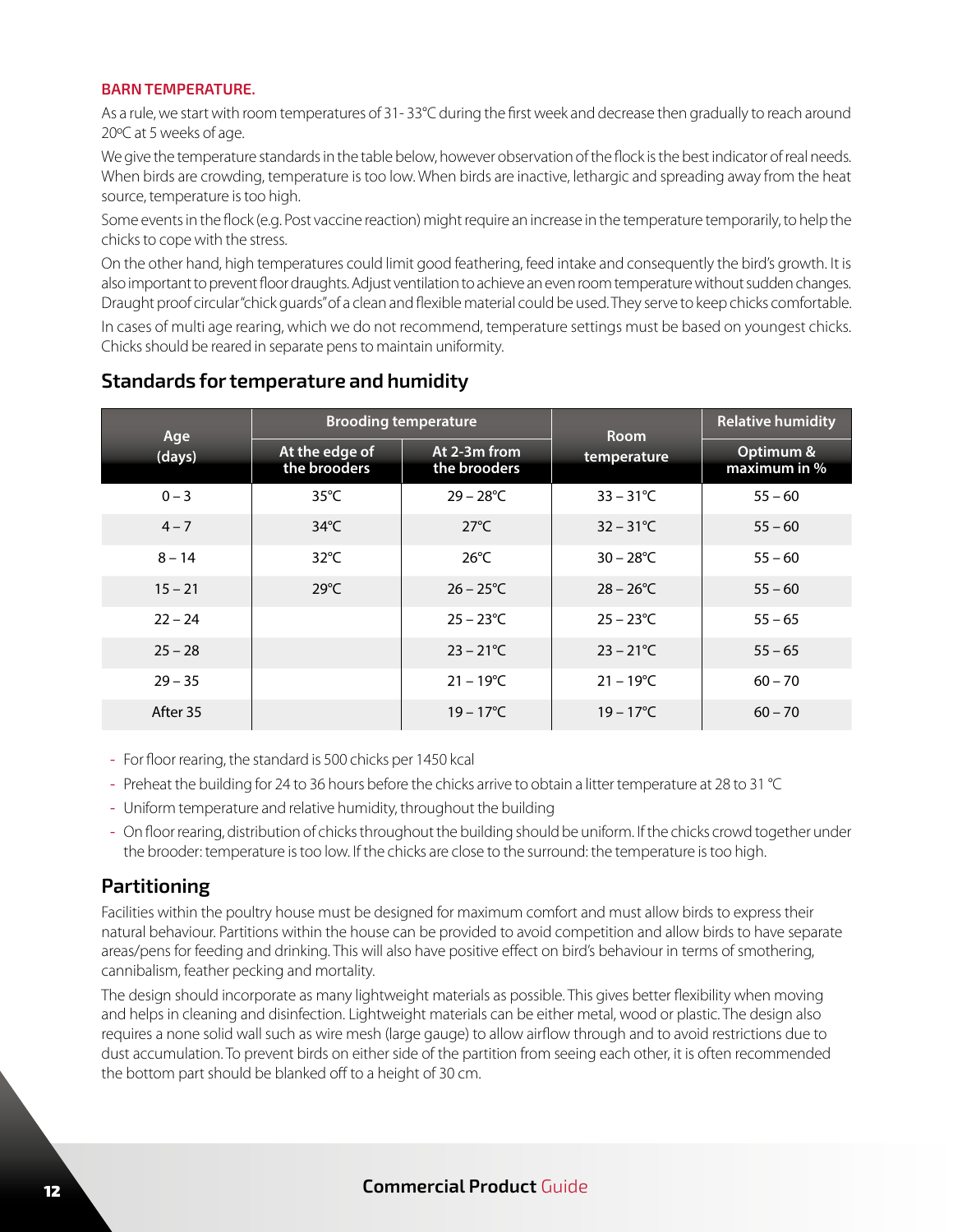**BARN TEMPERATURE.**

As a rule, we start with room temperatures of 31- 33°C during the first week and decrease then gradually to reach around 20ºC at 5 weeks of age.

We give the temperature standards in the table below, however observation of the flock is the best indicator of real needs. When birds are crowding, temperature is too low. When birds are inactive, lethargic and spreading away from the heat source, temperature is too high.

Some events in the flock (e.g. Post vaccine reaction) might require an increase in the temperature temporarily, to help the chicks to cope with the stress.

On the other hand, high temperatures could limit good feathering, feed intake and consequently the bird's growth. It is also important to prevent floor draughts. Adjust ventilation to achieve an even room temperature without sudden changes. Draught proof circular "chick guards" of a clean and flexible material could be used. They serve to keep chicks comfortable.

In cases of multi age rearing, which we do not recommend, temperature settings must be based on youngest chicks. Chicks should be reared in separate pens to maintain uniformity.

## Standards for temperature and humidity

| Age (days) | Brooding temperature | | Room temperature | Relative humidity |
|---|---|---|---|---|
| | At the edge of the brooders | At 2-3m from the brooders | | Optimum & maximum in % |
| 0 – 3 | 35°C | 29 – 28°C | 33 – 31°C | 55 – 60 |
| 4 – 7 | 34°C | 27°C | 32 – 31°C | 55 – 60 |
| 8 – 14 | 32°C | 26°C | 30 – 28°C | 55 – 60 |
| 15 – 21 | 29°C | 26 – 25°C | 28 – 26°C | 55 – 60 |
| 22 – 24 | | 25 – 23°C | 25 – 23°C | 55 – 65 |
| 25 – 28 | | 23 – 21°C | 23 – 21°C | 55 – 65 |
| 29 – 35 | | 21 – 19°C | 21 – 19°C | 60 – 70 |
| After 35 | | 19 – 17°C | 19 – 17°C | 60 – 70 |

- For floor rearing, the standard is 500 chicks per 1450 kcal
- Preheat the building for 24 to 36 hours before the chicks arrive to obtain a litter temperature at 28 to 31 °C
- Uniform temperature and relative humidity, throughout the building
- On floor rearing, distribution of chicks throughout the building should be uniform. If the chicks crowd together under the brooder: temperature is too low. If the chicks are close to the surround: the temperature is too high.

## Partitioning

Facilities within the poultry house must be designed for maximum comfort and must allow birds to express their natural behaviour. Partitions within the house can be provided to avoid competition and allow birds to have separate areas/pens for feeding and drinking. This will also have positive effect on bird's behaviour in terms of smothering, cannibalism, feather pecking and mortality.

The design should incorporate as many lightweight materials as possible. This gives better flexibility when moving and helps in cleaning and disinfection. Lightweight materials can be either metal, wood or plastic. The design also requires a none solid wall such as wire mesh (large gauge) to allow airflow through and to avoid restrictions due to dust accumulation. To prevent birds on either side of the partition from seeing each other, it is often recommended the bottom part should be blanked off to a height of 30 cm.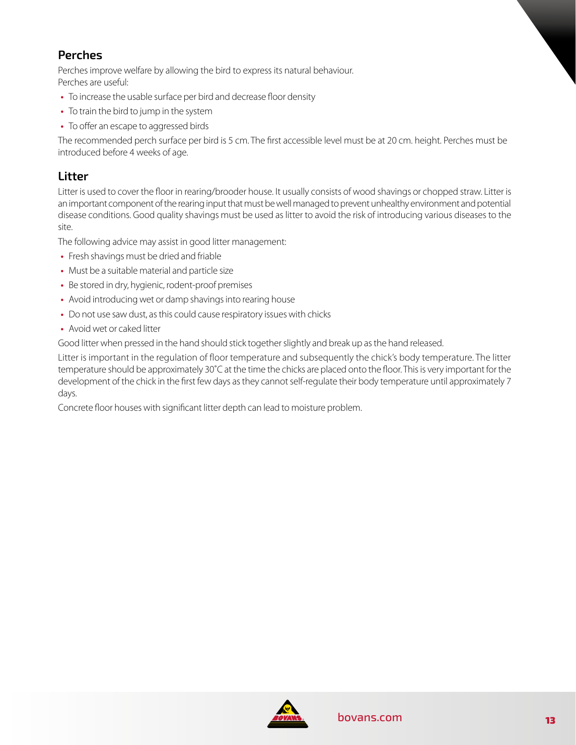## Perches

Perches improve welfare by allowing the bird to express its natural behaviour.
Perches are useful:

- To increase the usable surface per bird and decrease floor density
- To train the bird to jump in the system
- To offer an escape to aggressed birds

The recommended perch surface per bird is 5 cm. The first accessible level must be at 20 cm. height. Perches must be introduced before 4 weeks of age.

## Litter

Litter is used to cover the floor in rearing/brooder house. It usually consists of wood shavings or chopped straw. Litter is an important component of the rearing input that must be well managed to prevent unhealthy environment and potential disease conditions. Good quality shavings must be used as litter to avoid the risk of introducing various diseases to the site.

The following advice may assist in good litter management:

- Fresh shavings must be dried and friable
- Must be a suitable material and particle size
- Be stored in dry, hygienic, rodent-proof premises
- Avoid introducing wet or damp shavings into rearing house
- Do not use saw dust, as this could cause respiratory issues with chicks
- Avoid wet or caked litter

Good litter when pressed in the hand should stick together slightly and break up as the hand released.

Litter is important in the regulation of floor temperature and subsequently the chick's body temperature. The litter temperature should be approximately 30˚C at the time the chicks are placed onto the floor. This is very important for the development of the chick in the first few days as they cannot self-regulate their body temperature until approximately 7 days.

Concrete floor houses with significant litter depth can lead to moisture problem.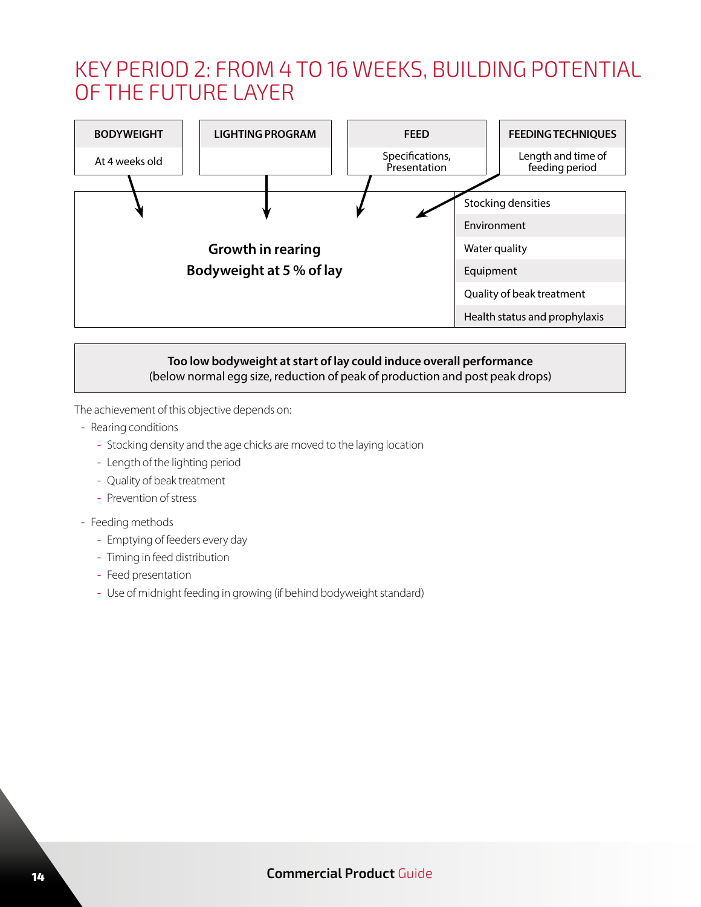# KEY PERIOD 2: FROM 4 TO 16 WEEKS, BUILDING POTENTIAL OF THE FUTURE LAYER

| BODYWEIGHT | LIGHTING PROGRAM | FEED | FEEDING TECHNIQUES |
|---|---|---|---|
| At 4 weeks old | | Specifications, Presentation | Length and time of feeding period |

**Growth in rearing**
**Bodyweight at 5 % of lay**

- Stocking densities
- Environment
- Water quality
- Equipment
- Quality of beak treatment
- Health status and prophylaxis

**Too low bodyweight at start of lay could induce overall performance**
(below normal egg size, reduction of peak of production and post peak drops)

The achievement of this objective depends on:

- Rearing conditions
  - Stocking density and the age chicks are moved to the laying location
  - Length of the lighting period
  - Quality of beak treatment
  - Prevention of stress
- Feeding methods
  - Emptying of feeders every day
  - Timing in feed distribution
  - Feed presentation
  - Use of midnight feeding in growing (if behind bodyweight standard)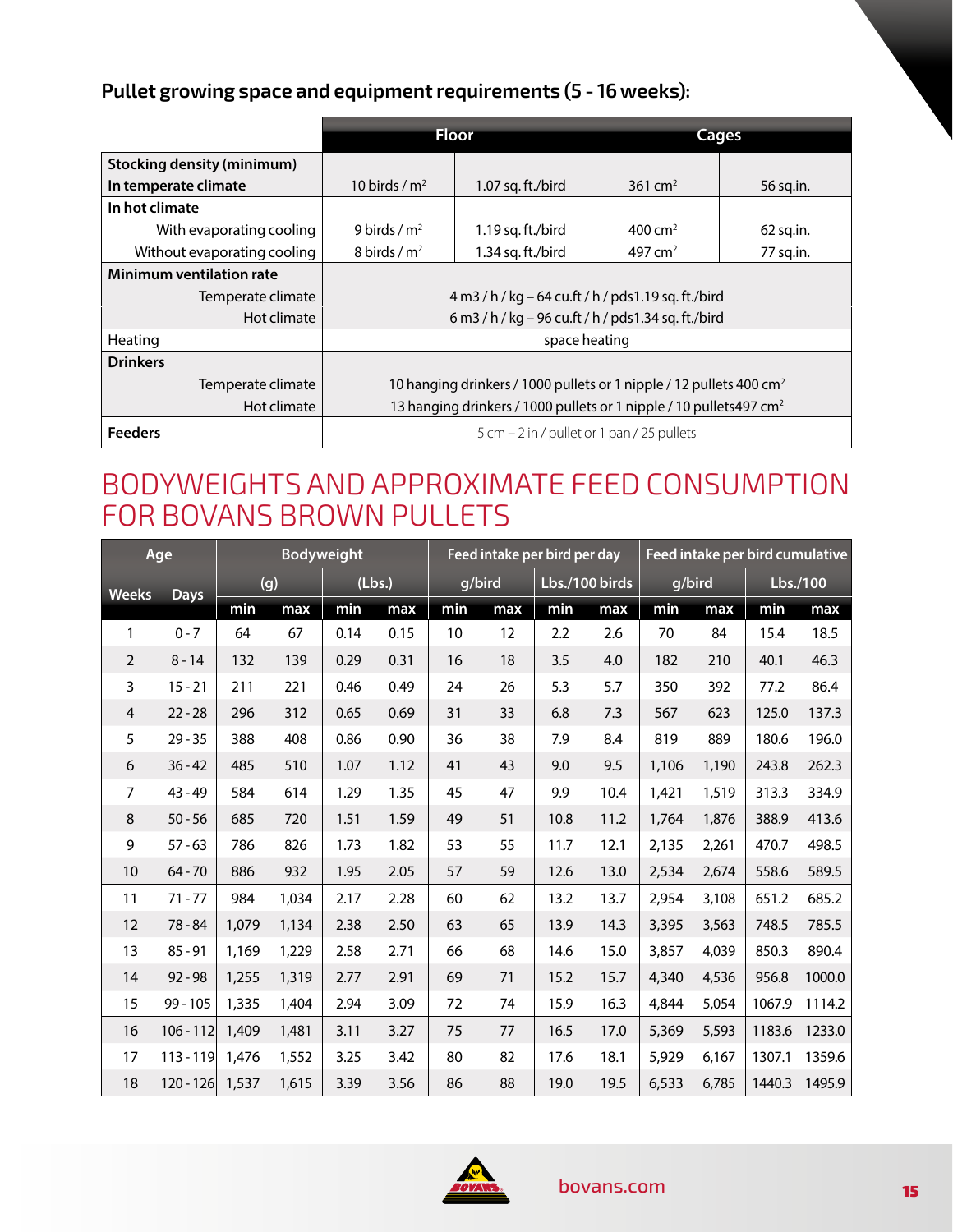## Pullet growing space and equipment requirements (5 - 16 weeks):

| | Floor | | Cages | |
|---|---|---|---|---|
| **Stocking density (minimum)** **In temperate climate** | 10 birds / m² | 1.07 sq. ft./bird | 361 cm² | 56 sq.in. |
| **In hot climate** | | | | |
| With evaporating cooling | 9 birds / m² | 1.19 sq. ft./bird | 400 cm² | 62 sq.in. |
| Without evaporating cooling | 8 birds / m² | 1.34 sq. ft./bird | 497 cm² | 77 sq.in. |
| **Minimum ventilation rate** | | | | |
| Temperate climate | 4 m3 / h / kg – 64 cu.ft / h / pds1.19 sq. ft./bird | | | |
| Hot climate | 6 m3 / h / kg – 96 cu.ft / h / pds1.34 sq. ft./bird | | | |
| Heating | space heating | | | |
| **Drinkers** | | | | |
| Temperate climate | 10 hanging drinkers / 1000 pullets or 1 nipple / 12 pullets 400 cm² | | | |
| Hot climate | 13 hanging drinkers / 1000 pullets or 1 nipple / 10 pullets497 cm² | | | |
| **Feeders** | 5 cm – 2 in / pullet or 1 pan / 25 pullets | | | |

# BODYWEIGHTS AND APPROXIMATE FEED CONSUMPTION FOR BOVANS BROWN PULLETS

| Age | | Bodyweight | | | | Feed intake per bird per day | | | | Feed intake per bird cumulative | | | |
|---|---|---|---|---|---|---|---|---|---|---|---|---|---|
| Weeks | Days | (g) | | (Lbs.) | | g/bird | | Lbs./100 birds | | g/bird | | Lbs./100 | |
| | | min | max | min | max | min | max | min | max | min | max | min | max |
| 1 | 0 - 7 | 64 | 67 | 0.14 | 0.15 | 10 | 12 | 2.2 | 2.6 | 70 | 84 | 15.4 | 18.5 |
| 2 | 8 - 14 | 132 | 139 | 0.29 | 0.31 | 16 | 18 | 3.5 | 4.0 | 182 | 210 | 40.1 | 46.3 |
| 3 | 15 - 21 | 211 | 221 | 0.46 | 0.49 | 24 | 26 | 5.3 | 5.7 | 350 | 392 | 77.2 | 86.4 |
| 4 | 22 - 28 | 296 | 312 | 0.65 | 0.69 | 31 | 33 | 6.8 | 7.3 | 567 | 623 | 125.0 | 137.3 |
| 5 | 29 - 35 | 388 | 408 | 0.86 | 0.90 | 36 | 38 | 7.9 | 8.4 | 819 | 889 | 180.6 | 196.0 |
| 6 | 36 - 42 | 485 | 510 | 1.07 | 1.12 | 41 | 43 | 9.0 | 9.5 | 1,106 | 1,190 | 243.8 | 262.3 |
| 7 | 43 - 49 | 584 | 614 | 1.29 | 1.35 | 45 | 47 | 9.9 | 10.4 | 1,421 | 1,519 | 313.3 | 334.9 |
| 8 | 50 - 56 | 685 | 720 | 1.51 | 1.59 | 49 | 51 | 10.8 | 11.2 | 1,764 | 1,876 | 388.9 | 413.6 |
| 9 | 57 - 63 | 786 | 826 | 1.73 | 1.82 | 53 | 55 | 11.7 | 12.1 | 2,135 | 2,261 | 470.7 | 498.5 |
| 10 | 64 - 70 | 886 | 932 | 1.95 | 2.05 | 57 | 59 | 12.6 | 13.0 | 2,534 | 2,674 | 558.6 | 589.5 |
| 11 | 71 - 77 | 984 | 1,034 | 2.17 | 2.28 | 60 | 62 | 13.2 | 13.7 | 2,954 | 3,108 | 651.2 | 685.2 |
| 12 | 78 - 84 | 1,079 | 1,134 | 2.38 | 2.50 | 63 | 65 | 13.9 | 14.3 | 3,395 | 3,563 | 748.5 | 785.5 |
| 13 | 85 - 91 | 1,169 | 1,229 | 2.58 | 2.71 | 66 | 68 | 14.6 | 15.0 | 3,857 | 4,039 | 850.3 | 890.4 |
| 14 | 92 - 98 | 1,255 | 1,319 | 2.77 | 2.91 | 69 | 71 | 15.2 | 15.7 | 4,340 | 4,536 | 956.8 | 1000.0 |
| 15 | 99 - 105 | 1,335 | 1,404 | 2.94 | 3.09 | 72 | 74 | 15.9 | 16.3 | 4,844 | 5,054 | 1067.9 | 1114.2 |
| 16 | 106 - 112 | 1,409 | 1,481 | 3.11 | 3.27 | 75 | 77 | 16.5 | 17.0 | 5,369 | 5,593 | 1183.6 | 1233.0 |
| 17 | 113 - 119 | 1,476 | 1,552 | 3.25 | 3.42 | 80 | 82 | 17.6 | 18.1 | 5,929 | 6,167 | 1307.1 | 1359.6 |
| 18 | 120 - 126 | 1,537 | 1,615 | 3.39 | 3.56 | 86 | 88 | 19.0 | 19.5 | 6,533 | 6,785 | 1440.3 | 1495.9 |

bovans.com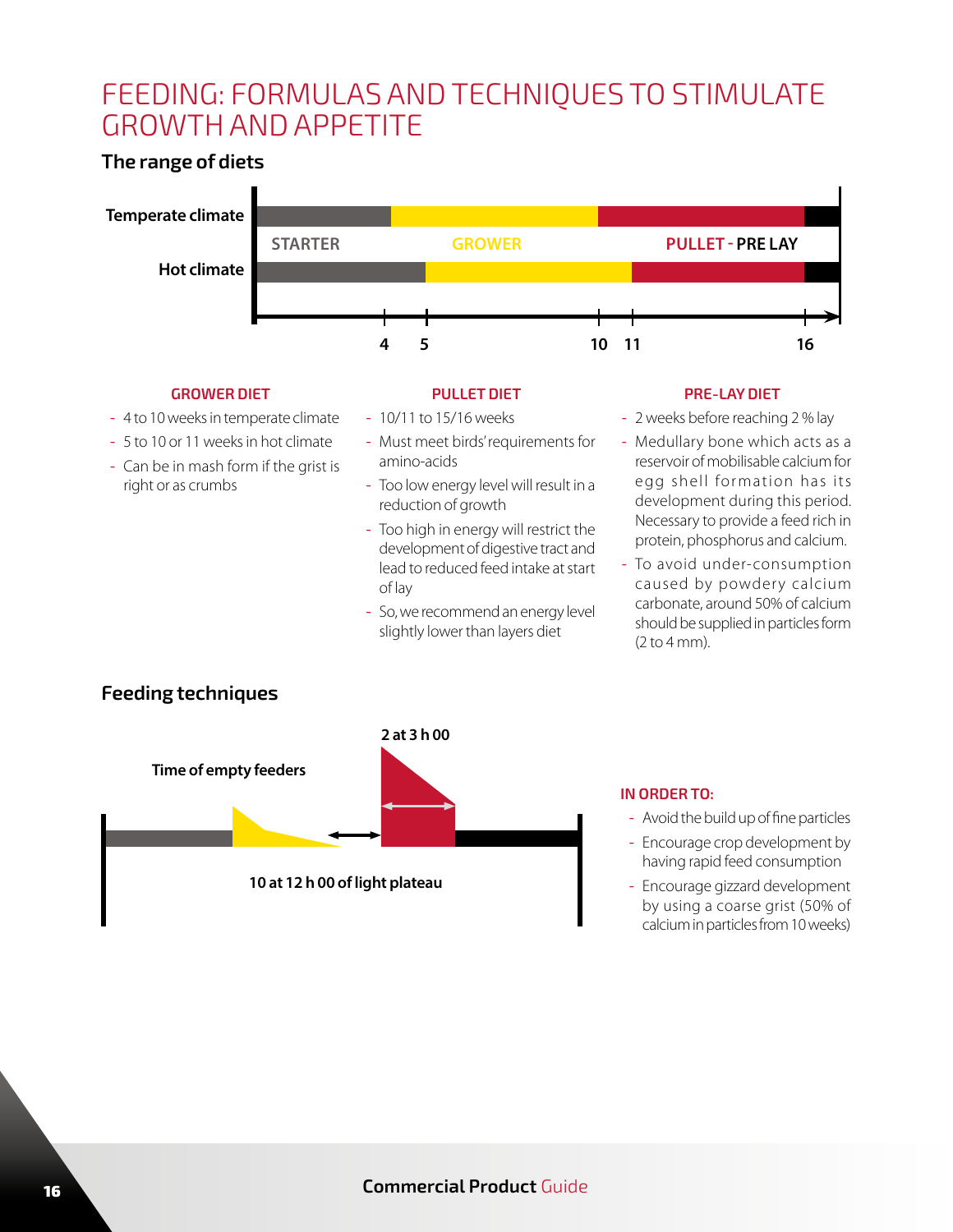# FEEDING: FORMULAS AND TECHNIQUES TO STIMULATE GROWTH AND APPETITE

## The range of diets

Temperate climate

STARTER | GROWER | PULLET - PRE LAY

Hot climate

4 5 10 11 16

### GROWER DIET

- 4 to 10 weeks in temperate climate
- 5 to 10 or 11 weeks in hot climate
- Can be in mash form if the grist is right or as crumbs

### PULLET DIET

- 10/11 to 15/16 weeks
- Must meet birds' requirements for amino-acids
- Too low energy level will result in a reduction of growth
- Too high in energy will restrict the development of digestive tract and lead to reduced feed intake at start of lay
- So, we recommend an energy level slightly lower than layers diet

### PRE-LAY DIET

- 2 weeks before reaching 2 % lay
- Medullary bone which acts as a reservoir of mobilisable calcium for egg shell formation has its development during this period. Necessary to provide a feed rich in protein, phosphorus and calcium.
- To avoid under-consumption caused by powdery calcium carbonate, around 50% of calcium should be supplied in particles form (2 to 4 mm).

## Feeding techniques

Time of empty feeders

2 at 3 h 00

10 at 12 h 00 of light plateau

### IN ORDER TO:

- Avoid the build up of fine particles
- Encourage crop development by having rapid feed consumption
- Encourage gizzard development by using a coarse grist (50% of calcium in particles from 10 weeks)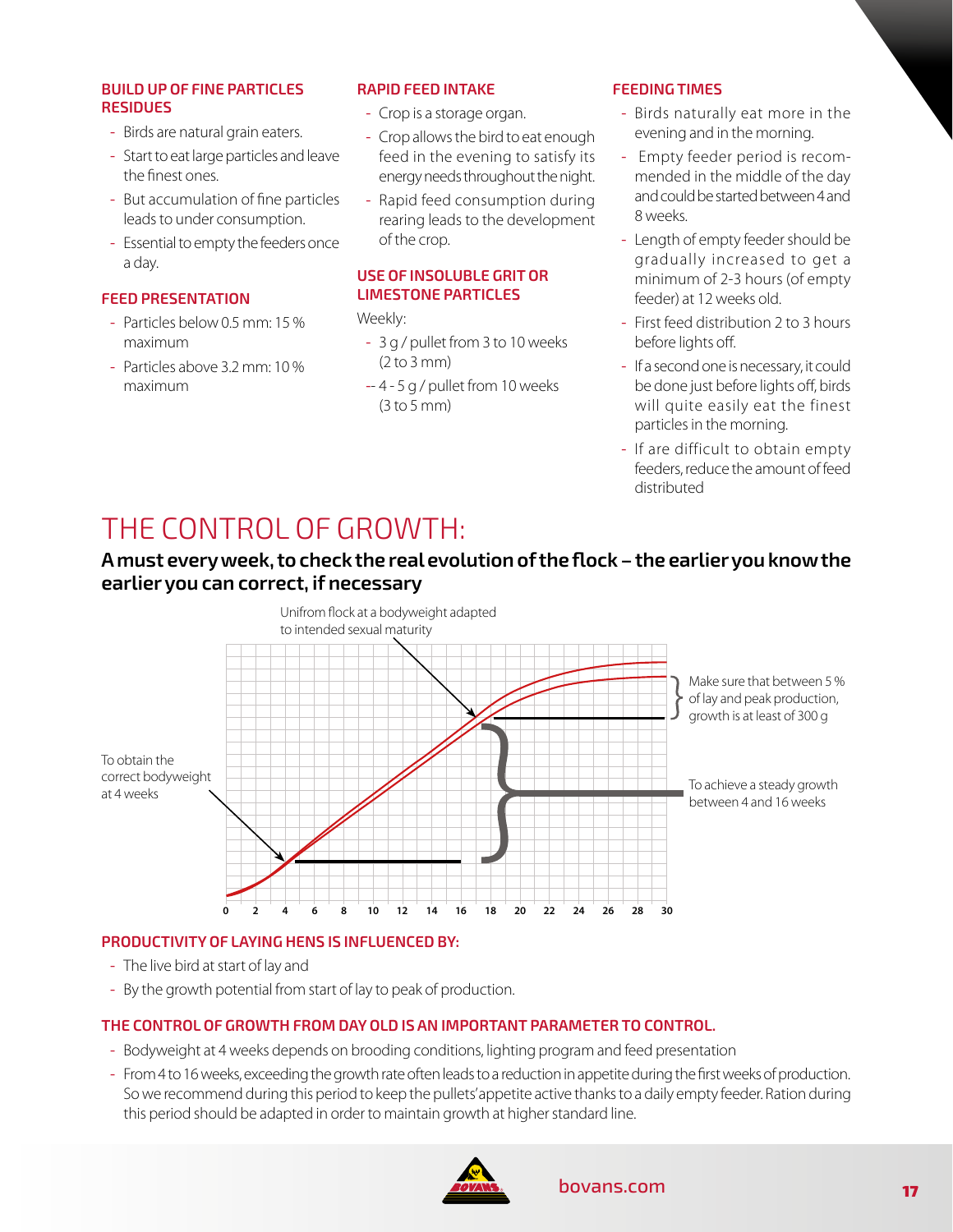### BUILD UP OF FINE PARTICLES RESIDUES

- Birds are natural grain eaters.
- Start to eat large particles and leave the finest ones.
- But accumulation of fine particles leads to under consumption.
- Essential to empty the feeders once a day.

### FEED PRESENTATION

- Particles below 0.5 mm: 15 % maximum
- Particles above 3.2 mm: 10 % maximum

### RAPID FEED INTAKE

- Crop is a storage organ.
- Crop allows the bird to eat enough feed in the evening to satisfy its energy needs throughout the night.
- Rapid feed consumption during rearing leads to the development of the crop.

### USE OF INSOLUBLE GRIT OR LIMESTONE PARTICLES

Weekly:

- 3 g / pullet from 3 to 10 weeks (2 to 3 mm)
- 4 - 5 g / pullet from 10 weeks (3 to 5 mm)

### FEEDING TIMES

- Birds naturally eat more in the evening and in the morning.
- Empty feeder period is recommended in the middle of the day and could be started between 4 and 8 weeks.
- Length of empty feeder should be gradually increased to get a minimum of 2-3 hours (of empty feeder) at 12 weeks old.
- First feed distribution 2 to 3 hours before lights off.
- If a second one is necessary, it could be done just before lights off, birds will quite easily eat the finest particles in the morning.
- If are difficult to obtain empty feeders, reduce the amount of feed distributed

# THE CONTROL OF GROWTH:

## A must every week, to check the real evolution of the flock – the earlier you know the earlier you can correct, if necessary

Unifrom flock at a bodyweight adapted to intended sexual maturity

To obtain the correct bodyweight at 4 weeks

Make sure that between 5 % of lay and peak production, growth is at least of 300 g

To achieve a steady growth between 4 and 16 weeks

0 2 4 6 8 10 12 14 16 18 20 22 24 26 28 30

### PRODUCTIVITY OF LAYING HENS IS INFLUENCED BY:

- The live bird at start of lay and
- By the growth potential from start of lay to peak of production.

### THE CONTROL OF GROWTH FROM DAY OLD IS AN IMPORTANT PARAMETER TO CONTROL.

- Bodyweight at 4 weeks depends on brooding conditions, lighting program and feed presentation
- From 4 to 16 weeks, exceeding the growth rate often leads to a reduction in appetite during the first weeks of production. So we recommend during this period to keep the pullets' appetite active thanks to a daily empty feeder. Ration during this period should be adapted in order to maintain growth at higher standard line.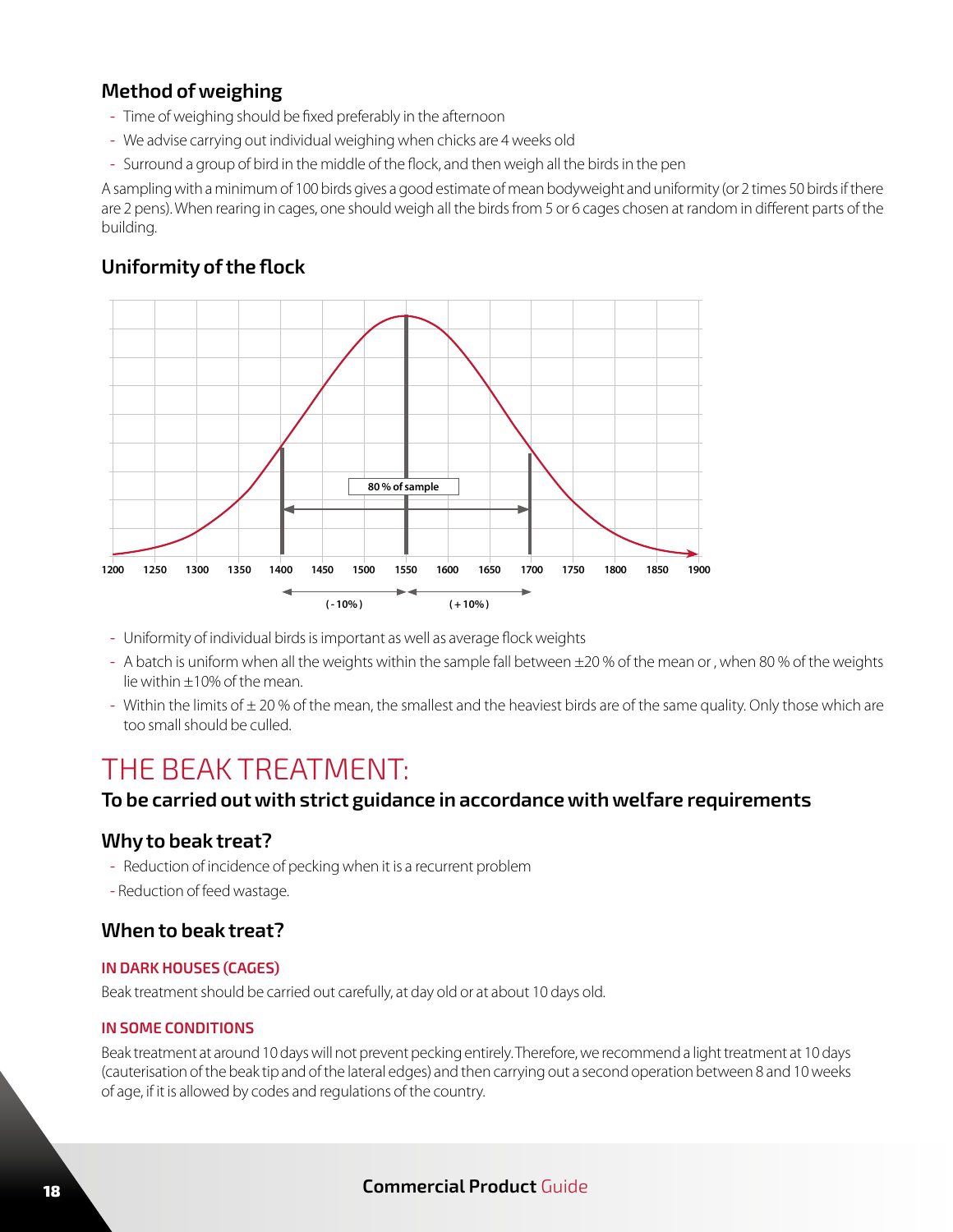### Method of weighing

- Time of weighing should be fixed preferably in the afternoon
- We advise carrying out individual weighing when chicks are 4 weeks old
- Surround a group of bird in the middle of the flock, and then weigh all the birds in the pen

A sampling with a minimum of 100 birds gives a good estimate of mean bodyweight and uniformity (or 2 times 50 birds if there are 2 pens). When rearing in cages, one should weigh all the birds from 5 or 6 cages chosen at random in different parts of the building.

### Uniformity of the flock

80 % of sample

1200 1250 1300 1350 1400 1450 1500 1550 1600 1650 1700 1750 1800 1850 1900

( - 10% ) ( + 10% )

- Uniformity of individual birds is important as well as average flock weights
- A batch is uniform when all the weights within the sample fall between ±20 % of the mean or , when 80 % of the weights lie within ±10% of the mean.
- Within the limits of ± 20 % of the mean, the smallest and the heaviest birds are of the same quality. Only those which are too small should be culled.

# THE BEAK TREATMENT:

### To be carried out with strict guidance in accordance with welfare requirements

### Why to beak treat?

- Reduction of incidence of pecking when it is a recurrent problem
- Reduction of feed wastage.

### When to beak treat?

#### IN DARK HOUSES (CAGES)

Beak treatment should be carried out carefully, at day old or at about 10 days old.

#### IN SOME CONDITIONS

Beak treatment at around 10 days will not prevent pecking entirely. Therefore, we recommend a light treatment at 10 days (cauterisation of the beak tip and of the lateral edges) and then carrying out a second operation between 8 and 10 weeks of age, if it is allowed by codes and regulations of the country.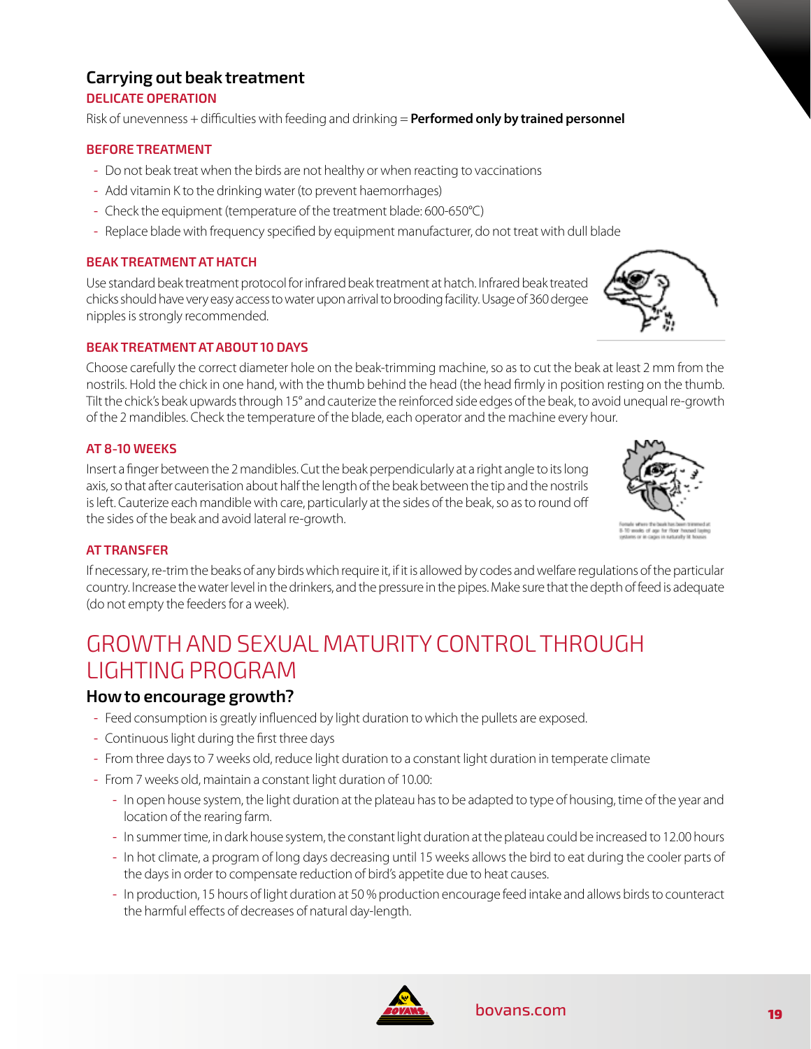## Carrying out beak treatment

### DELICATE OPERATION

Risk of unevenness + difficulties with feeding and drinking = **Performed only by trained personnel**

### BEFORE TREATMENT

- Do not beak treat when the birds are not healthy or when reacting to vaccinations
- Add vitamin K to the drinking water (to prevent haemorrhages)
- Check the equipment (temperature of the treatment blade: 600-650°C)
- Replace blade with frequency specified by equipment manufacturer, do not treat with dull blade

### BEAK TREATMENT AT HATCH

Use standard beak treatment protocol for infrared beak treatment at hatch. Infrared beak treated chicks should have very easy access to water upon arrival to brooding facility. Usage of 360 dergee nipples is strongly recommended.

### BEAK TREATMENT AT ABOUT 10 DAYS

Choose carefully the correct diameter hole on the beak-trimming machine, so as to cut the beak at least 2 mm from the nostrils. Hold the chick in one hand, with the thumb behind the head (the head firmly in position resting on the thumb. Tilt the chick's beak upwards through 15° and cauterize the reinforced side edges of the beak, to avoid unequal re-growth of the 2 mandibles. Check the temperature of the blade, each operator and the machine every hour.

### AT 8-10 WEEKS

Insert a finger between the 2 mandibles. Cut the beak perpendicularly at a right angle to its long axis, so that after cauterisation about half the length of the beak between the tip and the nostrils is left. Cauterize each mandible with care, particularly at the sides of the beak, so as to round off the sides of the beak and avoid lateral re-growth.

Female where the beak has been trimmed at 8-10 weeks of age for floor housed laying systems or in cages in naturally lit houses

### AT TRANSFER

If necessary, re-trim the beaks of any birds which require it, if it is allowed by codes and welfare regulations of the particular country. Increase the water level in the drinkers, and the pressure in the pipes. Make sure that the depth of feed is adequate (do not empty the feeders for a week).

# GROWTH AND SEXUAL MATURITY CONTROL THROUGH LIGHTING PROGRAM

## How to encourage growth?

- Feed consumption is greatly influenced by light duration to which the pullets are exposed.
- Continuous light during the first three days
- From three days to 7 weeks old, reduce light duration to a constant light duration in temperate climate
- From 7 weeks old, maintain a constant light duration of 10.00:
  - In open house system, the light duration at the plateau has to be adapted to type of housing, time of the year and location of the rearing farm.
  - In summer time, in dark house system, the constant light duration at the plateau could be increased to 12.00 hours
  - In hot climate, a program of long days decreasing until 15 weeks allows the bird to eat during the cooler parts of the days in order to compensate reduction of bird's appetite due to heat causes.
  - In production, 15 hours of light duration at 50 % production encourage feed intake and allows birds to counteract the harmful effects of decreases of natural day-length.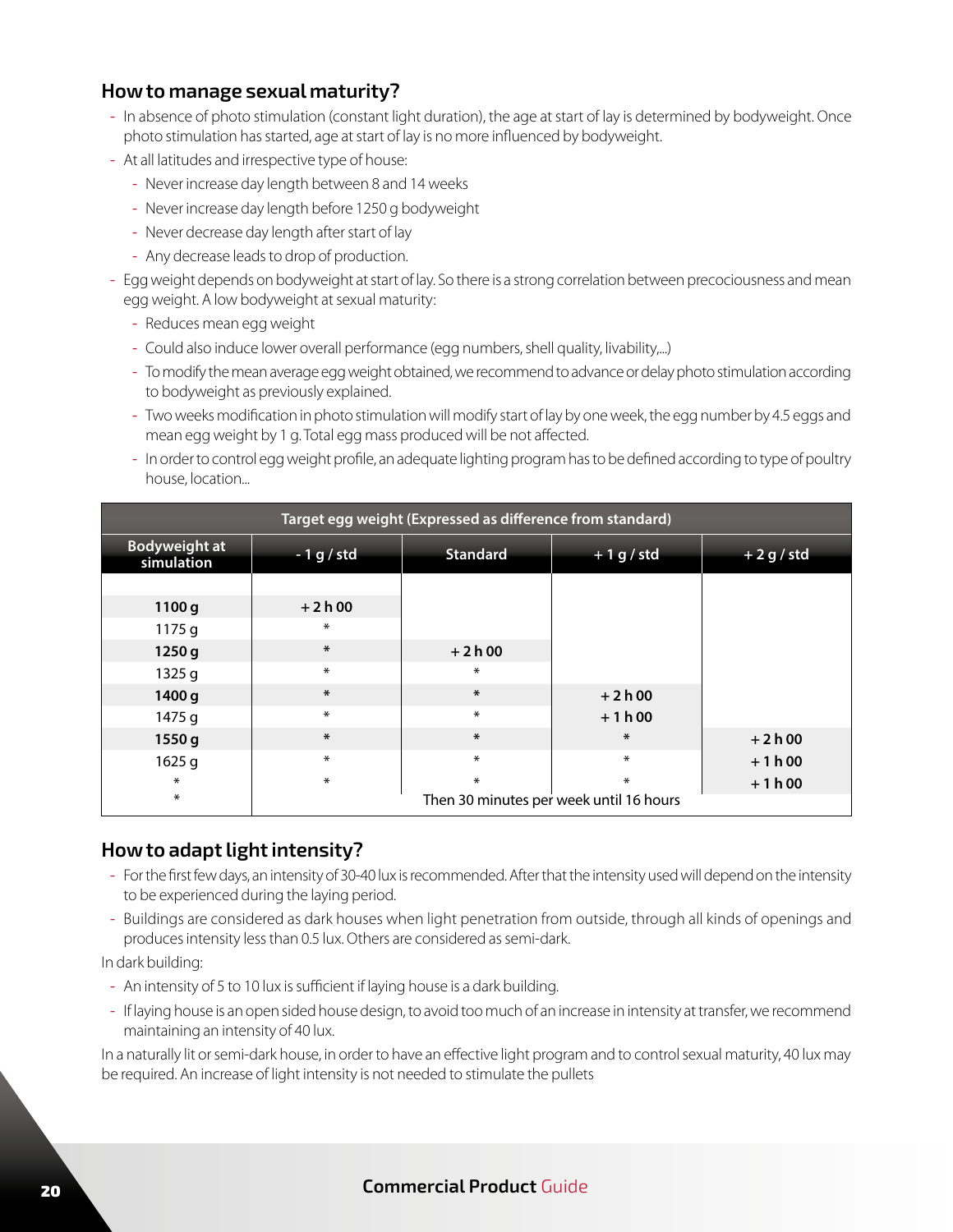## How to manage sexual maturity?

- In absence of photo stimulation (constant light duration), the age at start of lay is determined by bodyweight. Once photo stimulation has started, age at start of lay is no more influenced by bodyweight.
- At all latitudes and irrespective type of house:
  - Never increase day length between 8 and 14 weeks
  - Never increase day length before 1250 g bodyweight
  - Never decrease day length after start of lay
  - Any decrease leads to drop of production.
- Egg weight depends on bodyweight at start of lay. So there is a strong correlation between precociousness and mean egg weight. A low bodyweight at sexual maturity:
  - Reduces mean egg weight
  - Could also induce lower overall performance (egg numbers, shell quality, livability,...)
  - To modify the mean average egg weight obtained, we recommend to advance or delay photo stimulation according to bodyweight as previously explained.
  - Two weeks modification in photo stimulation will modify start of lay by one week, the egg number by 4.5 eggs and mean egg weight by 1 g. Total egg mass produced will be not affected.
  - In order to control egg weight profile, an adequate lighting program has to be defined according to type of poultry house, location...

| Target egg weight (Expressed as difference from standard) | | | | |
|---|---|---|---|---|
| **Bodyweight at simulation** | **- 1 g / std** | **Standard** | **+ 1 g / std** | **+ 2 g / std** |
| **1100 g** | **+ 2 h 00** | | | |
| 1175 g | * | | | |
| **1250 g** | * | **+ 2 h 00** | | |
| 1325 g | * | * | | |
| **1400 g** | * | * | **+ 2 h 00** | |
| 1475 g | * | * | **+ 1 h 00** | |
| **1550 g** | * | * | * | **+ 2 h 00** |
| 1625 g | * | * | * | **+ 1 h 00** |
| * | * | * | * | **+ 1 h 00** |
| * | Then 30 minutes per week until 16 hours | | | |

## How to adapt light intensity?

- For the first few days, an intensity of 30-40 lux is recommended. After that the intensity used will depend on the intensity to be experienced during the laying period.
- Buildings are considered as dark houses when light penetration from outside, through all kinds of openings and produces intensity less than 0.5 lux. Others are considered as semi-dark.

In dark building:

- An intensity of 5 to 10 lux is sufficient if laying house is a dark building.
- If laying house is an open sided house design, to avoid too much of an increase in intensity at transfer, we recommend maintaining an intensity of 40 lux.

In a naturally lit or semi-dark house, in order to have an effective light program and to control sexual maturity, 40 lux may be required. An increase of light intensity is not needed to stimulate the pullets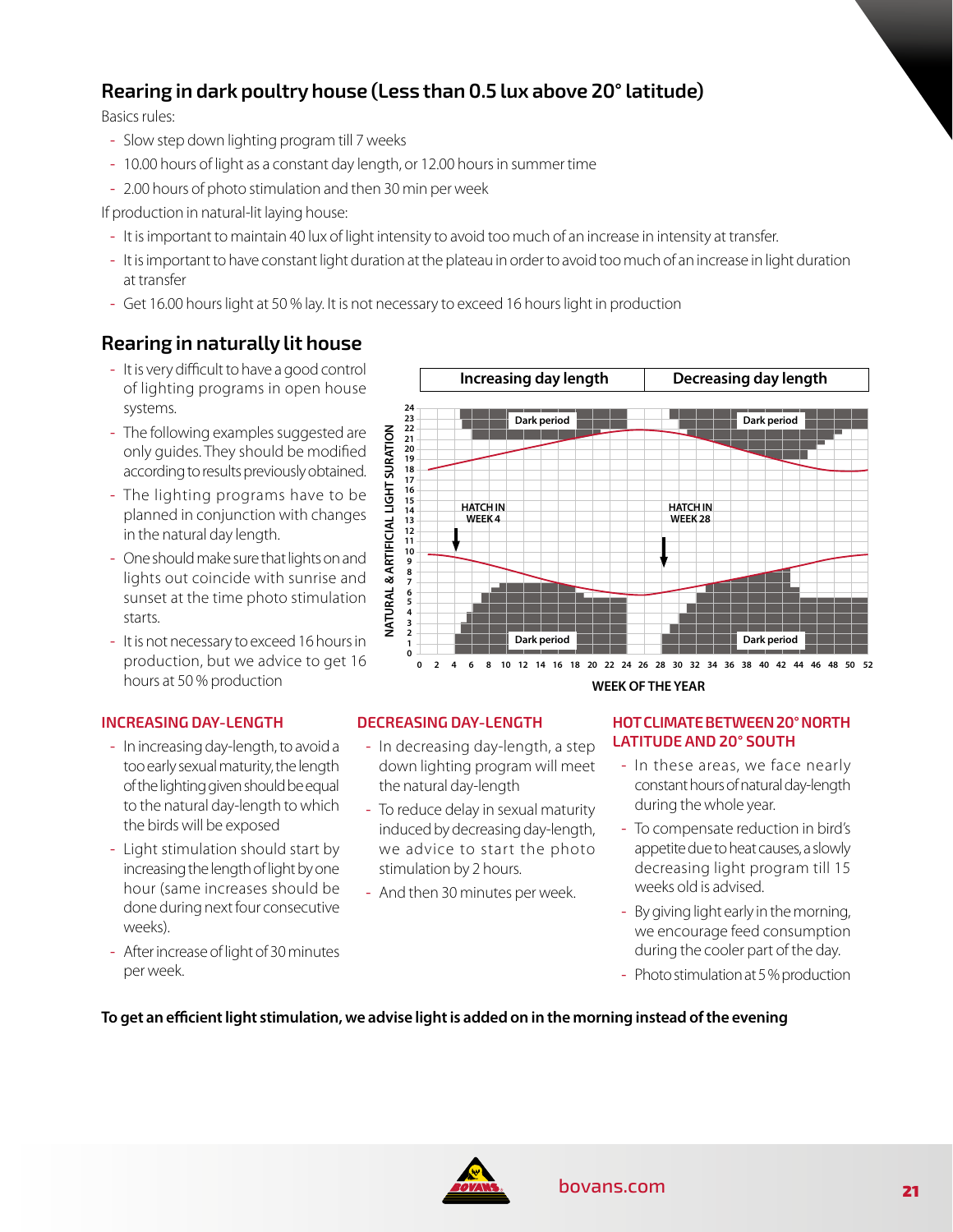## Rearing in dark poultry house (Less than 0.5 lux above 20° latitude)

Basics rules:

- Slow step down lighting program till 7 weeks
- 10.00 hours of light as a constant day length, or 12.00 hours in summer time
- 2.00 hours of photo stimulation and then 30 min per week

If production in natural-lit laying house:

- It is important to maintain 40 lux of light intensity to avoid too much of an increase in intensity at transfer.
- It is important to have constant light duration at the plateau in order to avoid too much of an increase in light duration at transfer
- Get 16.00 hours light at 50 % lay. It is not necessary to exceed 16 hours light in production

## Rearing in naturally lit house

- It is very difficult to have a good control of lighting programs in open house systems.
- The following examples suggested are only guides. They should be modified according to results previously obtained.
- The lighting programs have to be planned in conjunction with changes in the natural day length.
- One should make sure that lights on and lights out coincide with sunrise and sunset at the time photo stimulation starts.
- It is not necessary to exceed 16 hours in production, but we advice to get 16 hours at 50 % production

Increasing day length | Decreasing day length

NATURAL & ARTIFICIAL LIGHT SURATION (0–24) vs. WEEK OF THE YEAR (0–52)

Dark period — HATCH IN WEEK 4 — Dark period — HATCH IN WEEK 28 — Dark period — Dark period

### INCREASING DAY-LENGTH

- In increasing day-length, to avoid a too early sexual maturity, the length of the lighting given should be equal to the natural day-length to which the birds will be exposed
- Light stimulation should start by increasing the length of light by one hour (same increases should be done during next four consecutive weeks).
- After increase of light of 30 minutes per week.

### DECREASING DAY-LENGTH

- In decreasing day-length, a step down lighting program will meet the natural day-length
- To reduce delay in sexual maturity induced by decreasing day-length, we advice to start the photo stimulation by 2 hours.
- And then 30 minutes per week.

### HOT CLIMATE BETWEEN 20° NORTH LATITUDE AND 20° SOUTH

- In these areas, we face nearly constant hours of natural day-length during the whole year.
- To compensate reduction in bird's appetite due to heat causes, a slowly decreasing light program till 15 weeks old is advised.
- By giving light early in the morning, we encourage feed consumption during the cooler part of the day.
- Photo stimulation at 5 % production

**To get an efficient light stimulation, we advise light is added on in the morning instead of the evening**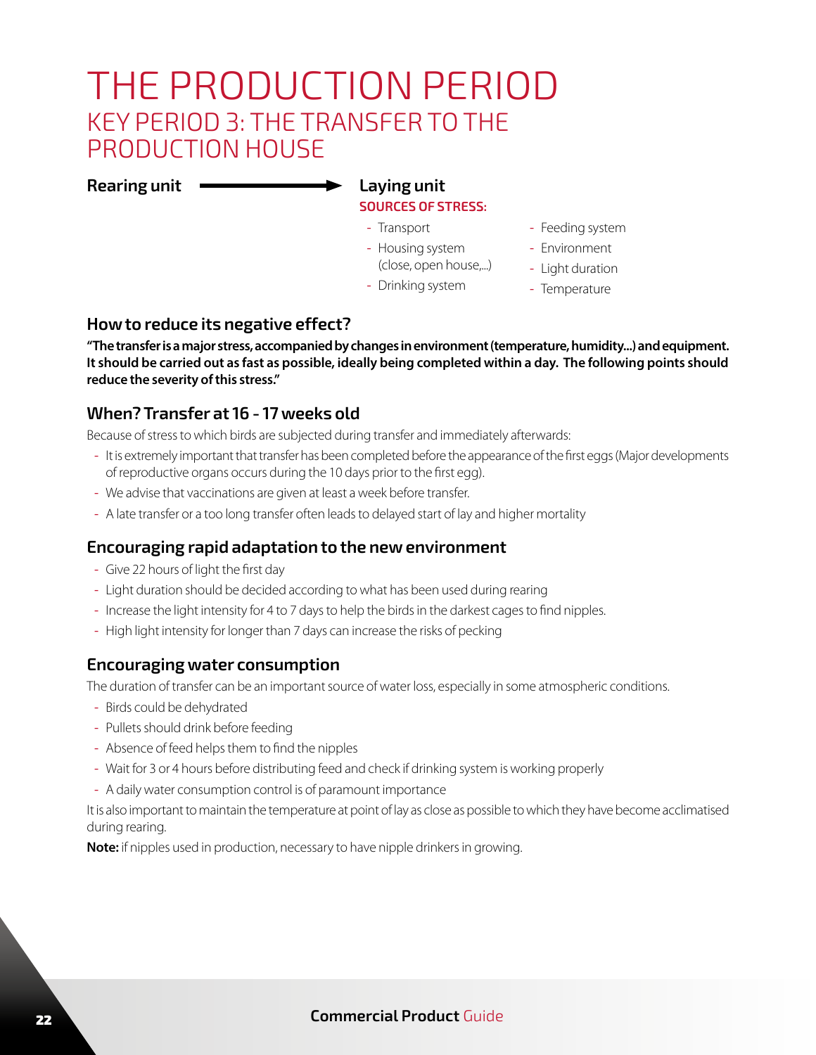# THE PRODUCTION PERIOD

## KEY PERIOD 3: THE TRANSFER TO THE PRODUCTION HOUSE

**Rearing unit** → **Laying unit**

**SOURCES OF STRESS:**

- Transport
- Housing system (close, open house,...)
- Drinking system
- Feeding system
- Environment
- Light duration
- Temperature

### How to reduce its negative effect?

**"The transfer is a major stress, accompanied by changes in environment (temperature, humidity...) and equipment. It should be carried out as fast as possible, ideally being completed within a day. The following points should reduce the severity of this stress."**

### When? Transfer at 16 - 17 weeks old

Because of stress to which birds are subjected during transfer and immediately afterwards:

- It is extremely important that transfer has been completed before the appearance of the first eggs (Major developments of reproductive organs occurs during the 10 days prior to the first egg).
- We advise that vaccinations are given at least a week before transfer.
- A late transfer or a too long transfer often leads to delayed start of lay and higher mortality

### Encouraging rapid adaptation to the new environment

- Give 22 hours of light the first day
- Light duration should be decided according to what has been used during rearing
- Increase the light intensity for 4 to 7 days to help the birds in the darkest cages to find nipples.
- High light intensity for longer than 7 days can increase the risks of pecking

### Encouraging water consumption

The duration of transfer can be an important source of water loss, especially in some atmospheric conditions.

- Birds could be dehydrated
- Pullets should drink before feeding
- Absence of feed helps them to find the nipples
- Wait for 3 or 4 hours before distributing feed and check if drinking system is working properly
- A daily water consumption control is of paramount importance

It is also important to maintain the temperature at point of lay as close as possible to which they have become acclimatised during rearing.

**Note:** if nipples used in production, necessary to have nipple drinkers in growing.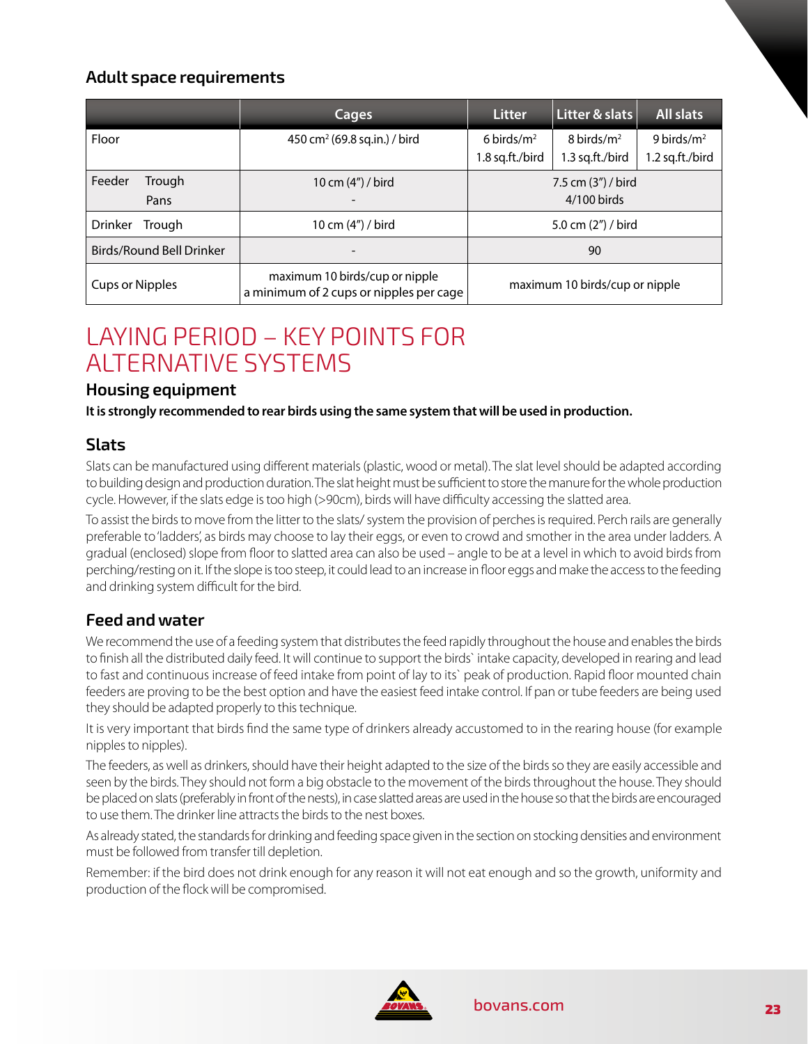### Adult space requirements

| | Cages | Litter | Litter & slats | All slats |
|---|---|---|---|---|
| Floor | 450 cm² (69.8 sq.in.) / bird | 6 birds/m² 1.8 sq.ft./bird | 8 birds/m² 1.3 sq.ft./bird | 9 birds/m² 1.2 sq.ft./bird |
| Feeder Trough / Pans | 10 cm (4") / bird / - | 7.5 cm (3") / bird / 4/100 birds | | |
| Drinker Trough | 10 cm (4") / bird | 5.0 cm (2") / bird | | |
| Birds/Round Bell Drinker | - | 90 | | |
| Cups or Nipples | maximum 10 birds/cup or nipple a minimum of 2 cups or nipples per cage | maximum 10 birds/cup or nipple | | |

# LAYING PERIOD – KEY POINTS FOR ALTERNATIVE SYSTEMS

### Housing equipment

**It is strongly recommended to rear birds using the same system that will be used in production.**

### Slats

Slats can be manufactured using different materials (plastic, wood or metal). The slat level should be adapted according to building design and production duration. The slat height must be sufficient to store the manure for the whole production cycle. However, if the slats edge is too high (>90cm), birds will have difficulty accessing the slatted area.

To assist the birds to move from the litter to the slats/ system the provision of perches is required. Perch rails are generally preferable to 'ladders', as birds may choose to lay their eggs, or even to crowd and smother in the area under ladders. A gradual (enclosed) slope from floor to slatted area can also be used – angle to be at a level in which to avoid birds from perching/resting on it. If the slope is too steep, it could lead to an increase in floor eggs and make the access to the feeding and drinking system difficult for the bird.

### Feed and water

We recommend the use of a feeding system that distributes the feed rapidly throughout the house and enables the birds to finish all the distributed daily feed. It will continue to support the birds` intake capacity, developed in rearing and lead to fast and continuous increase of feed intake from point of lay to its` peak of production. Rapid floor mounted chain feeders are proving to be the best option and have the easiest feed intake control. If pan or tube feeders are being used they should be adapted properly to this technique.

It is very important that birds find the same type of drinkers already accustomed to in the rearing house (for example nipples to nipples).

The feeders, as well as drinkers, should have their height adapted to the size of the birds so they are easily accessible and seen by the birds. They should not form a big obstacle to the movement of the birds throughout the house. They should be placed on slats (preferably in front of the nests), in case slatted areas are used in the house so that the birds are encouraged to use them. The drinker line attracts the birds to the nest boxes.

As already stated, the standards for drinking and feeding space given in the section on stocking densities and environment must be followed from transfer till depletion.

Remember: if the bird does not drink enough for any reason it will not eat enough and so the growth, uniformity and production of the flock will be compromised.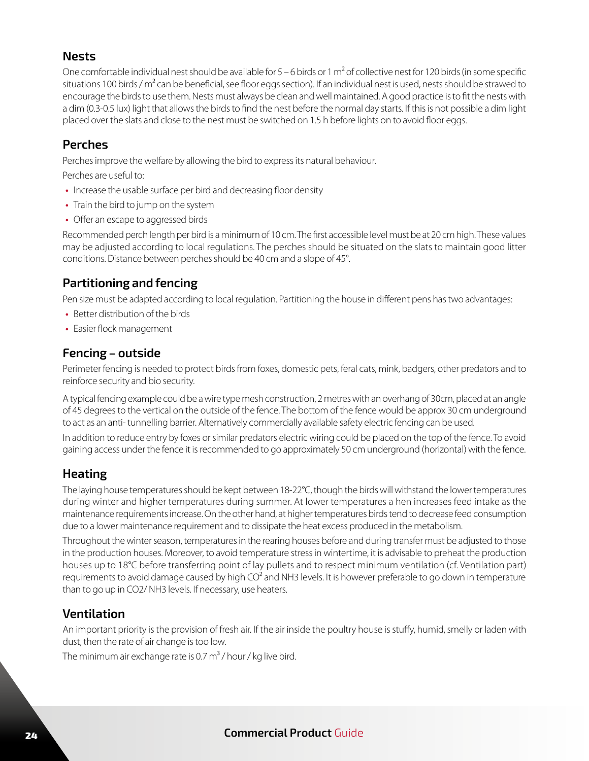## Nests

One comfortable individual nest should be available for 5 – 6 birds or 1 $m^2$ of collective nest for 120 birds (in some specific situations 100 birds / $m^2$ can be beneficial, see floor eggs section). If an individual nest is used, nests should be strawed to encourage the birds to use them. Nests must always be clean and well maintained. A good practice is to fit the nests with a dim (0.3-0.5 lux) light that allows the birds to find the nest before the normal day starts. If this is not possible a dim light placed over the slats and close to the nest must be switched on 1.5 h before lights on to avoid floor eggs.

## Perches

Perches improve the welfare by allowing the bird to express its natural behaviour.

Perches are useful to:

- Increase the usable surface per bird and decreasing floor density
- Train the bird to jump on the system
- Offer an escape to aggressed birds

Recommended perch length per bird is a minimum of 10 cm. The first accessible level must be at 20 cm high. These values may be adjusted according to local regulations. The perches should be situated on the slats to maintain good litter conditions. Distance between perches should be 40 cm and a slope of 45°.

## Partitioning and fencing

Pen size must be adapted according to local regulation. Partitioning the house in different pens has two advantages:

- Better distribution of the birds
- Easier flock management

## Fencing – outside

Perimeter fencing is needed to protect birds from foxes, domestic pets, feral cats, mink, badgers, other predators and to reinforce security and bio security.

A typical fencing example could be a wire type mesh construction, 2 metres with an overhang of 30cm, placed at an angle of 45 degrees to the vertical on the outside of the fence. The bottom of the fence would be approx 30 cm underground to act as an anti- tunnelling barrier. Alternatively commercially available safety electric fencing can be used.

In addition to reduce entry by foxes or similar predators electric wiring could be placed on the top of the fence. To avoid gaining access under the fence it is recommended to go approximately 50 cm underground (horizontal) with the fence.

## Heating

The laying house temperatures should be kept between 18-22°C, though the birds will withstand the lower temperatures during winter and higher temperatures during summer. At lower temperatures a hen increases feed intake as the maintenance requirements increase. On the other hand, at higher temperatures birds tend to decrease feed consumption due to a lower maintenance requirement and to dissipate the heat excess produced in the metabolism.

Throughout the winter season, temperatures in the rearing houses before and during transfer must be adjusted to those in the production houses. Moreover, to avoid temperature stress in wintertime, it is advisable to preheat the production houses up to 18°C before transferring point of lay pullets and to respect minimum ventilation (cf. Ventilation part) requirements to avoid damage caused by high $CO^2$ and NH3 levels. It is however preferable to go down in temperature than to go up in CO2/ NH3 levels. If necessary, use heaters.

## Ventilation

An important priority is the provision of fresh air. If the air inside the poultry house is stuffy, humid, smelly or laden with dust, then the rate of air change is too low.

The minimum air exchange rate is 0.7 $m^3$ / hour / kg live bird.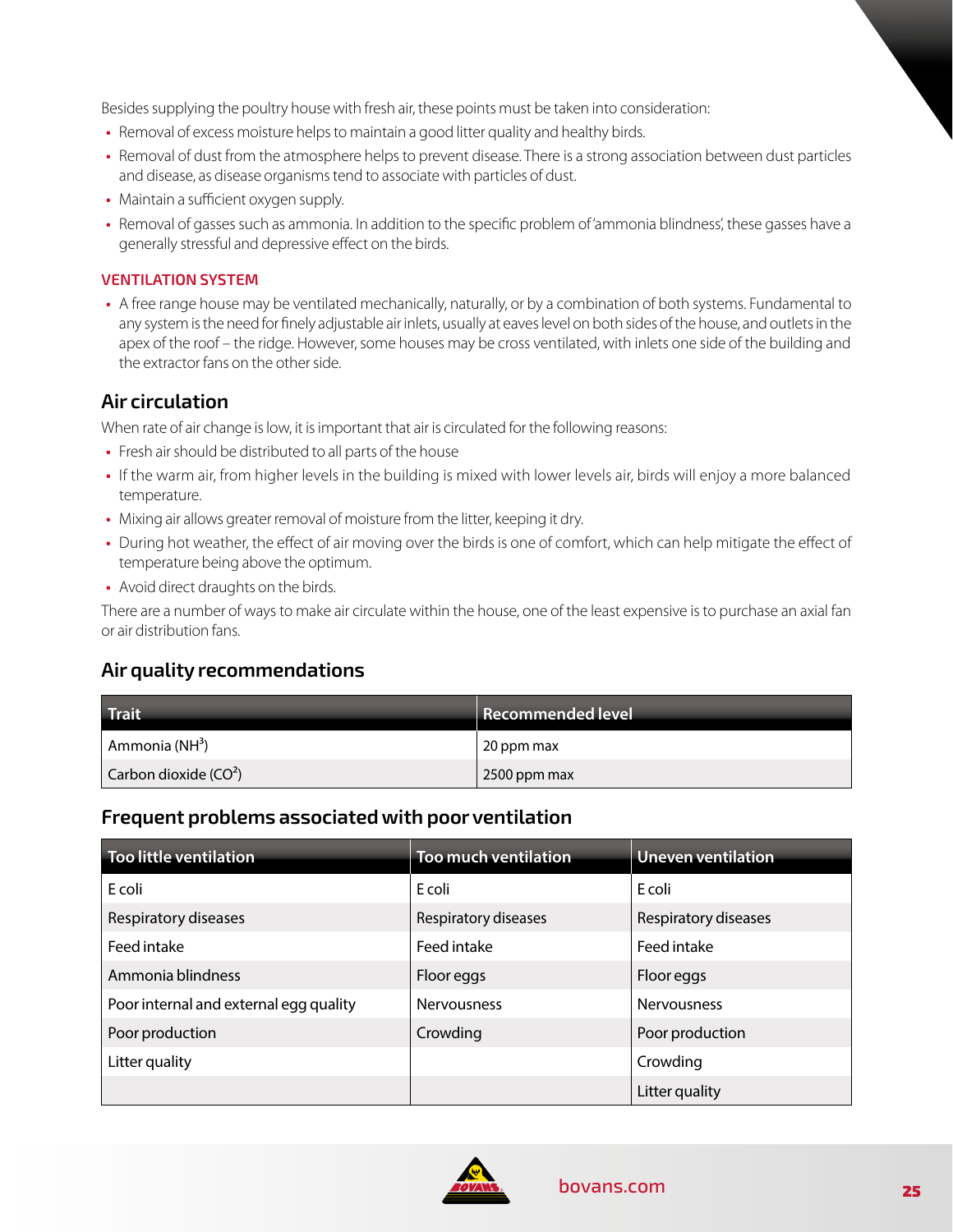Besides supplying the poultry house with fresh air, these points must be taken into consideration:

- Removal of excess moisture helps to maintain a good litter quality and healthy birds.
- Removal of dust from the atmosphere helps to prevent disease. There is a strong association between dust particles and disease, as disease organisms tend to associate with particles of dust.
- Maintain a sufficient oxygen supply.
- Removal of gasses such as ammonia. In addition to the specific problem of 'ammonia blindness', these gasses have a generally stressful and depressive effect on the birds.

### VENTILATION SYSTEM

- A free range house may be ventilated mechanically, naturally, or by a combination of both systems. Fundamental to any system is the need for finely adjustable air inlets, usually at eaves level on both sides of the house, and outlets in the apex of the roof – the ridge. However, some houses may be cross ventilated, with inlets one side of the building and the extractor fans on the other side.

## Air circulation

When rate of air change is low, it is important that air is circulated for the following reasons:

- Fresh air should be distributed to all parts of the house
- If the warm air, from higher levels in the building is mixed with lower levels air, birds will enjoy a more balanced temperature.
- Mixing air allows greater removal of moisture from the litter, keeping it dry.
- During hot weather, the effect of air moving over the birds is one of comfort, which can help mitigate the effect of temperature being above the optimum.
- Avoid direct draughts on the birds.

There are a number of ways to make air circulate within the house, one of the least expensive is to purchase an axial fan or air distribution fans.

## Air quality recommendations

| Trait | Recommended level |
|---|---|
| Ammonia ($NH^3$) | 20 ppm max |
| Carbon dioxide ($CO^2$) | 2500 ppm max |

## Frequent problems associated with poor ventilation

| Too little ventilation | Too much ventilation | Uneven ventilation |
|---|---|---|
| E coli | E coli | E coli |
| Respiratory diseases | Respiratory diseases | Respiratory diseases |
| Feed intake | Feed intake | Feed intake |
| Ammonia blindness | Floor eggs | Floor eggs |
| Poor internal and external egg quality | Nervousness | Nervousness |
| Poor production | Crowding | Poor production |
| Litter quality | | Crowding |
| | | Litter quality |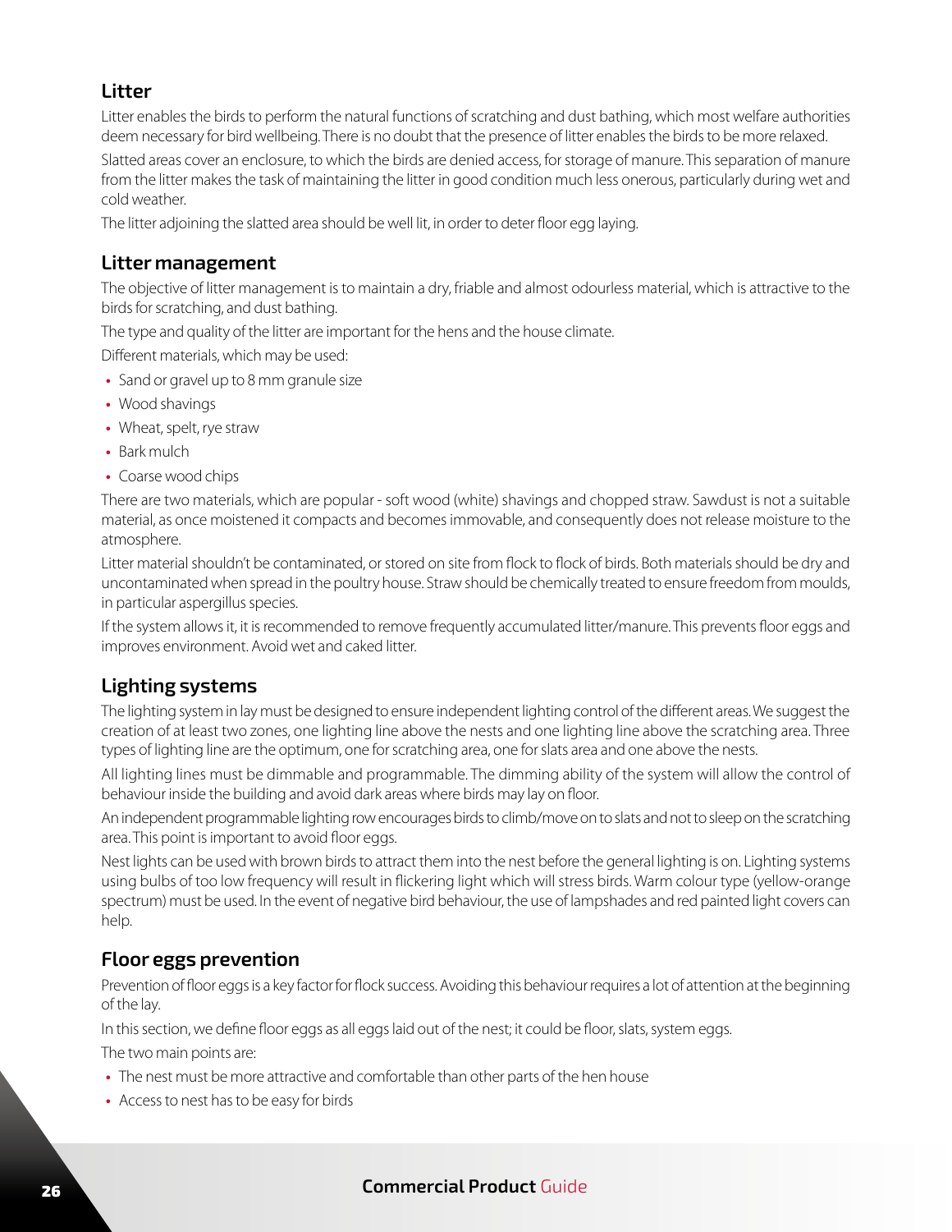## Litter

Litter enables the birds to perform the natural functions of scratching and dust bathing, which most welfare authorities deem necessary for bird wellbeing. There is no doubt that the presence of litter enables the birds to be more relaxed.

Slatted areas cover an enclosure, to which the birds are denied access, for storage of manure. This separation of manure from the litter makes the task of maintaining the litter in good condition much less onerous, particularly during wet and cold weather.

The litter adjoining the slatted area should be well lit, in order to deter floor egg laying.

## Litter management

The objective of litter management is to maintain a dry, friable and almost odourless material, which is attractive to the birds for scratching, and dust bathing.

The type and quality of the litter are important for the hens and the house climate.

Different materials, which may be used:

- Sand or gravel up to 8 mm granule size
- Wood shavings
- Wheat, spelt, rye straw
- Bark mulch
- Coarse wood chips

There are two materials, which are popular - soft wood (white) shavings and chopped straw. Sawdust is not a suitable material, as once moistened it compacts and becomes immovable, and consequently does not release moisture to the atmosphere.

Litter material shouldn't be contaminated, or stored on site from flock to flock of birds. Both materials should be dry and uncontaminated when spread in the poultry house. Straw should be chemically treated to ensure freedom from moulds, in particular aspergillus species.

If the system allows it, it is recommended to remove frequently accumulated litter/manure. This prevents floor eggs and improves environment. Avoid wet and caked litter.

## Lighting systems

The lighting system in lay must be designed to ensure independent lighting control of the different areas. We suggest the creation of at least two zones, one lighting line above the nests and one lighting line above the scratching area. Three types of lighting line are the optimum, one for scratching area, one for slats area and one above the nests.

All lighting lines must be dimmable and programmable. The dimming ability of the system will allow the control of behaviour inside the building and avoid dark areas where birds may lay on floor.

An independent programmable lighting row encourages birds to climb/move on to slats and not to sleep on the scratching area. This point is important to avoid floor eggs.

Nest lights can be used with brown birds to attract them into the nest before the general lighting is on. Lighting systems using bulbs of too low frequency will result in flickering light which will stress birds. Warm colour type (yellow-orange spectrum) must be used. In the event of negative bird behaviour, the use of lampshades and red painted light covers can help.

## Floor eggs prevention

Prevention of floor eggs is a key factor for flock success. Avoiding this behaviour requires a lot of attention at the beginning of the lay.

In this section, we define floor eggs as all eggs laid out of the nest; it could be floor, slats, system eggs.

The two main points are:

- The nest must be more attractive and comfortable than other parts of the hen house
- Access to nest has to be easy for birds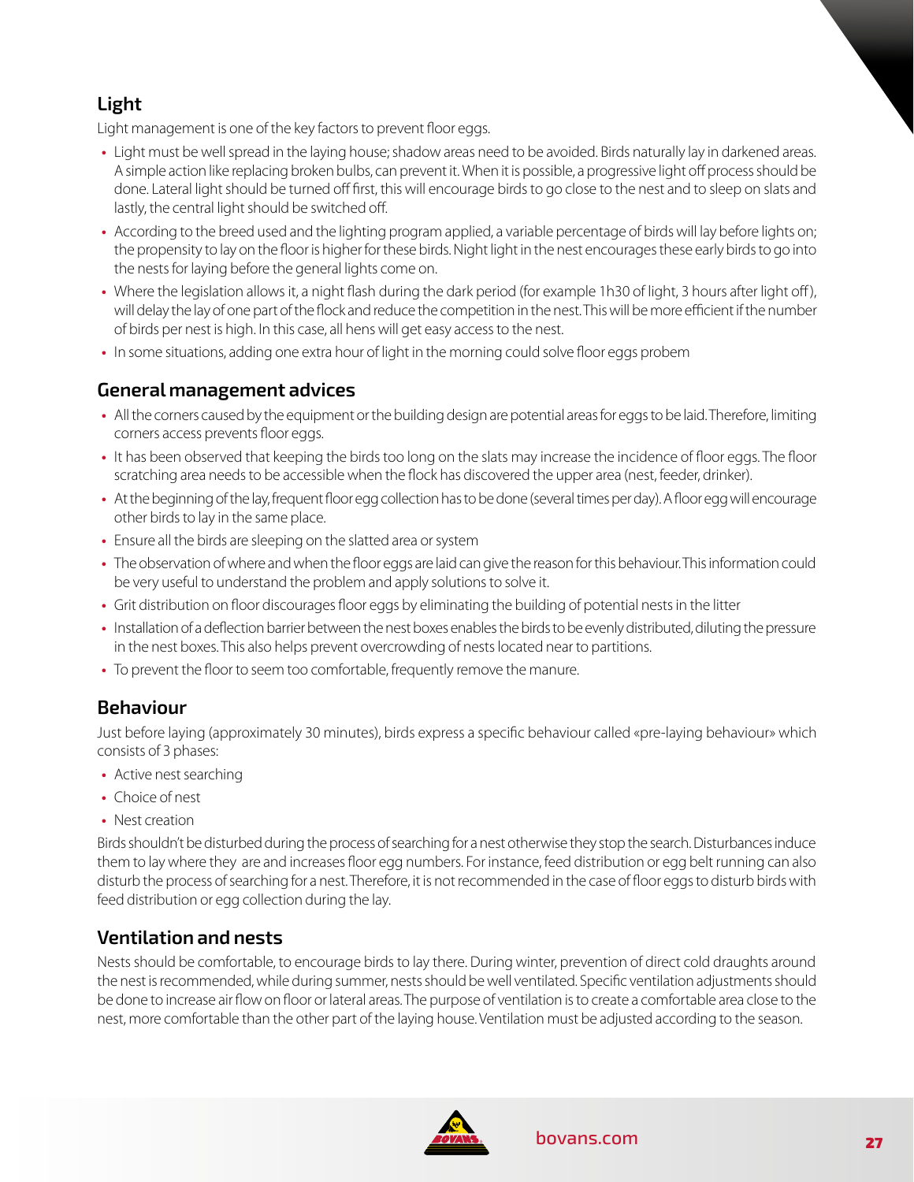## Light

Light management is one of the key factors to prevent floor eggs.

- Light must be well spread in the laying house; shadow areas need to be avoided. Birds naturally lay in darkened areas. A simple action like replacing broken bulbs, can prevent it. When it is possible, a progressive light off process should be done. Lateral light should be turned off first, this will encourage birds to go close to the nest and to sleep on slats and lastly, the central light should be switched off.
- According to the breed used and the lighting program applied, a variable percentage of birds will lay before lights on; the propensity to lay on the floor is higher for these birds. Night light in the nest encourages these early birds to go into the nests for laying before the general lights come on.
- Where the legislation allows it, a night flash during the dark period (for example 1h30 of light, 3 hours after light off), will delay the lay of one part of the flock and reduce the competition in the nest. This will be more efficient if the number of birds per nest is high. In this case, all hens will get easy access to the nest.
- In some situations, adding one extra hour of light in the morning could solve floor eggs probem

## General management advices

- All the corners caused by the equipment or the building design are potential areas for eggs to be laid. Therefore, limiting corners access prevents floor eggs.
- It has been observed that keeping the birds too long on the slats may increase the incidence of floor eggs. The floor scratching area needs to be accessible when the flock has discovered the upper area (nest, feeder, drinker).
- At the beginning of the lay, frequent floor egg collection has to be done (several times per day). A floor egg will encourage other birds to lay in the same place.
- Ensure all the birds are sleeping on the slatted area or system
- The observation of where and when the floor eggs are laid can give the reason for this behaviour. This information could be very useful to understand the problem and apply solutions to solve it.
- Grit distribution on floor discourages floor eggs by eliminating the building of potential nests in the litter
- Installation of a deflection barrier between the nest boxes enables the birds to be evenly distributed, diluting the pressure in the nest boxes. This also helps prevent overcrowding of nests located near to partitions.
- To prevent the floor to seem too comfortable, frequently remove the manure.

## Behaviour

Just before laying (approximately 30 minutes), birds express a specific behaviour called «pre-laying behaviour» which consists of 3 phases:

- Active nest searching
- Choice of nest
- Nest creation

Birds shouldn't be disturbed during the process of searching for a nest otherwise they stop the search. Disturbances induce them to lay where they are and increases floor egg numbers. For instance, feed distribution or egg belt running can also disturb the process of searching for a nest. Therefore, it is not recommended in the case of floor eggs to disturb birds with feed distribution or egg collection during the lay.

## Ventilation and nests

Nests should be comfortable, to encourage birds to lay there. During winter, prevention of direct cold draughts around the nest is recommended, while during summer, nests should be well ventilated. Specific ventilation adjustments should be done to increase air flow on floor or lateral areas. The purpose of ventilation is to create a comfortable area close to the nest, more comfortable than the other part of the laying house. Ventilation must be adjusted according to the season.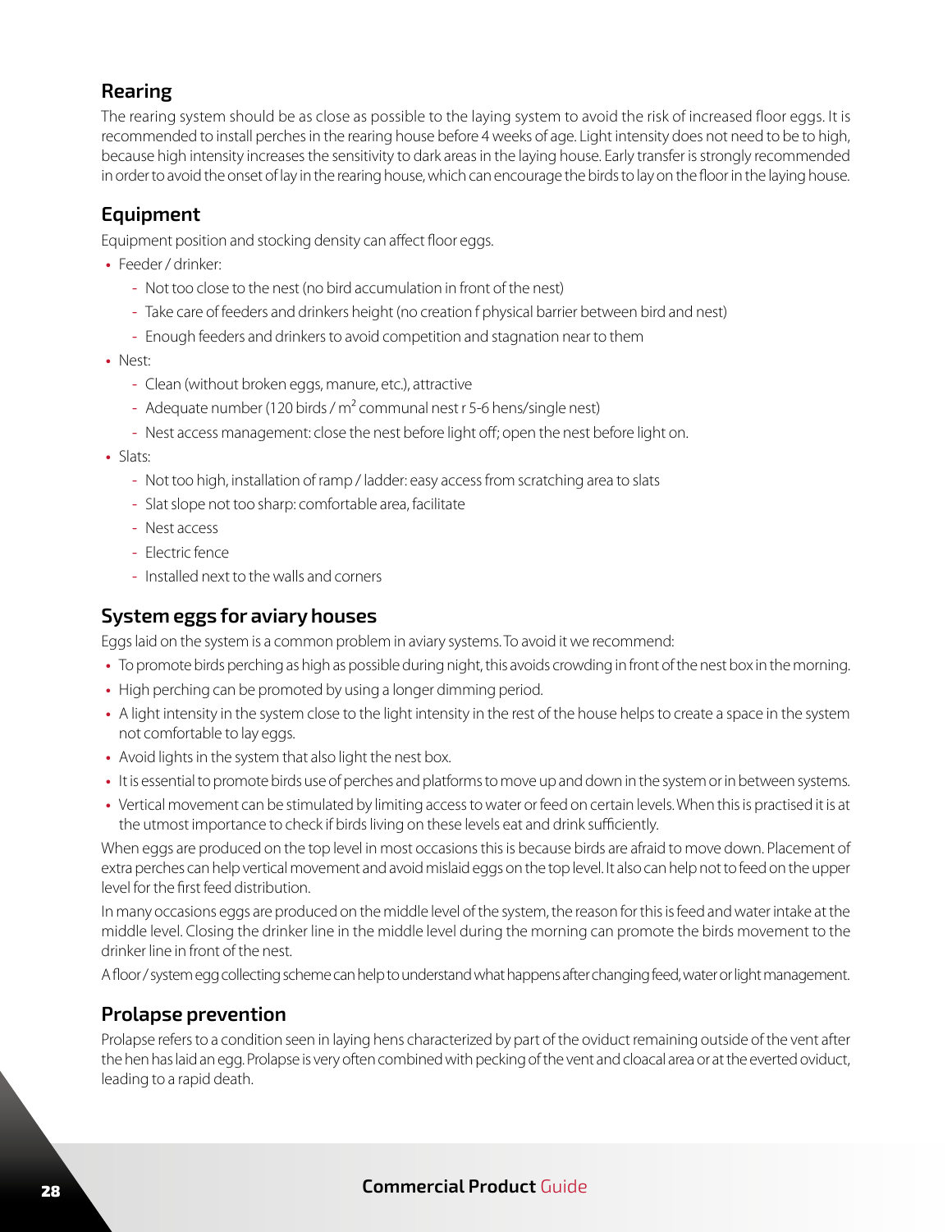## Rearing

The rearing system should be as close as possible to the laying system to avoid the risk of increased floor eggs. It is recommended to install perches in the rearing house before 4 weeks of age. Light intensity does not need to be to high, because high intensity increases the sensitivity to dark areas in the laying house. Early transfer is strongly recommended in order to avoid the onset of lay in the rearing house, which can encourage the birds to lay on the floor in the laying house.

## Equipment

Equipment position and stocking density can affect floor eggs.

- Feeder / drinker:
  - Not too close to the nest (no bird accumulation in front of the nest)
  - Take care of feeders and drinkers height (no creation f physical barrier between bird and nest)
  - Enough feeders and drinkers to avoid competition and stagnation near to them
- Nest:
  - Clean (without broken eggs, manure, etc.), attractive
  - Adequate number (120 birds / m² communal nest r 5-6 hens/single nest)
  - Nest access management: close the nest before light off; open the nest before light on.
- Slats:
  - Not too high, installation of ramp / ladder: easy access from scratching area to slats
  - Slat slope not too sharp: comfortable area, facilitate
  - Nest access
  - Electric fence
  - Installed next to the walls and corners

## System eggs for aviary houses

Eggs laid on the system is a common problem in aviary systems. To avoid it we recommend:

- To promote birds perching as high as possible during night, this avoids crowding in front of the nest box in the morning.
- High perching can be promoted by using a longer dimming period.
- A light intensity in the system close to the light intensity in the rest of the house helps to create a space in the system not comfortable to lay eggs.
- Avoid lights in the system that also light the nest box.
- It is essential to promote birds use of perches and platforms to move up and down in the system or in between systems.
- Vertical movement can be stimulated by limiting access to water or feed on certain levels. When this is practised it is at the utmost importance to check if birds living on these levels eat and drink sufficiently.

When eggs are produced on the top level in most occasions this is because birds are afraid to move down. Placement of extra perches can help vertical movement and avoid mislaid eggs on the top level. It also can help not to feed on the upper level for the first feed distribution.

In many occasions eggs are produced on the middle level of the system, the reason for this is feed and water intake at the middle level. Closing the drinker line in the middle level during the morning can promote the birds movement to the drinker line in front of the nest.

A floor / system egg collecting scheme can help to understand what happens after changing feed, water or light management.

## Prolapse prevention

Prolapse refers to a condition seen in laying hens characterized by part of the oviduct remaining outside of the vent after the hen has laid an egg. Prolapse is very often combined with pecking of the vent and cloacal area or at the everted oviduct, leading to a rapid death.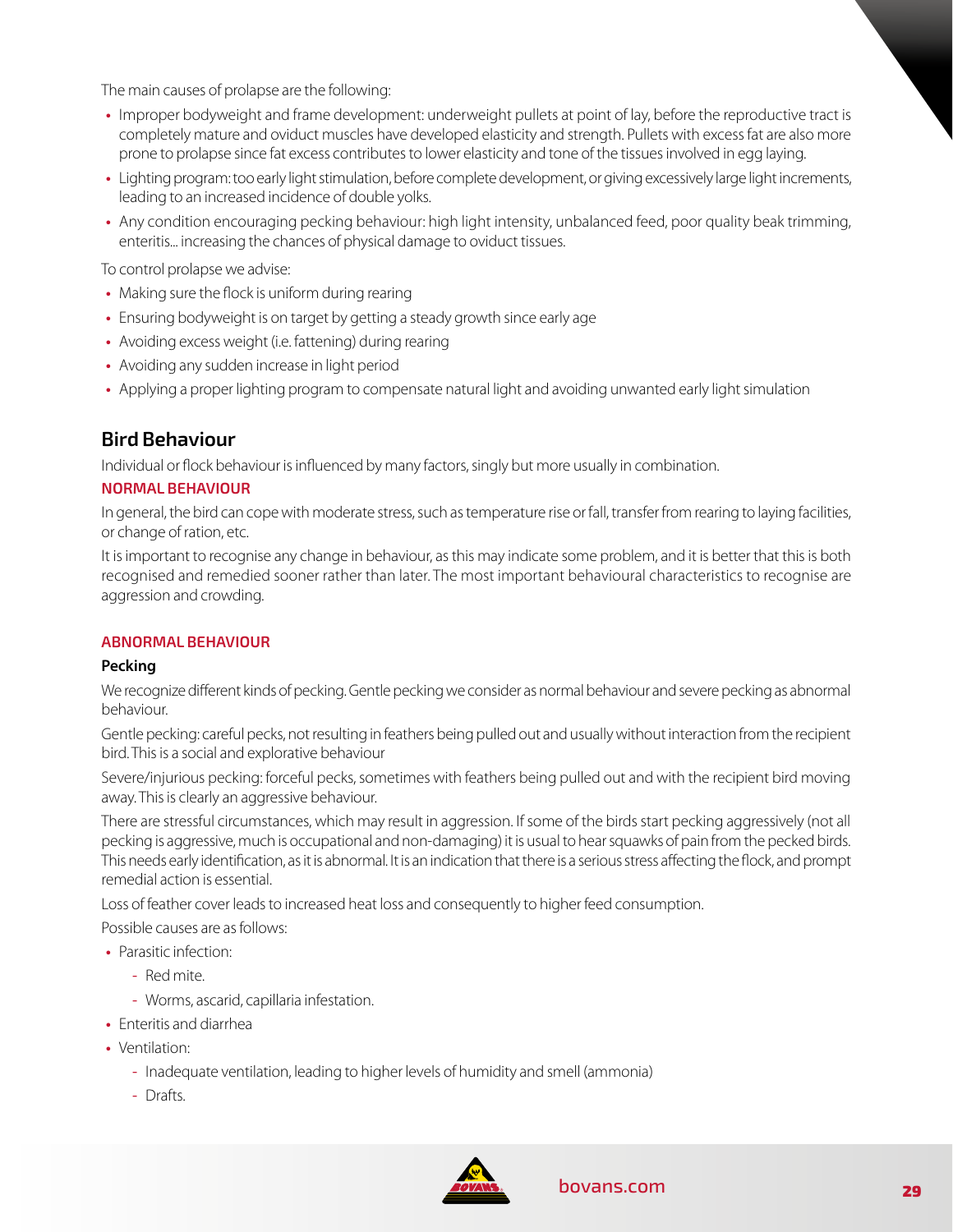The main causes of prolapse are the following:

- Improper bodyweight and frame development: underweight pullets at point of lay, before the reproductive tract is completely mature and oviduct muscles have developed elasticity and strength. Pullets with excess fat are also more prone to prolapse since fat excess contributes to lower elasticity and tone of the tissues involved in egg laying.
- Lighting program: too early light stimulation, before complete development, or giving excessively large light increments, leading to an increased incidence of double yolks.
- Any condition encouraging pecking behaviour: high light intensity, unbalanced feed, poor quality beak trimming, enteritis... increasing the chances of physical damage to oviduct tissues.

To control prolapse we advise:

- Making sure the flock is uniform during rearing
- Ensuring bodyweight is on target by getting a steady growth since early age
- Avoiding excess weight (i.e. fattening) during rearing
- Avoiding any sudden increase in light period
- Applying a proper lighting program to compensate natural light and avoiding unwanted early light simulation

## Bird Behaviour

Individual or flock behaviour is influenced by many factors, singly but more usually in combination.

### NORMAL BEHAVIOUR

In general, the bird can cope with moderate stress, such as temperature rise or fall, transfer from rearing to laying facilities, or change of ration, etc.

It is important to recognise any change in behaviour, as this may indicate some problem, and it is better that this is both recognised and remedied sooner rather than later. The most important behavioural characteristics to recognise are aggression and crowding.

### ABNORMAL BEHAVIOUR

#### Pecking

We recognize different kinds of pecking. Gentle pecking we consider as normal behaviour and severe pecking as abnormal behaviour.

Gentle pecking: careful pecks, not resulting in feathers being pulled out and usually without interaction from the recipient bird. This is a social and explorative behaviour

Severe/injurious pecking: forceful pecks, sometimes with feathers being pulled out and with the recipient bird moving away. This is clearly an aggressive behaviour.

There are stressful circumstances, which may result in aggression. If some of the birds start pecking aggressively (not all pecking is aggressive, much is occupational and non-damaging) it is usual to hear squawks of pain from the pecked birds. This needs early identification, as it is abnormal. It is an indication that there is a serious stress affecting the flock, and prompt remedial action is essential.

Loss of feather cover leads to increased heat loss and consequently to higher feed consumption.

Possible causes are as follows:

- Parasitic infection:
  - Red mite.
  - Worms, ascarid, capillaria infestation.
- Enteritis and diarrhea
- Ventilation:
  - Inadequate ventilation, leading to higher levels of humidity and smell (ammonia)
  - Drafts.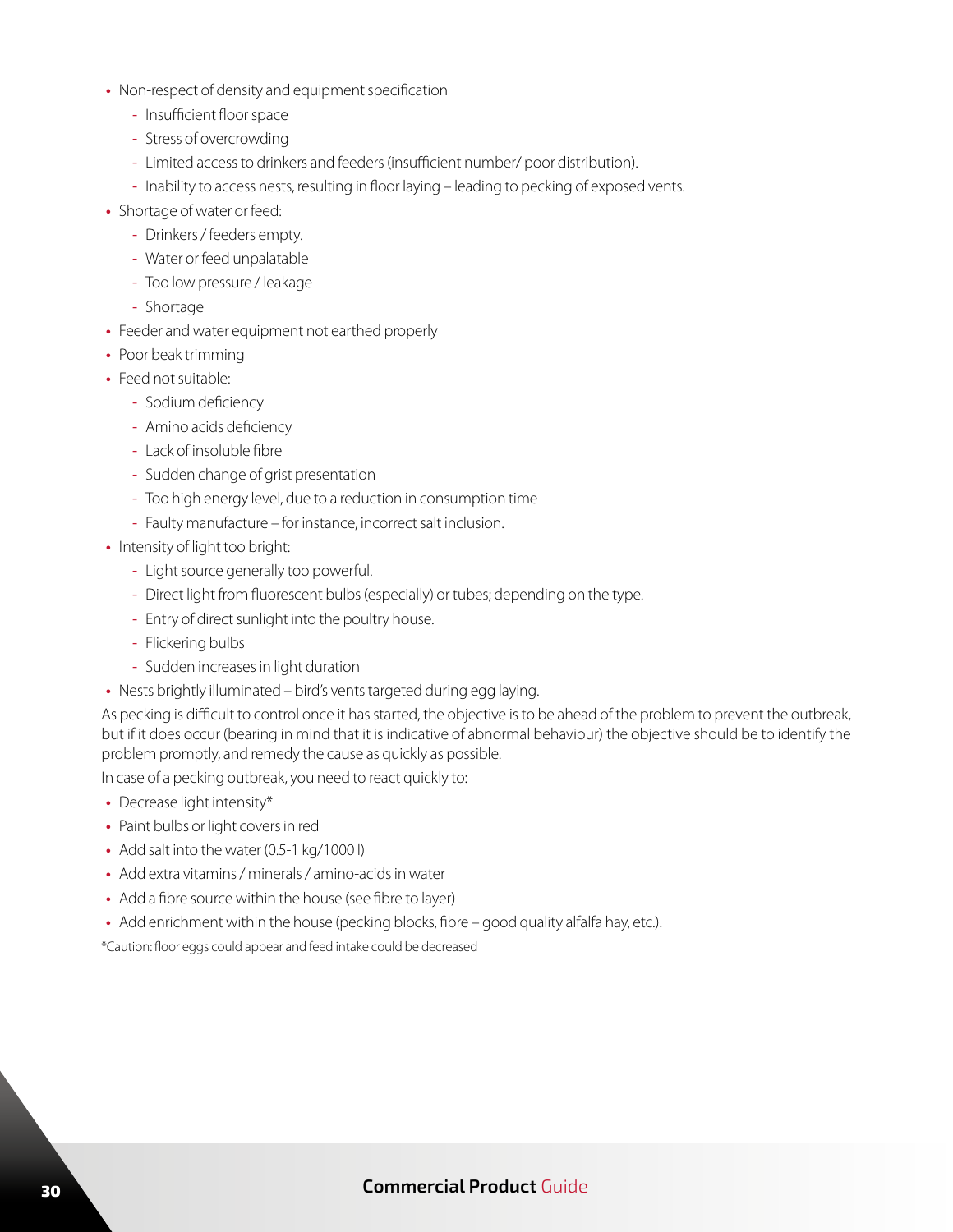- Non-respect of density and equipment specification
  - Insufficient floor space
  - Stress of overcrowding
  - Limited access to drinkers and feeders (insufficient number/ poor distribution).
  - Inability to access nests, resulting in floor laying – leading to pecking of exposed vents.
- Shortage of water or feed:
  - Drinkers / feeders empty.
  - Water or feed unpalatable
  - Too low pressure / leakage
  - Shortage
- Feeder and water equipment not earthed properly
- Poor beak trimming
- Feed not suitable:
  - Sodium deficiency
  - Amino acids deficiency
  - Lack of insoluble fibre
  - Sudden change of grist presentation
  - Too high energy level, due to a reduction in consumption time
  - Faulty manufacture – for instance, incorrect salt inclusion.
- Intensity of light too bright:
  - Light source generally too powerful.
  - Direct light from fluorescent bulbs (especially) or tubes; depending on the type.
  - Entry of direct sunlight into the poultry house.
  - Flickering bulbs
  - Sudden increases in light duration
- Nests brightly illuminated – bird's vents targeted during egg laying.

As pecking is difficult to control once it has started, the objective is to be ahead of the problem to prevent the outbreak, but if it does occur (bearing in mind that it is indicative of abnormal behaviour) the objective should be to identify the problem promptly, and remedy the cause as quickly as possible.

In case of a pecking outbreak, you need to react quickly to:

- Decrease light intensity*
- Paint bulbs or light covers in red
- Add salt into the water (0.5-1 kg/1000 l)
- Add extra vitamins / minerals / amino-acids in water
- Add a fibre source within the house (see fibre to layer)
- Add enrichment within the house (pecking blocks, fibre – good quality alfalfa hay, etc.).

*Caution: floor eggs could appear and feed intake could be decreased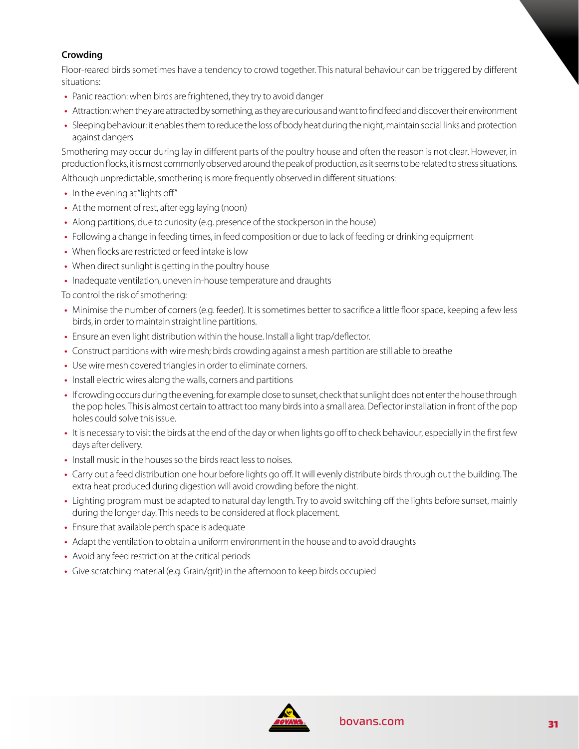### Crowding

Floor-reared birds sometimes have a tendency to crowd together. This natural behaviour can be triggered by different situations:

- Panic reaction: when birds are frightened, they try to avoid danger
- Attraction: when they are attracted by something, as they are curious and want to find feed and discover their environment
- Sleeping behaviour: it enables them to reduce the loss of body heat during the night, maintain social links and protection against dangers

Smothering may occur during lay in different parts of the poultry house and often the reason is not clear. However, in production flocks, it is most commonly observed around the peak of production, as it seems to be related to stress situations.

Although unpredictable, smothering is more frequently observed in different situations:

- In the evening at "lights off"
- At the moment of rest, after egg laying (noon)
- Along partitions, due to curiosity (e.g. presence of the stockperson in the house)
- Following a change in feeding times, in feed composition or due to lack of feeding or drinking equipment
- When flocks are restricted or feed intake is low
- When direct sunlight is getting in the poultry house
- Inadequate ventilation, uneven in-house temperature and draughts

To control the risk of smothering:

- Minimise the number of corners (e.g. feeder). It is sometimes better to sacrifice a little floor space, keeping a few less birds, in order to maintain straight line partitions.
- Ensure an even light distribution within the house. Install a light trap/deflector.
- Construct partitions with wire mesh; birds crowding against a mesh partition are still able to breathe
- Use wire mesh covered triangles in order to eliminate corners.
- Install electric wires along the walls, corners and partitions
- If crowding occurs during the evening, for example close to sunset, check that sunlight does not enter the house through the pop holes. This is almost certain to attract too many birds into a small area. Deflector installation in front of the pop holes could solve this issue.
- It is necessary to visit the birds at the end of the day or when lights go off to check behaviour, especially in the first few days after delivery.
- Install music in the houses so the birds react less to noises.
- Carry out a feed distribution one hour before lights go off. It will evenly distribute birds through out the building. The extra heat produced during digestion will avoid crowding before the night.
- Lighting program must be adapted to natural day length. Try to avoid switching off the lights before sunset, mainly during the longer day. This needs to be considered at flock placement.
- Ensure that available perch space is adequate
- Adapt the ventilation to obtain a uniform environment in the house and to avoid draughts
- Avoid any feed restriction at the critical periods
- Give scratching material (e.g. Grain/grit) in the afternoon to keep birds occupied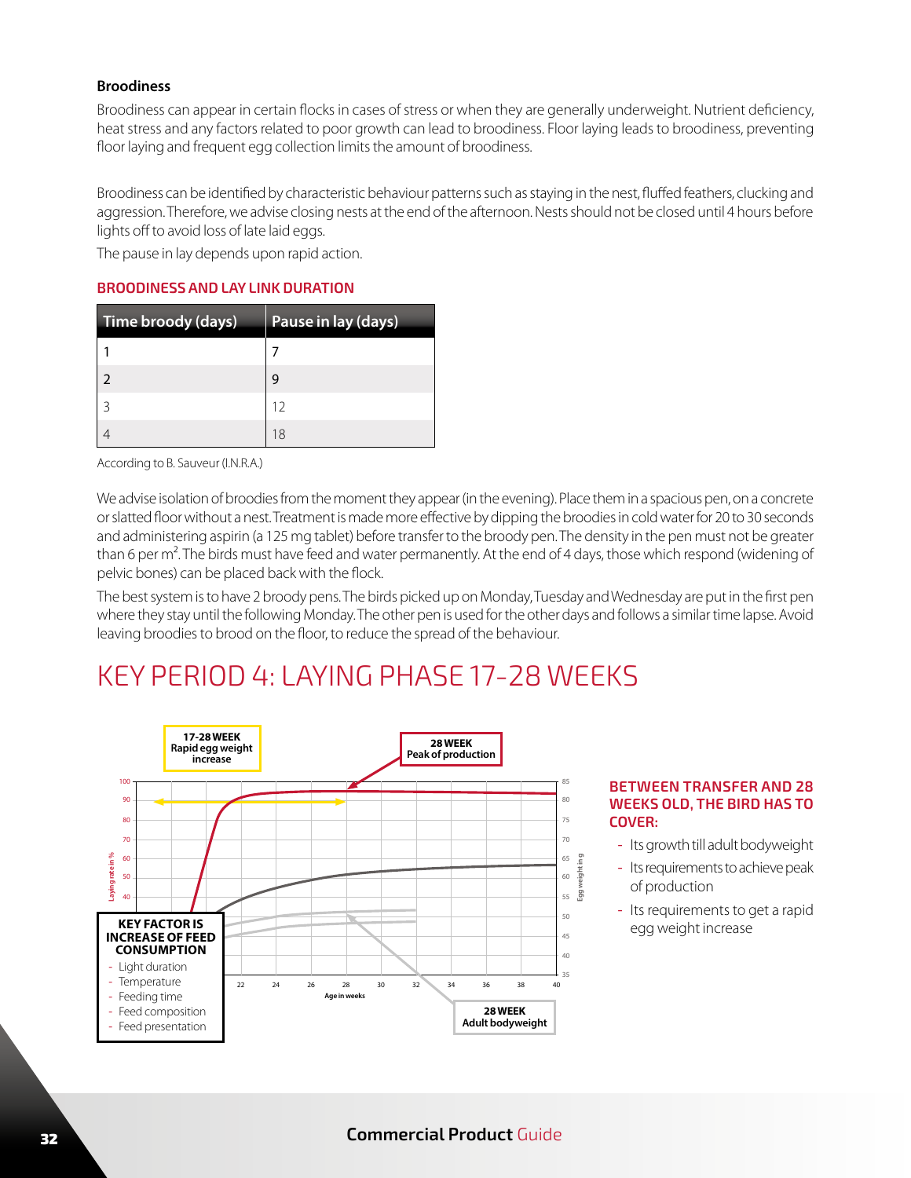### Broodiness

Broodiness can appear in certain flocks in cases of stress or when they are generally underweight. Nutrient deficiency, heat stress and any factors related to poor growth can lead to broodiness. Floor laying leads to broodiness, preventing floor laying and frequent egg collection limits the amount of broodiness.

Broodiness can be identified by characteristic behaviour patterns such as staying in the nest, fluffed feathers, clucking and aggression. Therefore, we advise closing nests at the end of the afternoon. Nests should not be closed until 4 hours before lights off to avoid loss of late laid eggs.

The pause in lay depends upon rapid action.

#### BROODINESS AND LAY LINK DURATION

| Time broody (days) | Pause in lay (days) |
|---|---|
| 1 | 7 |
| 2 | 9 |
| 3 | 12 |
| 4 | 18 |

According to B. Sauveur (I.N.R.A.)

We advise isolation of broodies from the moment they appear (in the evening). Place them in a spacious pen, on a concrete or slatted floor without a nest. Treatment is made more effective by dipping the broodies in cold water for 20 to 30 seconds and administering aspirin (a 125 mg tablet) before transfer to the broody pen. The density in the pen must not be greater than 6 per m$^2$. The birds must have feed and water permanently. At the end of 4 days, those which respond (widening of pelvic bones) can be placed back with the flock.

The best system is to have 2 broody pens. The birds picked up on Monday, Tuesday and Wednesday are put in the first pen where they stay until the following Monday. The other pen is used for the other days and follows a similar time lapse. Avoid leaving broodies to brood on the floor, to reduce the spread of the behaviour.

# KEY PERIOD 4: LAYING PHASE 17-28 WEEKS

**17-28 WEEK** Rapid egg weight increase

**28 WEEK** Peak of production

**28 WEEK** Adult bodyweight

**KEY FACTOR IS INCREASE OF FEED CONSUMPTION**

- Light duration
- Temperature
- Feeding time
- Feed composition
- Feed presentation

#### BETWEEN TRANSFER AND 28 WEEKS OLD, THE BIRD HAS TO COVER:

- Its growth till adult bodyweight
- Its requirements to achieve peak of production
- Its requirements to get a rapid egg weight increase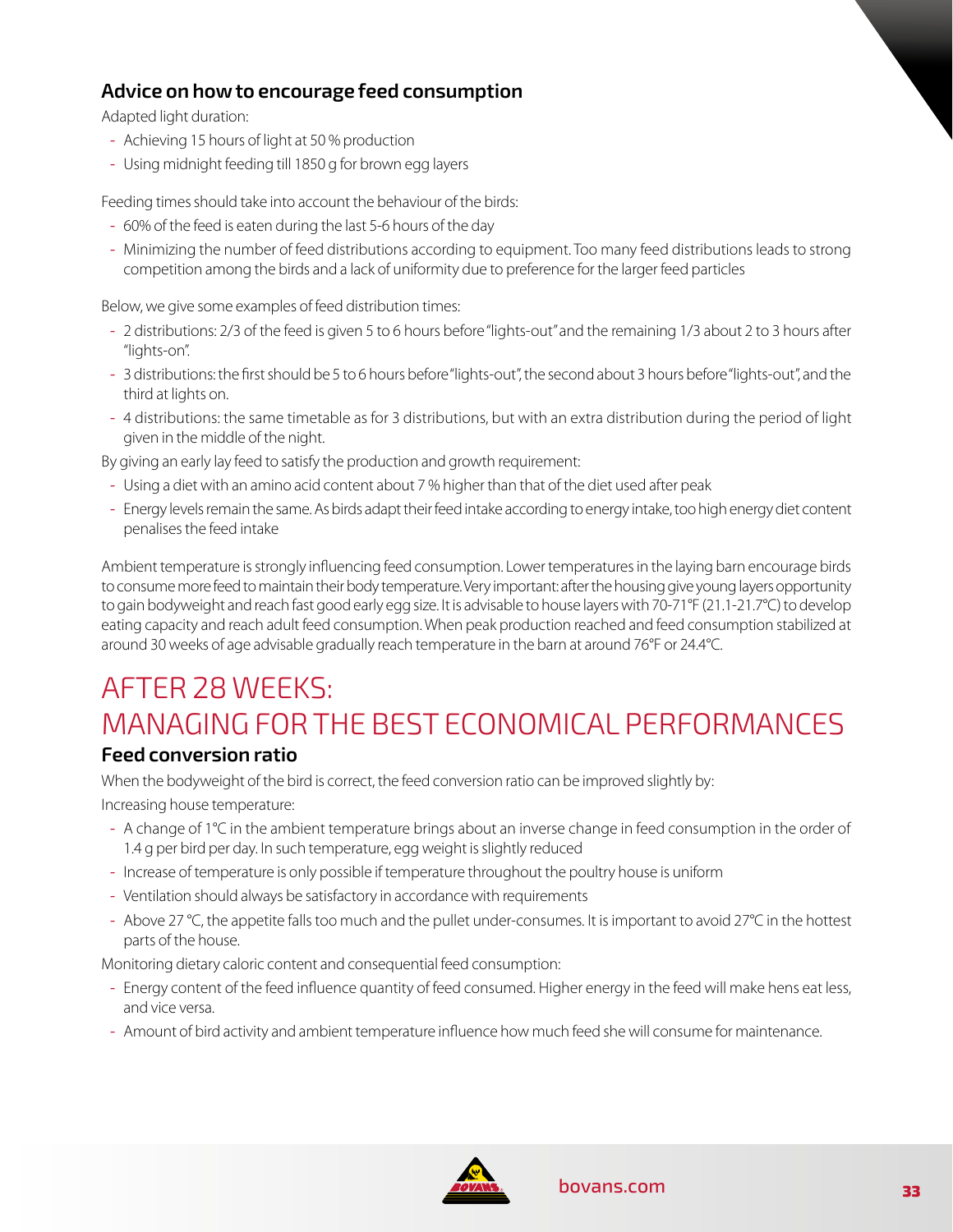### Advice on how to encourage feed consumption

Adapted light duration:

- Achieving 15 hours of light at 50 % production
- Using midnight feeding till 1850 g for brown egg layers

Feeding times should take into account the behaviour of the birds:

- 60% of the feed is eaten during the last 5-6 hours of the day
- Minimizing the number of feed distributions according to equipment. Too many feed distributions leads to strong competition among the birds and a lack of uniformity due to preference for the larger feed particles

Below, we give some examples of feed distribution times:

- 2 distributions: 2/3 of the feed is given 5 to 6 hours before "lights-out" and the remaining 1/3 about 2 to 3 hours after "lights-on".
- 3 distributions: the first should be 5 to 6 hours before "lights-out", the second about 3 hours before "lights-out", and the third at lights on.
- 4 distributions: the same timetable as for 3 distributions, but with an extra distribution during the period of light given in the middle of the night.

By giving an early lay feed to satisfy the production and growth requirement:

- Using a diet with an amino acid content about 7 % higher than that of the diet used after peak
- Energy levels remain the same. As birds adapt their feed intake according to energy intake, too high energy diet content penalises the feed intake

Ambient temperature is strongly influencing feed consumption. Lower temperatures in the laying barn encourage birds to consume more feed to maintain their body temperature. Very important: after the housing give young layers opportunity to gain bodyweight and reach fast good early egg size. It is advisable to house layers with 70-71°F (21.1-21.7°C) to develop eating capacity and reach adult feed consumption. When peak production reached and feed consumption stabilized at around 30 weeks of age advisable gradually reach temperature in the barn at around 76°F or 24.4°C.

# AFTER 28 WEEKS: MANAGING FOR THE BEST ECONOMICAL PERFORMANCES

### Feed conversion ratio

When the bodyweight of the bird is correct, the feed conversion ratio can be improved slightly by:

Increasing house temperature:

- A change of 1°C in the ambient temperature brings about an inverse change in feed consumption in the order of 1.4 g per bird per day. In such temperature, egg weight is slightly reduced
- Increase of temperature is only possible if temperature throughout the poultry house is uniform
- Ventilation should always be satisfactory in accordance with requirements
- Above 27 °C, the appetite falls too much and the pullet under-consumes. It is important to avoid 27°C in the hottest parts of the house.

Monitoring dietary caloric content and consequential feed consumption:

- Energy content of the feed influence quantity of feed consumed. Higher energy in the feed will make hens eat less, and vice versa.
- Amount of bird activity and ambient temperature influence how much feed she will consume for maintenance.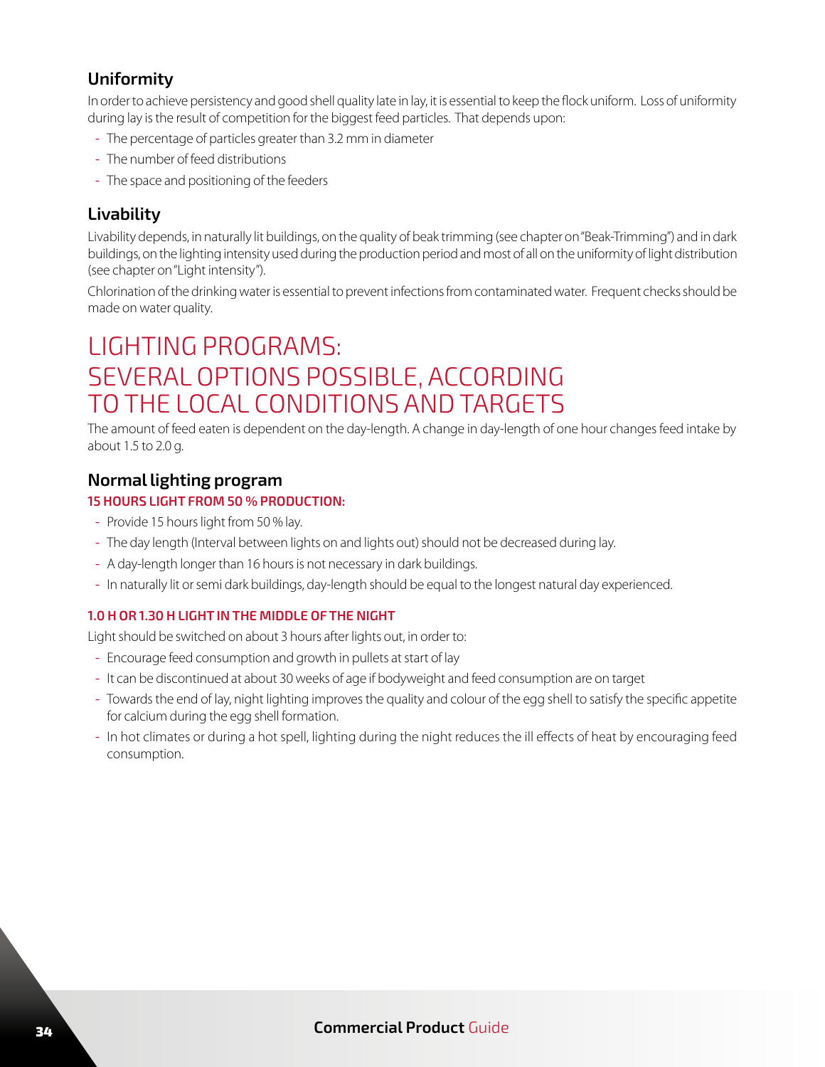## Uniformity

In order to achieve persistency and good shell quality late in lay, it is essential to keep the flock uniform. Loss of uniformity during lay is the result of competition for the biggest feed particles. That depends upon:

- The percentage of particles greater than 3.2 mm in diameter
- The number of feed distributions
- The space and positioning of the feeders

## Livability

Livability depends, in naturally lit buildings, on the quality of beak trimming (see chapter on "Beak-Trimming") and in dark buildings, on the lighting intensity used during the production period and most of all on the uniformity of light distribution (see chapter on "Light intensity").

Chlorination of the drinking water is essential to prevent infections from contaminated water. Frequent checks should be made on water quality.

# LIGHTING PROGRAMS: SEVERAL OPTIONS POSSIBLE, ACCORDING TO THE LOCAL CONDITIONS AND TARGETS

The amount of feed eaten is dependent on the day-length. A change in day-length of one hour changes feed intake by about 1.5 to 2.0 g.

## Normal lighting program

#### 15 HOURS LIGHT FROM 50 % PRODUCTION:

- Provide 15 hours light from 50 % lay.
- The day length (Interval between lights on and lights out) should not be decreased during lay.
- A day-length longer than 16 hours is not necessary in dark buildings.
- In naturally lit or semi dark buildings, day-length should be equal to the longest natural day experienced.

#### 1.0 H OR 1.30 H LIGHT IN THE MIDDLE OF THE NIGHT

Light should be switched on about 3 hours after lights out, in order to:

- Encourage feed consumption and growth in pullets at start of lay
- It can be discontinued at about 30 weeks of age if bodyweight and feed consumption are on target
- Towards the end of lay, night lighting improves the quality and colour of the egg shell to satisfy the specific appetite for calcium during the egg shell formation.
- In hot climates or during a hot spell, lighting during the night reduces the ill effects of heat by encouraging feed consumption.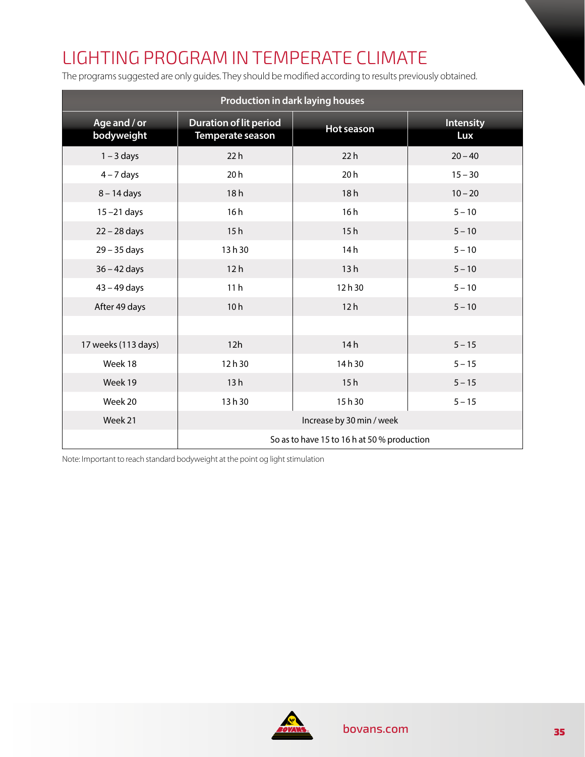# LIGHTING PROGRAM IN TEMPERATE CLIMATE

The programs suggested are only guides. They should be modified according to results previously obtained.

| Production in dark laying houses | | | |
|---|---|---|---|
| **Age and / or bodyweight** | **Duration of lit period Temperate season** | **Hot season** | **Intensity Lux** |
| 1 – 3 days | 22 h | 22 h | 20 – 40 |
| 4 – 7 days | 20 h | 20 h | 15 – 30 |
| 8 – 14 days | 18 h | 18 h | 10 – 20 |
| 15 –21 days | 16 h | 16 h | 5 – 10 |
| 22 – 28 days | 15 h | 15 h | 5 – 10 |
| 29 – 35 days | 13 h 30 | 14 h | 5 – 10 |
| 36 – 42 days | 12 h | 13 h | 5 – 10 |
| 43 – 49 days | 11 h | 12 h 30 | 5 – 10 |
| After 49 days | 10 h | 12 h | 5 – 10 |
| | | | |
| 17 weeks (113 days) | 12h | 14 h | 5 – 15 |
| Week 18 | 12 h 30 | 14 h 30 | 5 – 15 |
| Week 19 | 13 h | 15 h | 5 – 15 |
| Week 20 | 13 h 30 | 15 h 30 | 5 – 15 |
| Week 21 | Increase by 30 min / week | | |
| | So as to have 15 to 16 h at 50 % production | | |

Note: Important to reach standard bodyweight at the point og light stimulation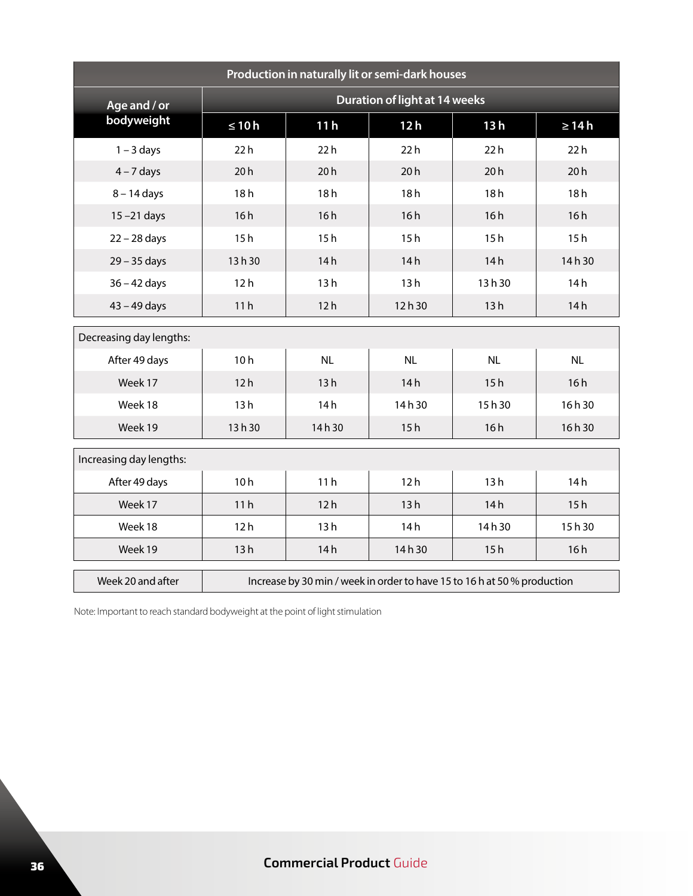| Production in naturally lit or semi-dark houses | | | | | |
|---|---|---|---|---|---|
| Age and / or bodyweight | Duration of light at 14 weeks | | | | |
| | ≤ 10 h | 11 h | 12 h | 13 h | ≥ 14 h |
| 1 – 3 days | 22 h | 22 h | 22 h | 22 h | 22 h |
| 4 – 7 days | 20 h | 20 h | 20 h | 20 h | 20 h |
| 8 – 14 days | 18 h | 18 h | 18 h | 18 h | 18 h |
| 15 –21 days | 16 h | 16 h | 16 h | 16 h | 16 h |
| 22 – 28 days | 15 h | 15 h | 15 h | 15 h | 15 h |
| 29 – 35 days | 13 h 30 | 14 h | 14 h | 14 h | 14 h 30 |
| 36 – 42 days | 12 h | 13 h | 13 h | 13 h 30 | 14 h |
| 43 – 49 days | 11 h | 12 h | 12 h 30 | 13 h | 14 h |
| Decreasing day lengths: | | | | | |
| After 49 days | 10 h | NL | NL | NL | NL |
| Week 17 | 12 h | 13 h | 14 h | 15 h | 16 h |
| Week 18 | 13 h | 14 h | 14 h 30 | 15 h 30 | 16 h 30 |
| Week 19 | 13 h 30 | 14 h 30 | 15 h | 16 h | 16 h 30 |
| Increasing day lengths: | | | | | |
| After 49 days | 10 h | 11 h | 12 h | 13 h | 14 h |
| Week 17 | 11 h | 12 h | 13 h | 14 h | 15 h |
| Week 18 | 12 h | 13 h | 14 h | 14 h 30 | 15 h 30 |
| Week 19 | 13 h | 14 h | 14 h 30 | 15 h | 16 h |
| Week 20 and after | Increase by 30 min / week in order to have 15 to 16 h at 50 % production | | | | |

Note: Important to reach standard bodyweight at the point of light stimulation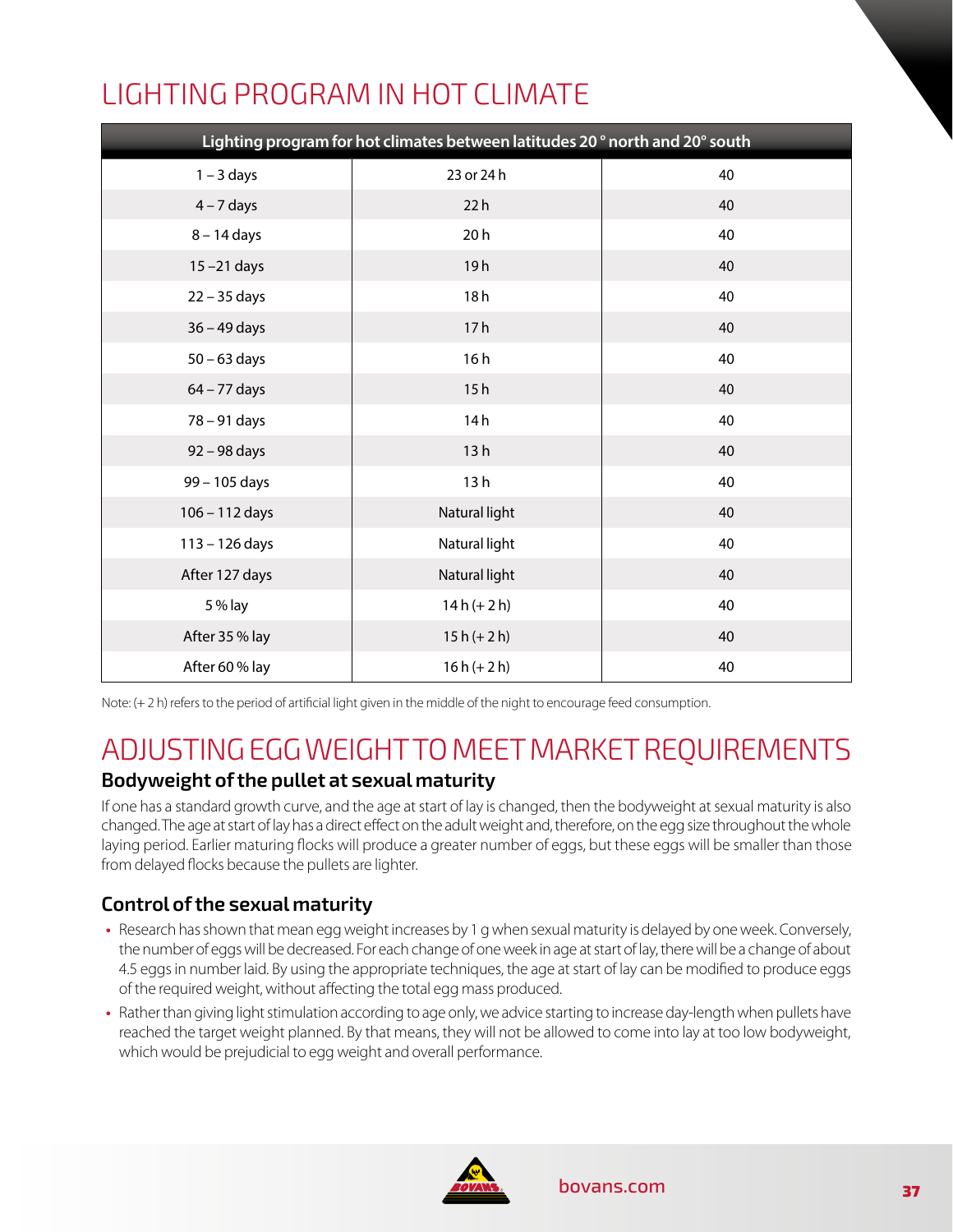# LIGHTING PROGRAM IN HOT CLIMATE

| Lighting program for hot climates between latitudes 20 ° north and 20° south | | |
|---|---|---|
| 1 – 3 days | 23 or 24 h | 40 |
| 4 – 7 days | 22 h | 40 |
| 8 – 14 days | 20 h | 40 |
| 15 –21 days | 19 h | 40 |
| 22 – 35 days | 18 h | 40 |
| 36 – 49 days | 17 h | 40 |
| 50 – 63 days | 16 h | 40 |
| 64 – 77 days | 15 h | 40 |
| 78 – 91 days | 14 h | 40 |
| 92 – 98 days | 13 h | 40 |
| 99 – 105 days | 13 h | 40 |
| 106 – 112 days | Natural light | 40 |
| 113 – 126 days | Natural light | 40 |
| After 127 days | Natural light | 40 |
| 5 % lay | 14 h (+ 2 h) | 40 |
| After 35 % lay | 15 h (+ 2 h) | 40 |
| After 60 % lay | 16 h (+ 2 h) | 40 |

Note: (+ 2 h) refers to the period of artificial light given in the middle of the night to encourage feed consumption.

# ADJUSTING EGG WEIGHT TO MEET MARKET REQUIREMENTS

## Bodyweight of the pullet at sexual maturity

If one has a standard growth curve, and the age at start of lay is changed, then the bodyweight at sexual maturity is also changed. The age at start of lay has a direct effect on the adult weight and, therefore, on the egg size throughout the whole laying period. Earlier maturing flocks will produce a greater number of eggs, but these eggs will be smaller than those from delayed flocks because the pullets are lighter.

## Control of the sexual maturity

- Research has shown that mean egg weight increases by 1 g when sexual maturity is delayed by one week. Conversely, the number of eggs will be decreased. For each change of one week in age at start of lay, there will be a change of about 4.5 eggs in number laid. By using the appropriate techniques, the age at start of lay can be modified to produce eggs of the required weight, without affecting the total egg mass produced.
- Rather than giving light stimulation according to age only, we advice starting to increase day-length when pullets have reached the target weight planned. By that means, they will not be allowed to come into lay at too low bodyweight, which would be prejudicial to egg weight and overall performance.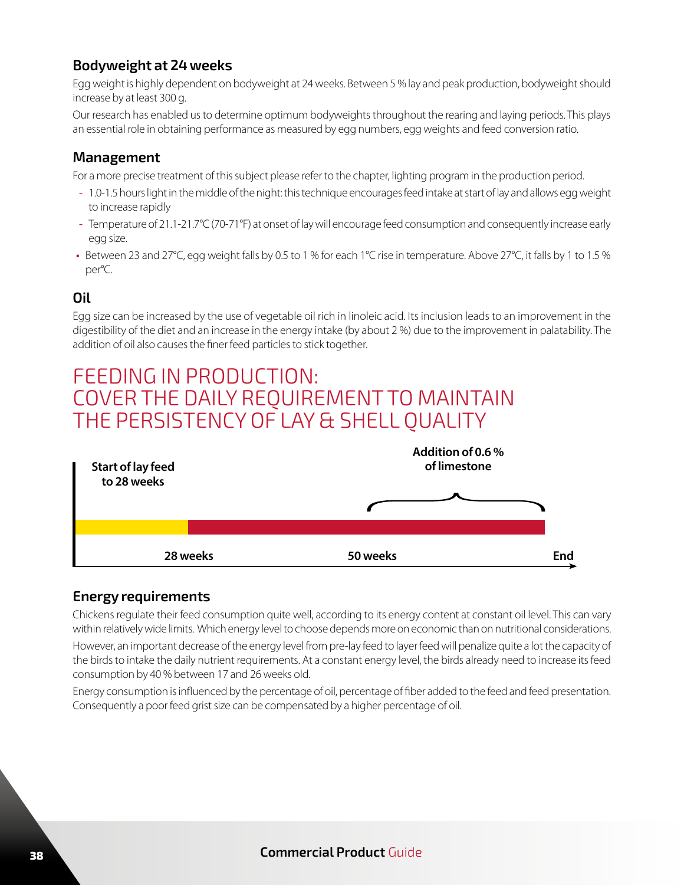## Bodyweight at 24 weeks

Egg weight is highly dependent on bodyweight at 24 weeks. Between 5 % lay and peak production, bodyweight should increase by at least 300 g.

Our research has enabled us to determine optimum bodyweights throughout the rearing and laying periods. This plays an essential role in obtaining performance as measured by egg numbers, egg weights and feed conversion ratio.

## Management

For a more precise treatment of this subject please refer to the chapter, lighting program in the production period.

- 1.0-1.5 hours light in the middle of the night: this technique encourages feed intake at start of lay and allows egg weight to increase rapidly
- Temperature of 21.1-21.7°C (70-71°F) at onset of lay will encourage feed consumption and consequently increase early egg size.
- Between 23 and 27°C, egg weight falls by 0.5 to 1 % for each 1°C rise in temperature. Above 27°C, it falls by 1 to 1.5 % per°C.

## Oil

Egg size can be increased by the use of vegetable oil rich in linoleic acid. Its inclusion leads to an improvement in the digestibility of the diet and an increase in the energy intake (by about 2 %) due to the improvement in palatability. The addition of oil also causes the finer feed particles to stick together.

# FEEDING IN PRODUCTION: COVER THE DAILY REQUIREMENT TO MAINTAIN THE PERSISTENCY OF LAY & SHELL QUALITY

**Start of lay feed to 28 weeks**

**Addition of 0.6 % of limestone**

**28 weeks** **50 weeks** **End**

## Energy requirements

Chickens regulate their feed consumption quite well, according to its energy content at constant oil level. This can vary within relatively wide limits. Which energy level to choose depends more on economic than on nutritional considerations.

However, an important decrease of the energy level from pre-lay feed to layer feed will penalize quite a lot the capacity of the birds to intake the daily nutrient requirements. At a constant energy level, the birds already need to increase its feed consumption by 40 % between 17 and 26 weeks old.

Energy consumption is influenced by the percentage of oil, percentage of fiber added to the feed and feed presentation. Consequently a poor feed grist size can be compensated by a higher percentage of oil.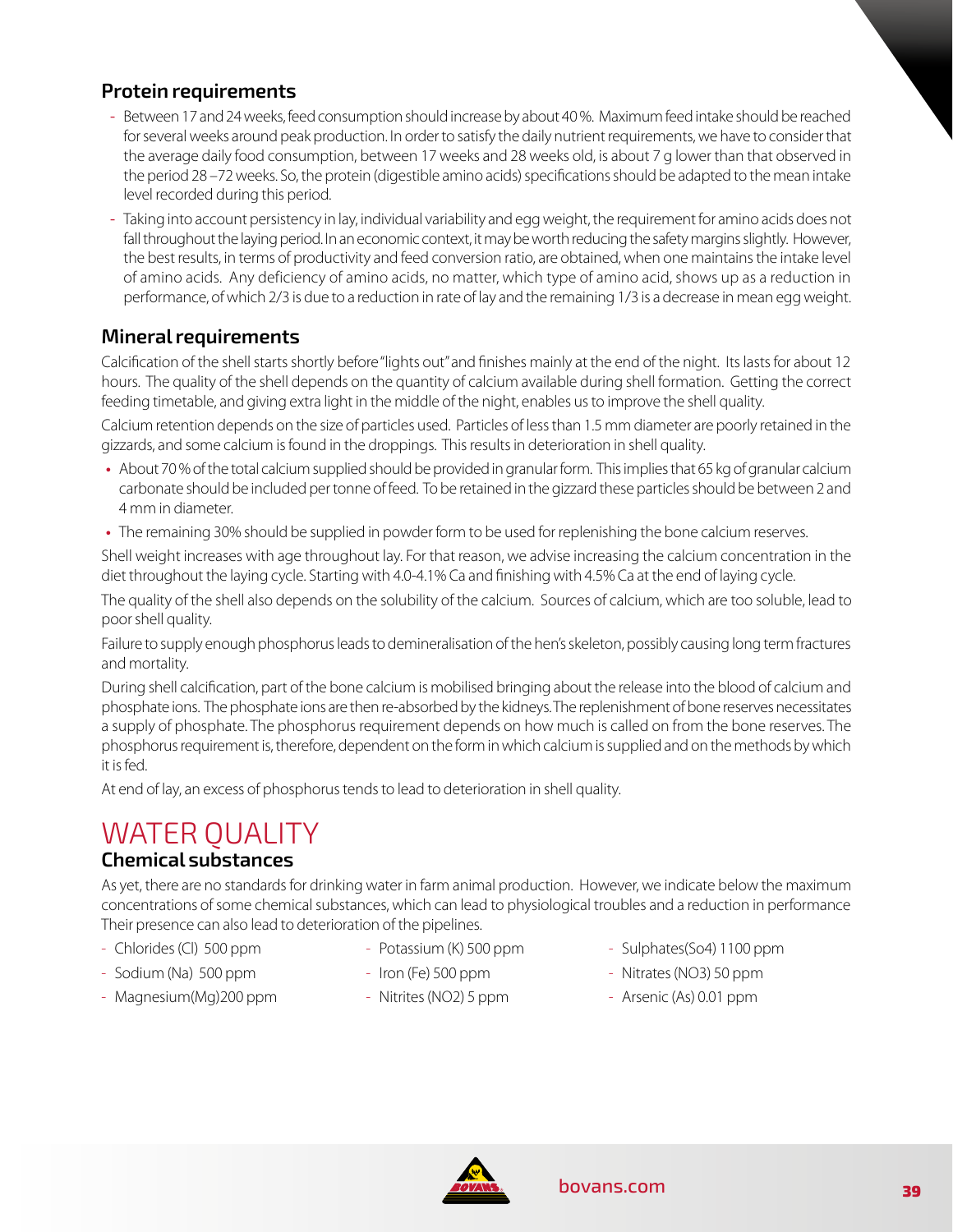## Protein requirements

- Between 17 and 24 weeks, feed consumption should increase by about 40 %. Maximum feed intake should be reached for several weeks around peak production. In order to satisfy the daily nutrient requirements, we have to consider that the average daily food consumption, between 17 weeks and 28 weeks old, is about 7 g lower than that observed in the period 28 –72 weeks. So, the protein (digestible amino acids) specifications should be adapted to the mean intake level recorded during this period.
- Taking into account persistency in lay, individual variability and egg weight, the requirement for amino acids does not fall throughout the laying period. In an economic context, it may be worth reducing the safety margins slightly. However, the best results, in terms of productivity and feed conversion ratio, are obtained, when one maintains the intake level of amino acids. Any deficiency of amino acids, no matter, which type of amino acid, shows up as a reduction in performance, of which 2/3 is due to a reduction in rate of lay and the remaining 1/3 is a decrease in mean egg weight.

## Mineral requirements

Calcification of the shell starts shortly before "lights out" and finishes mainly at the end of the night. Its lasts for about 12 hours. The quality of the shell depends on the quantity of calcium available during shell formation. Getting the correct feeding timetable, and giving extra light in the middle of the night, enables us to improve the shell quality.

Calcium retention depends on the size of particles used. Particles of less than 1.5 mm diameter are poorly retained in the gizzards, and some calcium is found in the droppings. This results in deterioration in shell quality.

- About 70 % of the total calcium supplied should be provided in granular form. This implies that 65 kg of granular calcium carbonate should be included per tonne of feed. To be retained in the gizzard these particles should be between 2 and 4 mm in diameter.
- The remaining 30% should be supplied in powder form to be used for replenishing the bone calcium reserves.

Shell weight increases with age throughout lay. For that reason, we advise increasing the calcium concentration in the diet throughout the laying cycle. Starting with 4.0-4.1% Ca and finishing with 4.5% Ca at the end of laying cycle.

The quality of the shell also depends on the solubility of the calcium. Sources of calcium, which are too soluble, lead to poor shell quality.

Failure to supply enough phosphorus leads to demineralisation of the hen's skeleton, possibly causing long term fractures and mortality.

During shell calcification, part of the bone calcium is mobilised bringing about the release into the blood of calcium and phosphate ions. The phosphate ions are then re-absorbed by the kidneys. The replenishment of bone reserves necessitates a supply of phosphate. The phosphorus requirement depends on how much is called on from the bone reserves. The phosphorus requirement is, therefore, dependent on the form in which calcium is supplied and on the methods by which it is fed.

At end of lay, an excess of phosphorus tends to lead to deterioration in shell quality.

# WATER QUALITY

## Chemical substances

As yet, there are no standards for drinking water in farm animal production. However, we indicate below the maximum concentrations of some chemical substances, which can lead to physiological troubles and a reduction in performance Their presence can also lead to deterioration of the pipelines.

- Chlorides (Cl) 500 ppm
- Sodium (Na) 500 ppm
- Magnesium(Mg)200 ppm
- Potassium (K) 500 ppm
- Iron (Fe) 500 ppm
- Nitrites (NO2) 5 ppm
- Sulphates(So4) 1100 ppm
- Nitrates (NO3) 50 ppm
- Arsenic (As) 0.01 ppm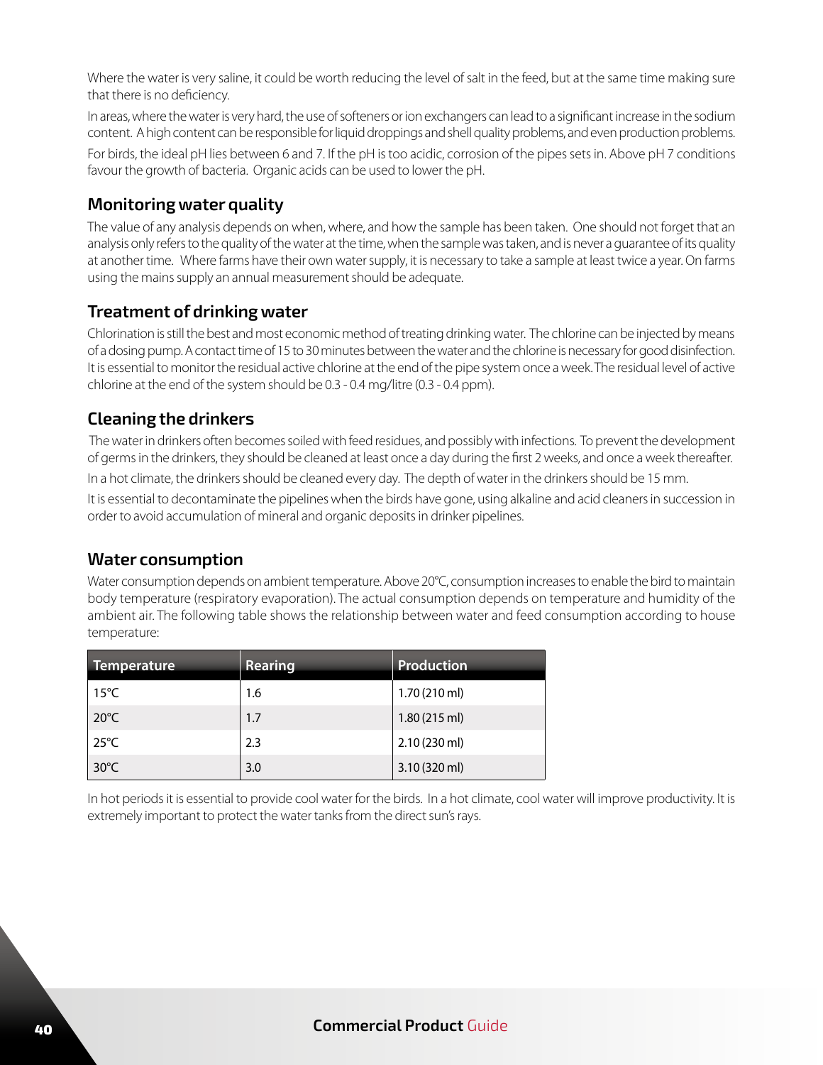Where the water is very saline, it could be worth reducing the level of salt in the feed, but at the same time making sure that there is no deficiency.

In areas, where the water is very hard, the use of softeners or ion exchangers can lead to a significant increase in the sodium content. A high content can be responsible for liquid droppings and shell quality problems, and even production problems.

For birds, the ideal pH lies between 6 and 7. If the pH is too acidic, corrosion of the pipes sets in. Above pH 7 conditions favour the growth of bacteria. Organic acids can be used to lower the pH.

## Monitoring water quality

The value of any analysis depends on when, where, and how the sample has been taken. One should not forget that an analysis only refers to the quality of the water at the time, when the sample was taken, and is never a guarantee of its quality at another time. Where farms have their own water supply, it is necessary to take a sample at least twice a year. On farms using the mains supply an annual measurement should be adequate.

## Treatment of drinking water

Chlorination is still the best and most economic method of treating drinking water. The chlorine can be injected by means of a dosing pump. A contact time of 15 to 30 minutes between the water and the chlorine is necessary for good disinfection. It is essential to monitor the residual active chlorine at the end of the pipe system once a week. The residual level of active chlorine at the end of the system should be 0.3 - 0.4 mg/litre (0.3 - 0.4 ppm).

## Cleaning the drinkers

The water in drinkers often becomes soiled with feed residues, and possibly with infections. To prevent the development of germs in the drinkers, they should be cleaned at least once a day during the first 2 weeks, and once a week thereafter.

In a hot climate, the drinkers should be cleaned every day. The depth of water in the drinkers should be 15 mm.

It is essential to decontaminate the pipelines when the birds have gone, using alkaline and acid cleaners in succession in order to avoid accumulation of mineral and organic deposits in drinker pipelines.

## Water consumption

Water consumption depends on ambient temperature. Above 20°C, consumption increases to enable the bird to maintain body temperature (respiratory evaporation). The actual consumption depends on temperature and humidity of the ambient air. The following table shows the relationship between water and feed consumption according to house temperature:

| Temperature | Rearing | Production |
|---|---|---|
| 15°C | 1.6 | 1.70 (210 ml) |
| 20°C | 1.7 | 1.80 (215 ml) |
| 25°C | 2.3 | 2.10 (230 ml) |
| 30°C | 3.0 | 3.10 (320 ml) |

In hot periods it is essential to provide cool water for the birds. In a hot climate, cool water will improve productivity. It is extremely important to protect the water tanks from the direct sun's rays.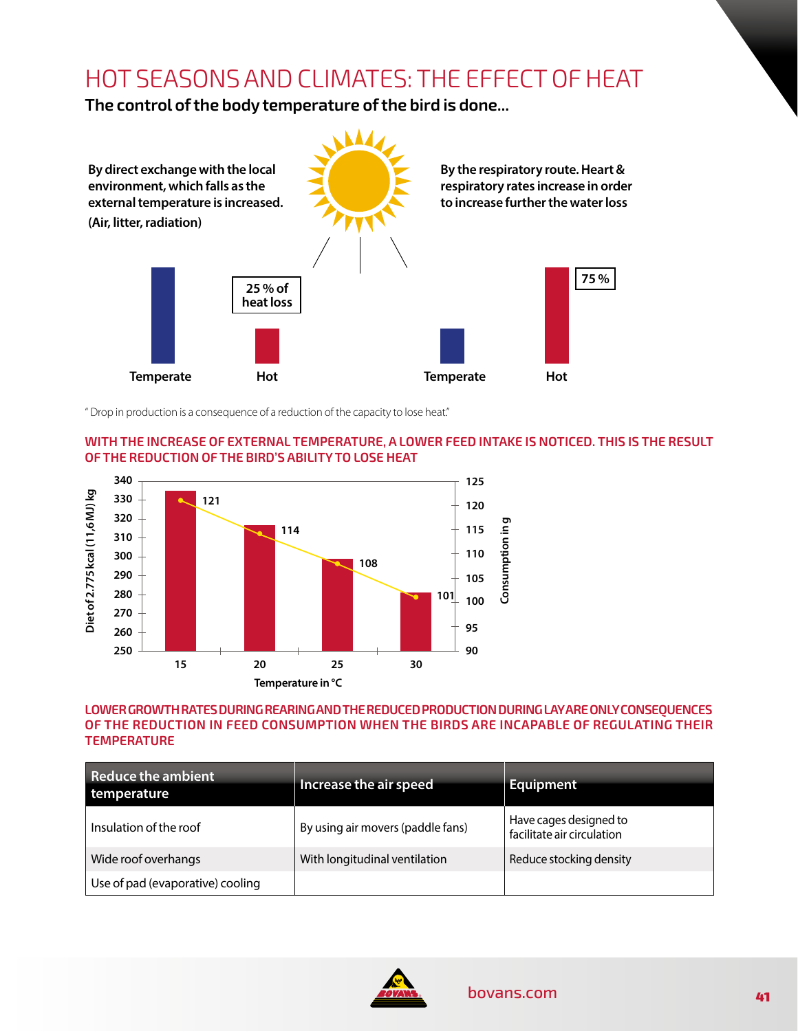# HOT SEASONS AND CLIMATES: THE EFFECT OF HEAT

**The control of the body temperature of the bird is done...**

**By direct exchange with the local environment, which falls as the external temperature is increased.**
**(Air, litter, radiation)**

Temperate | Hot — **25 % of heat loss**

**By the respiratory route. Heart & respiratory rates increase in order to increase further the water loss**

Temperate | Hot — **75 %**

" Drop in production is a consequence of a reduction of the capacity to lose heat."

## WITH THE INCREASE OF EXTERNAL TEMPERATURE, A LOWER FEED INTAKE IS NOTICED. THIS IS THE RESULT OF THE REDUCTION OF THE BIRD'S ABILITY TO LOSE HEAT

| Temperature in °C | Consumption in g |
|---|---|
| 15 | 121 |
| 20 | 114 |
| 25 | 108 |
| 30 | 101 |

Left axis: Diet of 2.775 kcal (11,6 MJ) kg (250–340); right axis: Consumption in g (90–125).

## LOWER GROWTH RATES DURING REARING AND THE REDUCED PRODUCTION DURING LAY ARE ONLY CONSEQUENCES OF THE REDUCTION IN FEED CONSUMPTION WHEN THE BIRDS ARE INCAPABLE OF REGULATING THEIR TEMPERATURE

| Reduce the ambient temperature | Increase the air speed | Equipment |
|---|---|---|
| Insulation of the roof | By using air movers (paddle fans) | Have cages designed to facilitate air circulation |
| Wide roof overhangs | With longitudinal ventilation | Reduce stocking density |
| Use of pad (evaporative) cooling | | |

bovans.com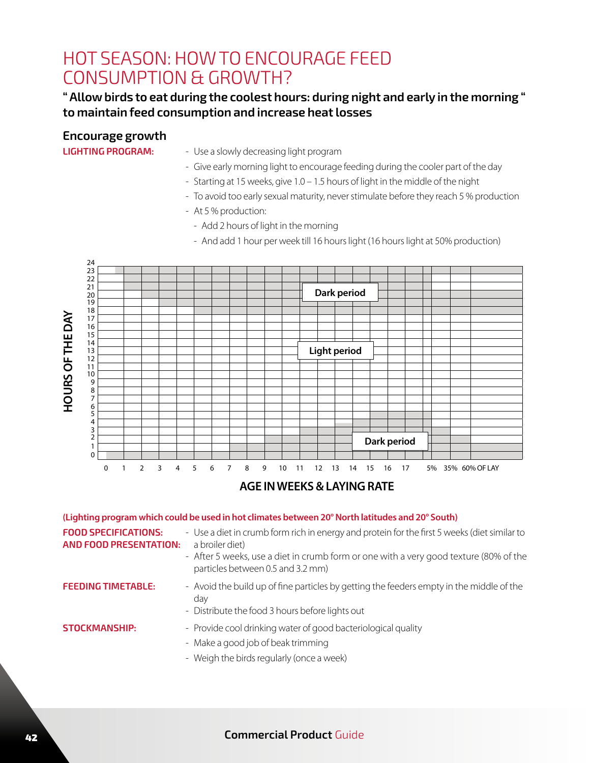# HOT SEASON: HOW TO ENCOURAGE FEED CONSUMPTION & GROWTH?

**" Allow birds to eat during the coolest hours: during night and early in the morning " to maintain feed consumption and increase heat losses**

## Encourage growth

**LIGHTING PROGRAM:**

- Use a slowly decreasing light program
- Give early morning light to encourage feeding during the cooler part of the day
- Starting at 15 weeks, give 1.0 – 1.5 hours of light in the middle of the night
- To avoid too early sexual maturity, never stimulate before they reach 5 % production
- At 5 % production:
  - Add 2 hours of light in the morning
  - And add 1 hour per week till 16 hours light (16 hours light at 50% production)

HOURS OF THE DAY

Dark period

Light period

Dark period

0 1 2 3 4 5 6 7 8 9 10 11 12 13 14 15 16 17 5% 35% 60% OF LAY

**AGE IN WEEKS & LAYING RATE**

**(Lighting program which could be used in hot climates between 20° North latitudes and 20° South)**

**FOOD SPECIFICATIONS: AND FOOD PRESENTATION:**

- Use a diet in crumb form rich in energy and protein for the first 5 weeks (diet similar to a broiler diet)
- After 5 weeks, use a diet in crumb form or one with a very good texture (80% of the particles between 0.5 and 3.2 mm)

**FEEDING TIMETABLE:**

- Avoid the build up of fine particles by getting the feeders empty in the middle of the day
- Distribute the food 3 hours before lights out

**STOCKMANSHIP:**

- Provide cool drinking water of good bacteriological quality
- Make a good job of beak trimming
- Weigh the birds regularly (once a week)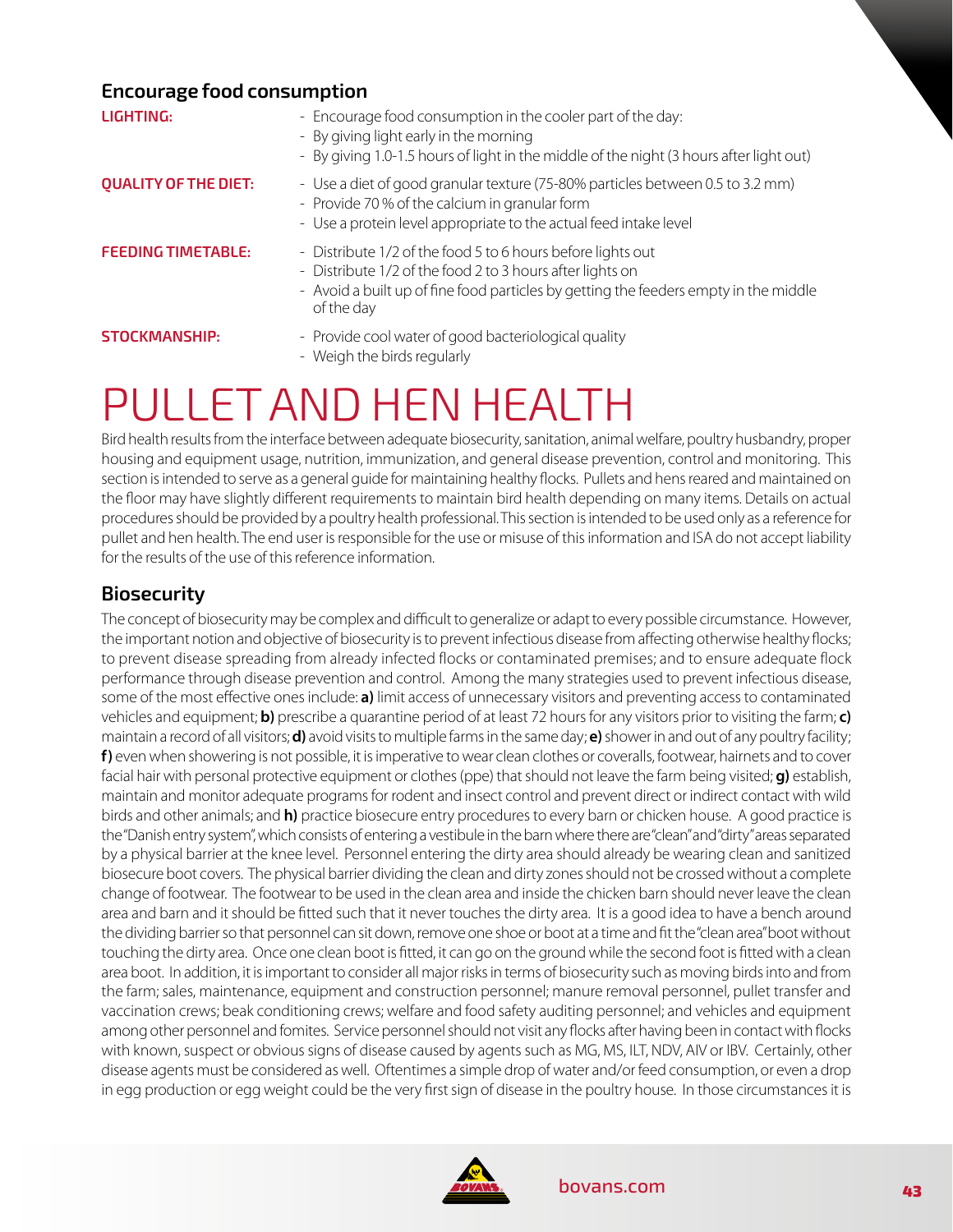## Encourage food consumption

**LIGHTING:**

- Encourage food consumption in the cooler part of the day:
- By giving light early in the morning
- By giving 1.0-1.5 hours of light in the middle of the night (3 hours after light out)

**QUALITY OF THE DIET:**

- Use a diet of good granular texture (75-80% particles between 0.5 to 3.2 mm)
- Provide 70 % of the calcium in granular form
- Use a protein level appropriate to the actual feed intake level

**FEEDING TIMETABLE:**

- Distribute 1/2 of the food 5 to 6 hours before lights out
- Distribute 1/2 of the food 2 to 3 hours after lights on
- Avoid a built up of fine food particles by getting the feeders empty in the middle of the day

**STOCKMANSHIP:**

- Provide cool water of good bacteriological quality
- Weigh the birds regularly

# PULLET AND HEN HEALTH

Bird health results from the interface between adequate biosecurity, sanitation, animal welfare, poultry husbandry, proper housing and equipment usage, nutrition, immunization, and general disease prevention, control and monitoring. This section is intended to serve as a general guide for maintaining healthy flocks. Pullets and hens reared and maintained on the floor may have slightly different requirements to maintain bird health depending on many items. Details on actual procedures should be provided by a poultry health professional. This section is intended to be used only as a reference for pullet and hen health. The end user is responsible for the use or misuse of this information and ISA do not accept liability for the results of the use of this reference information.

## Biosecurity

The concept of biosecurity may be complex and difficult to generalize or adapt to every possible circumstance. However, the important notion and objective of biosecurity is to prevent infectious disease from affecting otherwise healthy flocks; to prevent disease spreading from already infected flocks or contaminated premises; and to ensure adequate flock performance through disease prevention and control. Among the many strategies used to prevent infectious disease, some of the most effective ones include: **a)** limit access of unnecessary visitors and preventing access to contaminated vehicles and equipment; **b)** prescribe a quarantine period of at least 72 hours for any visitors prior to visiting the farm; **c)** maintain a record of all visitors; **d)** avoid visits to multiple farms in the same day; **e)** shower in and out of any poultry facility; **f)** even when showering is not possible, it is imperative to wear clean clothes or coveralls, footwear, hairnets and to cover facial hair with personal protective equipment or clothes (ppe) that should not leave the farm being visited; **g)** establish, maintain and monitor adequate programs for rodent and insect control and prevent direct or indirect contact with wild birds and other animals; and **h)** practice biosecure entry procedures to every barn or chicken house. A good practice is the "Danish entry system", which consists of entering a vestibule in the barn where there are "clean" and "dirty" areas separated by a physical barrier at the knee level. Personnel entering the dirty area should already be wearing clean and sanitized biosecure boot covers. The physical barrier dividing the clean and dirty zones should not be crossed without a complete change of footwear. The footwear to be used in the clean area and inside the chicken barn should never leave the clean area and barn and it should be fitted such that it never touches the dirty area. It is a good idea to have a bench around the dividing barrier so that personnel can sit down, remove one shoe or boot at a time and fit the "clean area" boot without touching the dirty area. Once one clean boot is fitted, it can go on the ground while the second foot is fitted with a clean area boot. In addition, it is important to consider all major risks in terms of biosecurity such as moving birds into and from the farm; sales, maintenance, equipment and construction personnel; manure removal personnel, pullet transfer and vaccination crews; beak conditioning crews; welfare and food safety auditing personnel; and vehicles and equipment among other personnel and fomites. Service personnel should not visit any flocks after having been in contact with flocks with known, suspect or obvious signs of disease caused by agents such as MG, MS, ILT, NDV, AIV or IBV. Certainly, other disease agents must be considered as well. Oftentimes a simple drop of water and/or feed consumption, or even a drop in egg production or egg weight could be the very first sign of disease in the poultry house. In those circumstances it is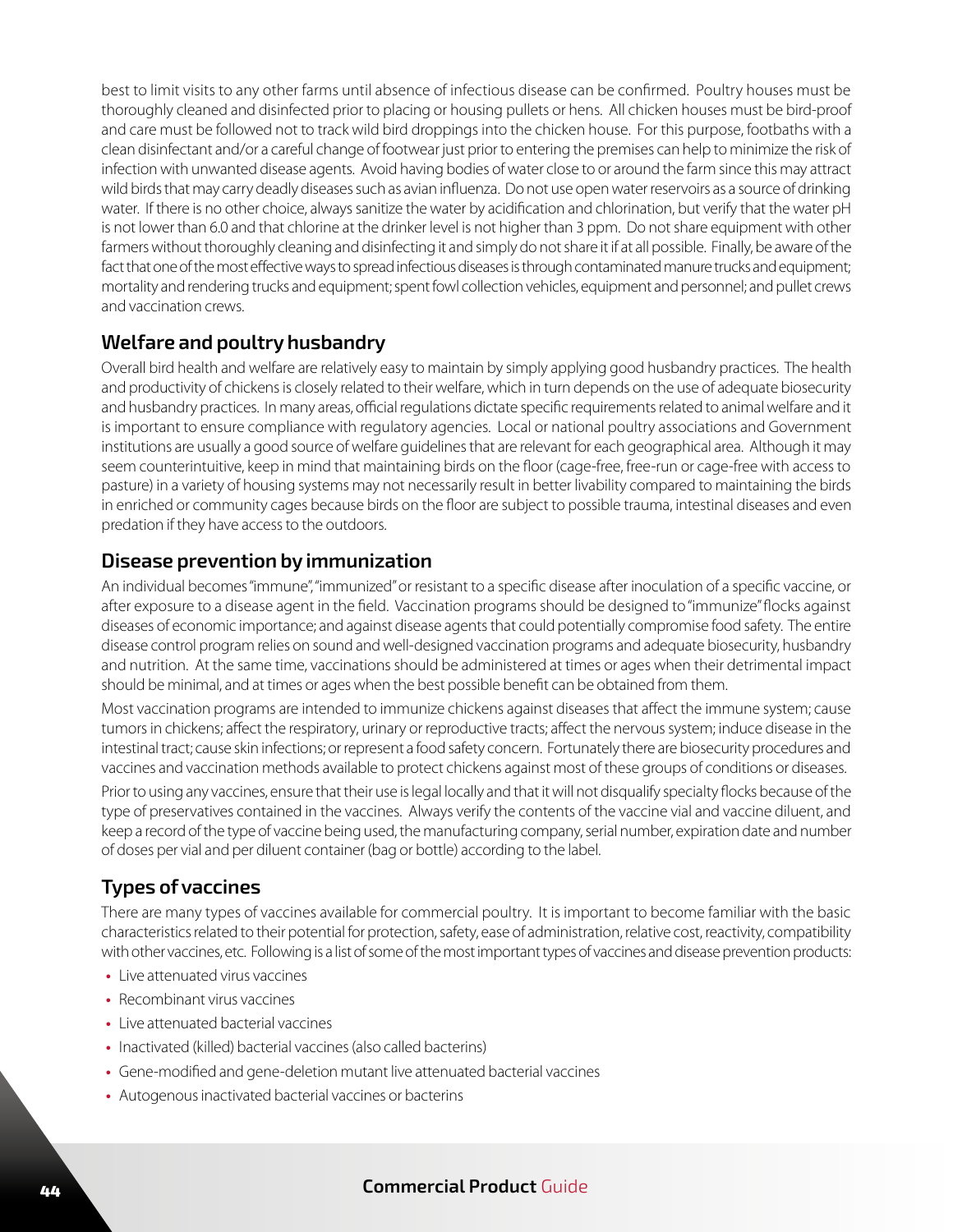best to limit visits to any other farms until absence of infectious disease can be confirmed. Poultry houses must be thoroughly cleaned and disinfected prior to placing or housing pullets or hens. All chicken houses must be bird-proof and care must be followed not to track wild bird droppings into the chicken house. For this purpose, footbaths with a clean disinfectant and/or a careful change of footwear just prior to entering the premises can help to minimize the risk of infection with unwanted disease agents. Avoid having bodies of water close to or around the farm since this may attract wild birds that may carry deadly diseases such as avian influenza. Do not use open water reservoirs as a source of drinking water. If there is no other choice, always sanitize the water by acidification and chlorination, but verify that the water pH is not lower than 6.0 and that chlorine at the drinker level is not higher than 3 ppm. Do not share equipment with other farmers without thoroughly cleaning and disinfecting it and simply do not share it if at all possible. Finally, be aware of the fact that one of the most effective ways to spread infectious diseases is through contaminated manure trucks and equipment; mortality and rendering trucks and equipment; spent fowl collection vehicles, equipment and personnel; and pullet crews and vaccination crews.

## Welfare and poultry husbandry

Overall bird health and welfare are relatively easy to maintain by simply applying good husbandry practices. The health and productivity of chickens is closely related to their welfare, which in turn depends on the use of adequate biosecurity and husbandry practices. In many areas, official regulations dictate specific requirements related to animal welfare and it is important to ensure compliance with regulatory agencies. Local or national poultry associations and Government institutions are usually a good source of welfare guidelines that are relevant for each geographical area. Although it may seem counterintuitive, keep in mind that maintaining birds on the floor (cage-free, free-run or cage-free with access to pasture) in a variety of housing systems may not necessarily result in better livability compared to maintaining the birds in enriched or community cages because birds on the floor are subject to possible trauma, intestinal diseases and even predation if they have access to the outdoors.

## Disease prevention by immunization

An individual becomes "immune", "immunized" or resistant to a specific disease after inoculation of a specific vaccine, or after exposure to a disease agent in the field. Vaccination programs should be designed to "immunize" flocks against diseases of economic importance; and against disease agents that could potentially compromise food safety. The entire disease control program relies on sound and well-designed vaccination programs and adequate biosecurity, husbandry and nutrition. At the same time, vaccinations should be administered at times or ages when their detrimental impact should be minimal, and at times or ages when the best possible benefit can be obtained from them.

Most vaccination programs are intended to immunize chickens against diseases that affect the immune system; cause tumors in chickens; affect the respiratory, urinary or reproductive tracts; affect the nervous system; induce disease in the intestinal tract; cause skin infections; or represent a food safety concern. Fortunately there are biosecurity procedures and vaccines and vaccination methods available to protect chickens against most of these groups of conditions or diseases.

Prior to using any vaccines, ensure that their use is legal locally and that it will not disqualify specialty flocks because of the type of preservatives contained in the vaccines. Always verify the contents of the vaccine vial and vaccine diluent, and keep a record of the type of vaccine being used, the manufacturing company, serial number, expiration date and number of doses per vial and per diluent container (bag or bottle) according to the label.

## Types of vaccines

There are many types of vaccines available for commercial poultry. It is important to become familiar with the basic characteristics related to their potential for protection, safety, ease of administration, relative cost, reactivity, compatibility with other vaccines, etc. Following is a list of some of the most important types of vaccines and disease prevention products:

- Live attenuated virus vaccines
- Recombinant virus vaccines
- Live attenuated bacterial vaccines
- Inactivated (killed) bacterial vaccines (also called bacterins)
- Gene-modified and gene-deletion mutant live attenuated bacterial vaccines
- Autogenous inactivated bacterial vaccines or bacterins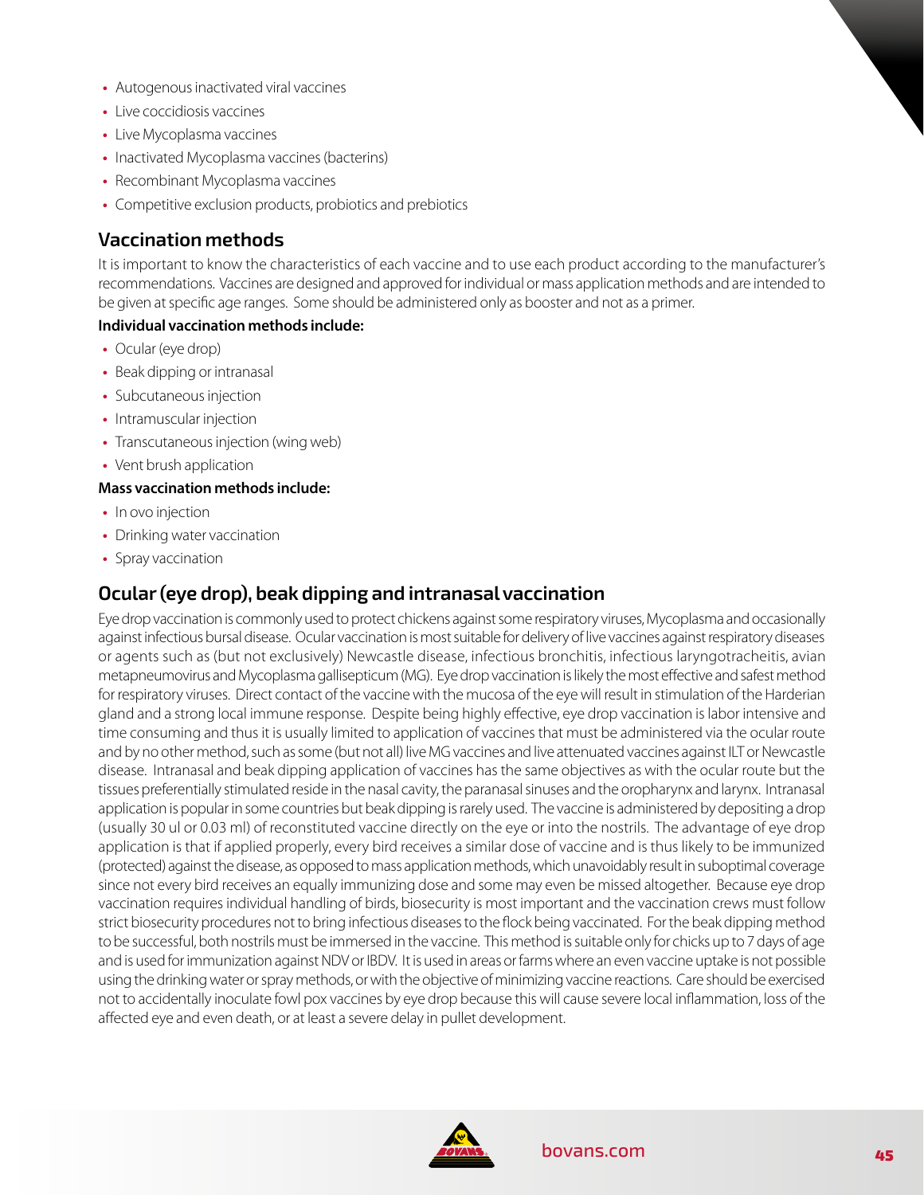- Autogenous inactivated viral vaccines
- Live coccidiosis vaccines
- Live Mycoplasma vaccines
- Inactivated Mycoplasma vaccines (bacterins)
- Recombinant Mycoplasma vaccines
- Competitive exclusion products, probiotics and prebiotics

## Vaccination methods

It is important to know the characteristics of each vaccine and to use each product according to the manufacturer's recommendations. Vaccines are designed and approved for individual or mass application methods and are intended to be given at specific age ranges. Some should be administered only as booster and not as a primer.

**Individual vaccination methods include:**

- Ocular (eye drop)
- Beak dipping or intranasal
- Subcutaneous injection
- Intramuscular injection
- Transcutaneous injection (wing web)
- Vent brush application

**Mass vaccination methods include:**

- In ovo injection
- Drinking water vaccination
- Spray vaccination

## Ocular (eye drop), beak dipping and intranasal vaccination

Eye drop vaccination is commonly used to protect chickens against some respiratory viruses, Mycoplasma and occasionally against infectious bursal disease. Ocular vaccination is most suitable for delivery of live vaccines against respiratory diseases or agents such as (but not exclusively) Newcastle disease, infectious bronchitis, infectious laryngotracheitis, avian metapneumovirus and Mycoplasma gallisepticum (MG). Eye drop vaccination is likely the most effective and safest method for respiratory viruses. Direct contact of the vaccine with the mucosa of the eye will result in stimulation of the Harderian gland and a strong local immune response. Despite being highly effective, eye drop vaccination is labor intensive and time consuming and thus it is usually limited to application of vaccines that must be administered via the ocular route and by no other method, such as some (but not all) live MG vaccines and live attenuated vaccines against ILT or Newcastle disease. Intranasal and beak dipping application of vaccines has the same objectives as with the ocular route but the tissues preferentially stimulated reside in the nasal cavity, the paranasal sinuses and the oropharynx and larynx. Intranasal application is popular in some countries but beak dipping is rarely used. The vaccine is administered by depositing a drop (usually 30 ul or 0.03 ml) of reconstituted vaccine directly on the eye or into the nostrils. The advantage of eye drop application is that if applied properly, every bird receives a similar dose of vaccine and is thus likely to be immunized (protected) against the disease, as opposed to mass application methods, which unavoidably result in suboptimal coverage since not every bird receives an equally immunizing dose and some may even be missed altogether. Because eye drop vaccination requires individual handling of birds, biosecurity is most important and the vaccination crews must follow strict biosecurity procedures not to bring infectious diseases to the flock being vaccinated. For the beak dipping method to be successful, both nostrils must be immersed in the vaccine. This method is suitable only for chicks up to 7 days of age and is used for immunization against NDV or IBDV. It is used in areas or farms where an even vaccine uptake is not possible using the drinking water or spray methods, or with the objective of minimizing vaccine reactions. Care should be exercised not to accidentally inoculate fowl pox vaccines by eye drop because this will cause severe local inflammation, loss of the affected eye and even death, or at least a severe delay in pullet development.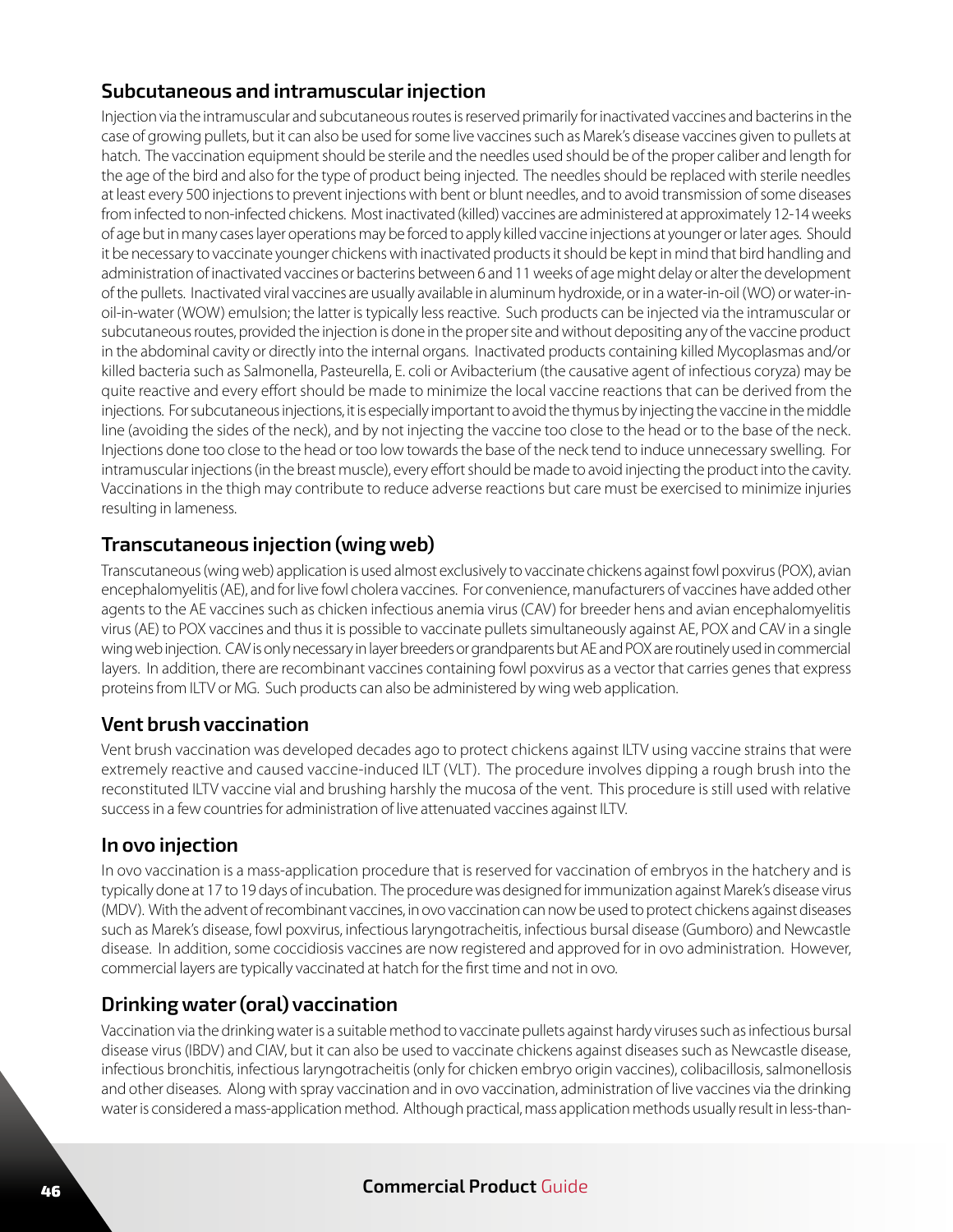## Subcutaneous and intramuscular injection

Injection via the intramuscular and subcutaneous routes is reserved primarily for inactivated vaccines and bacterins in the case of growing pullets, but it can also be used for some live vaccines such as Marek's disease vaccines given to pullets at hatch. The vaccination equipment should be sterile and the needles used should be of the proper caliber and length for the age of the bird and also for the type of product being injected. The needles should be replaced with sterile needles at least every 500 injections to prevent injections with bent or blunt needles, and to avoid transmission of some diseases from infected to non-infected chickens. Most inactivated (killed) vaccines are administered at approximately 12-14 weeks of age but in many cases layer operations may be forced to apply killed vaccine injections at younger or later ages. Should it be necessary to vaccinate younger chickens with inactivated products it should be kept in mind that bird handling and administration of inactivated vaccines or bacterins between 6 and 11 weeks of age might delay or alter the development of the pullets. Inactivated viral vaccines are usually available in aluminum hydroxide, or in a water-in-oil (WO) or water-in-oil-in-water (WOW) emulsion; the latter is typically less reactive. Such products can be injected via the intramuscular or subcutaneous routes, provided the injection is done in the proper site and without depositing any of the vaccine product in the abdominal cavity or directly into the internal organs. Inactivated products containing killed Mycoplasmas and/or killed bacteria such as Salmonella, Pasteurella, E. coli or Avibacterium (the causative agent of infectious coryza) may be quite reactive and every effort should be made to minimize the local vaccine reactions that can be derived from the injections. For subcutaneous injections, it is especially important to avoid the thymus by injecting the vaccine in the middle line (avoiding the sides of the neck), and by not injecting the vaccine too close to the head or to the base of the neck. Injections done too close to the head or too low towards the base of the neck tend to induce unnecessary swelling. For intramuscular injections (in the breast muscle), every effort should be made to avoid injecting the product into the cavity. Vaccinations in the thigh may contribute to reduce adverse reactions but care must be exercised to minimize injuries resulting in lameness.

## Transcutaneous injection (wing web)

Transcutaneous (wing web) application is used almost exclusively to vaccinate chickens against fowl poxvirus (POX), avian encephalomyelitis (AE), and for live fowl cholera vaccines. For convenience, manufacturers of vaccines have added other agents to the AE vaccines such as chicken infectious anemia virus (CAV) for breeder hens and avian encephalomyelitis virus (AE) to POX vaccines and thus it is possible to vaccinate pullets simultaneously against AE, POX and CAV in a single wing web injection. CAV is only necessary in layer breeders or grandparents but AE and POX are routinely used in commercial layers. In addition, there are recombinant vaccines containing fowl poxvirus as a vector that carries genes that express proteins from ILTV or MG. Such products can also be administered by wing web application.

## Vent brush vaccination

Vent brush vaccination was developed decades ago to protect chickens against ILTV using vaccine strains that were extremely reactive and caused vaccine-induced ILT (VLT). The procedure involves dipping a rough brush into the reconstituted ILTV vaccine vial and brushing harshly the mucosa of the vent. This procedure is still used with relative success in a few countries for administration of live attenuated vaccines against ILTV.

## In ovo injection

In ovo vaccination is a mass-application procedure that is reserved for vaccination of embryos in the hatchery and is typically done at 17 to 19 days of incubation. The procedure was designed for immunization against Marek's disease virus (MDV). With the advent of recombinant vaccines, in ovo vaccination can now be used to protect chickens against diseases such as Marek's disease, fowl poxvirus, infectious laryngotracheitis, infectious bursal disease (Gumboro) and Newcastle disease. In addition, some coccidiosis vaccines are now registered and approved for in ovo administration. However, commercial layers are typically vaccinated at hatch for the first time and not in ovo.

## Drinking water (oral) vaccination

Vaccination via the drinking water is a suitable method to vaccinate pullets against hardy viruses such as infectious bursal disease virus (IBDV) and CIAV, but it can also be used to vaccinate chickens against diseases such as Newcastle disease, infectious bronchitis, infectious laryngotracheitis (only for chicken embryo origin vaccines), colibacillosis, salmonellosis and other diseases. Along with spray vaccination and in ovo vaccination, administration of live vaccines via the drinking water is considered a mass-application method. Although practical, mass application methods usually result in less-than-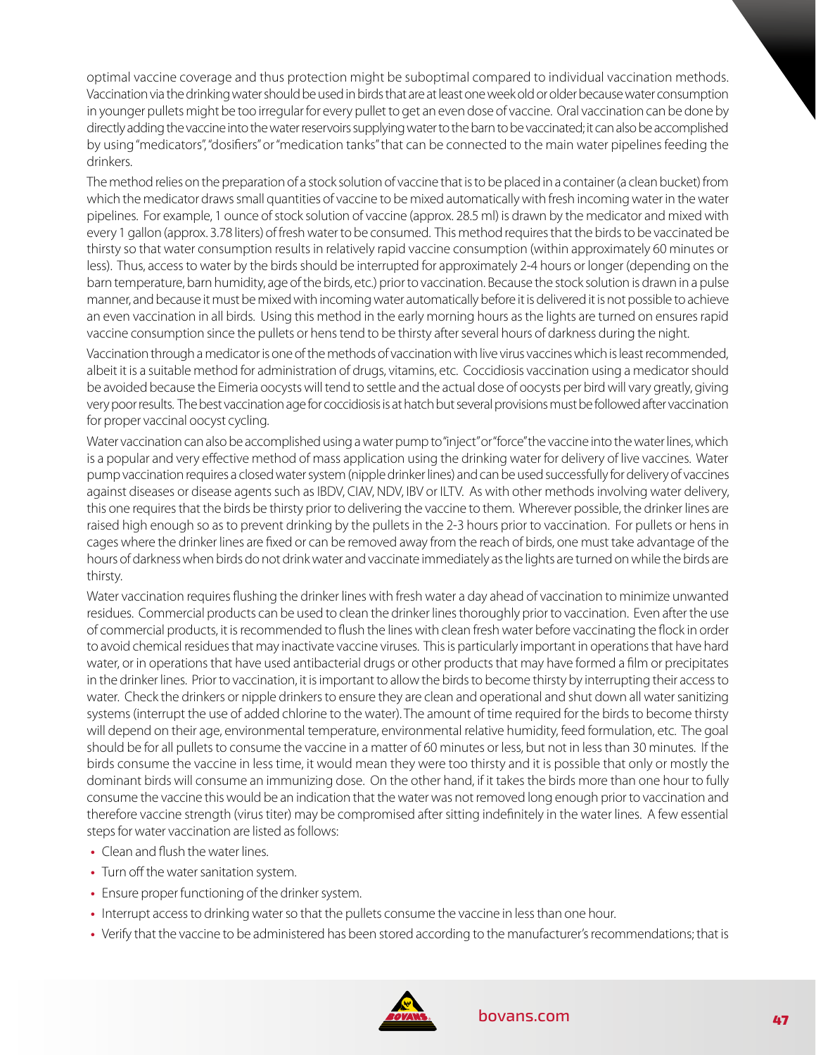optimal vaccine coverage and thus protection might be suboptimal compared to individual vaccination methods. Vaccination via the drinking water should be used in birds that are at least one week old or older because water consumption in younger pullets might be too irregular for every pullet to get an even dose of vaccine. Oral vaccination can be done by directly adding the vaccine into the water reservoirs supplying water to the barn to be vaccinated; it can also be accomplished by using "medicators", "dosifiers" or "medication tanks" that can be connected to the main water pipelines feeding the drinkers.

The method relies on the preparation of a stock solution of vaccine that is to be placed in a container (a clean bucket) from which the medicator draws small quantities of vaccine to be mixed automatically with fresh incoming water in the water pipelines. For example, 1 ounce of stock solution of vaccine (approx. 28.5 ml) is drawn by the medicator and mixed with every 1 gallon (approx. 3.78 liters) of fresh water to be consumed. This method requires that the birds to be vaccinated be thirsty so that water consumption results in relatively rapid vaccine consumption (within approximately 60 minutes or less). Thus, access to water by the birds should be interrupted for approximately 2-4 hours or longer (depending on the barn temperature, barn humidity, age of the birds, etc.) prior to vaccination. Because the stock solution is drawn in a pulse manner, and because it must be mixed with incoming water automatically before it is delivered it is not possible to achieve an even vaccination in all birds. Using this method in the early morning hours as the lights are turned on ensures rapid vaccine consumption since the pullets or hens tend to be thirsty after several hours of darkness during the night.

Vaccination through a medicator is one of the methods of vaccination with live virus vaccines which is least recommended, albeit it is a suitable method for administration of drugs, vitamins, etc. Coccidiosis vaccination using a medicator should be avoided because the Eimeria oocysts will tend to settle and the actual dose of oocysts per bird will vary greatly, giving very poor results. The best vaccination age for coccidiosis is at hatch but several provisions must be followed after vaccination for proper vaccinal oocyst cycling.

Water vaccination can also be accomplished using a water pump to "inject" or "force" the vaccine into the water lines, which is a popular and very effective method of mass application using the drinking water for delivery of live vaccines. Water pump vaccination requires a closed water system (nipple drinker lines) and can be used successfully for delivery of vaccines against diseases or disease agents such as IBDV, CIAV, NDV, IBV or ILTV. As with other methods involving water delivery, this one requires that the birds be thirsty prior to delivering the vaccine to them. Wherever possible, the drinker lines are raised high enough so as to prevent drinking by the pullets in the 2-3 hours prior to vaccination. For pullets or hens in cages where the drinker lines are fixed or can be removed away from the reach of birds, one must take advantage of the hours of darkness when birds do not drink water and vaccinate immediately as the lights are turned on while the birds are thirsty.

Water vaccination requires flushing the drinker lines with fresh water a day ahead of vaccination to minimize unwanted residues. Commercial products can be used to clean the drinker lines thoroughly prior to vaccination. Even after the use of commercial products, it is recommended to flush the lines with clean fresh water before vaccinating the flock in order to avoid chemical residues that may inactivate vaccine viruses. This is particularly important in operations that have hard water, or in operations that have used antibacterial drugs or other products that may have formed a film or precipitates in the drinker lines. Prior to vaccination, it is important to allow the birds to become thirsty by interrupting their access to water. Check the drinkers or nipple drinkers to ensure they are clean and operational and shut down all water sanitizing systems (interrupt the use of added chlorine to the water). The amount of time required for the birds to become thirsty will depend on their age, environmental temperature, environmental relative humidity, feed formulation, etc. The goal should be for all pullets to consume the vaccine in a matter of 60 minutes or less, but not in less than 30 minutes. If the birds consume the vaccine in less time, it would mean they were too thirsty and it is possible that only or mostly the dominant birds will consume an immunizing dose. On the other hand, if it takes the birds more than one hour to fully consume the vaccine this would be an indication that the water was not removed long enough prior to vaccination and therefore vaccine strength (virus titer) may be compromised after sitting indefinitely in the water lines. A few essential steps for water vaccination are listed as follows:

- Clean and flush the water lines.
- Turn off the water sanitation system.
- Ensure proper functioning of the drinker system.
- Interrupt access to drinking water so that the pullets consume the vaccine in less than one hour.
- Verify that the vaccine to be administered has been stored according to the manufacturer's recommendations; that is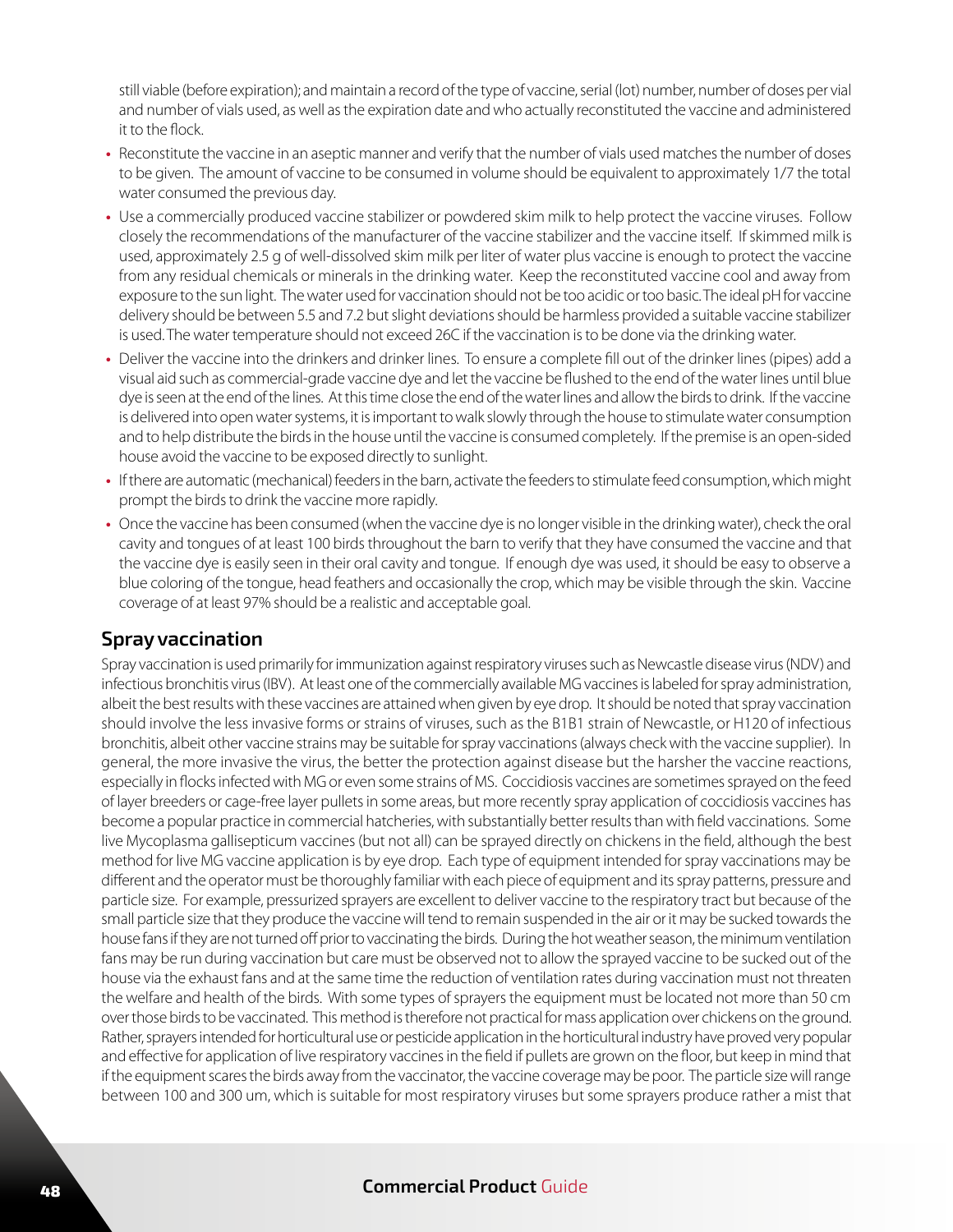still viable (before expiration); and maintain a record of the type of vaccine, serial (lot) number, number of doses per vial and number of vials used, as well as the expiration date and who actually reconstituted the vaccine and administered it to the flock.

- Reconstitute the vaccine in an aseptic manner and verify that the number of vials used matches the number of doses to be given. The amount of vaccine to be consumed in volume should be equivalent to approximately 1/7 the total water consumed the previous day.
- Use a commercially produced vaccine stabilizer or powdered skim milk to help protect the vaccine viruses. Follow closely the recommendations of the manufacturer of the vaccine stabilizer and the vaccine itself. If skimmed milk is used, approximately 2.5 g of well-dissolved skim milk per liter of water plus vaccine is enough to protect the vaccine from any residual chemicals or minerals in the drinking water. Keep the reconstituted vaccine cool and away from exposure to the sun light. The water used for vaccination should not be too acidic or too basic. The ideal pH for vaccine delivery should be between 5.5 and 7.2 but slight deviations should be harmless provided a suitable vaccine stabilizer is used. The water temperature should not exceed 26C if the vaccination is to be done via the drinking water.
- Deliver the vaccine into the drinkers and drinker lines. To ensure a complete fill out of the drinker lines (pipes) add a visual aid such as commercial-grade vaccine dye and let the vaccine be flushed to the end of the water lines until blue dye is seen at the end of the lines. At this time close the end of the water lines and allow the birds to drink. If the vaccine is delivered into open water systems, it is important to walk slowly through the house to stimulate water consumption and to help distribute the birds in the house until the vaccine is consumed completely. If the premise is an open-sided house avoid the vaccine to be exposed directly to sunlight.
- If there are automatic (mechanical) feeders in the barn, activate the feeders to stimulate feed consumption, which might prompt the birds to drink the vaccine more rapidly.
- Once the vaccine has been consumed (when the vaccine dye is no longer visible in the drinking water), check the oral cavity and tongues of at least 100 birds throughout the barn to verify that they have consumed the vaccine and that the vaccine dye is easily seen in their oral cavity and tongue. If enough dye was used, it should be easy to observe a blue coloring of the tongue, head feathers and occasionally the crop, which may be visible through the skin. Vaccine coverage of at least 97% should be a realistic and acceptable goal.

## Spray vaccination

Spray vaccination is used primarily for immunization against respiratory viruses such as Newcastle disease virus (NDV) and infectious bronchitis virus (IBV). At least one of the commercially available MG vaccines is labeled for spray administration, albeit the best results with these vaccines are attained when given by eye drop. It should be noted that spray vaccination should involve the less invasive forms or strains of viruses, such as the B1B1 strain of Newcastle, or H120 of infectious bronchitis, albeit other vaccine strains may be suitable for spray vaccinations (always check with the vaccine supplier). In general, the more invasive the virus, the better the protection against disease but the harsher the vaccine reactions, especially in flocks infected with MG or even some strains of MS. Coccidiosis vaccines are sometimes sprayed on the feed of layer breeders or cage-free layer pullets in some areas, but more recently spray application of coccidiosis vaccines has become a popular practice in commercial hatcheries, with substantially better results than with field vaccinations. Some live Mycoplasma gallisepticum vaccines (but not all) can be sprayed directly on chickens in the field, although the best method for live MG vaccine application is by eye drop. Each type of equipment intended for spray vaccinations may be different and the operator must be thoroughly familiar with each piece of equipment and its spray patterns, pressure and particle size. For example, pressurized sprayers are excellent to deliver vaccine to the respiratory tract but because of the small particle size that they produce the vaccine will tend to remain suspended in the air or it may be sucked towards the house fans if they are not turned off prior to vaccinating the birds. During the hot weather season, the minimum ventilation fans may be run during vaccination but care must be observed not to allow the sprayed vaccine to be sucked out of the house via the exhaust fans and at the same time the reduction of ventilation rates during vaccination must not threaten the welfare and health of the birds. With some types of sprayers the equipment must be located not more than 50 cm over those birds to be vaccinated. This method is therefore not practical for mass application over chickens on the ground. Rather, sprayers intended for horticultural use or pesticide application in the horticultural industry have proved very popular and effective for application of live respiratory vaccines in the field if pullets are grown on the floor, but keep in mind that if the equipment scares the birds away from the vaccinator, the vaccine coverage may be poor. The particle size will range between 100 and 300 um, which is suitable for most respiratory viruses but some sprayers produce rather a mist that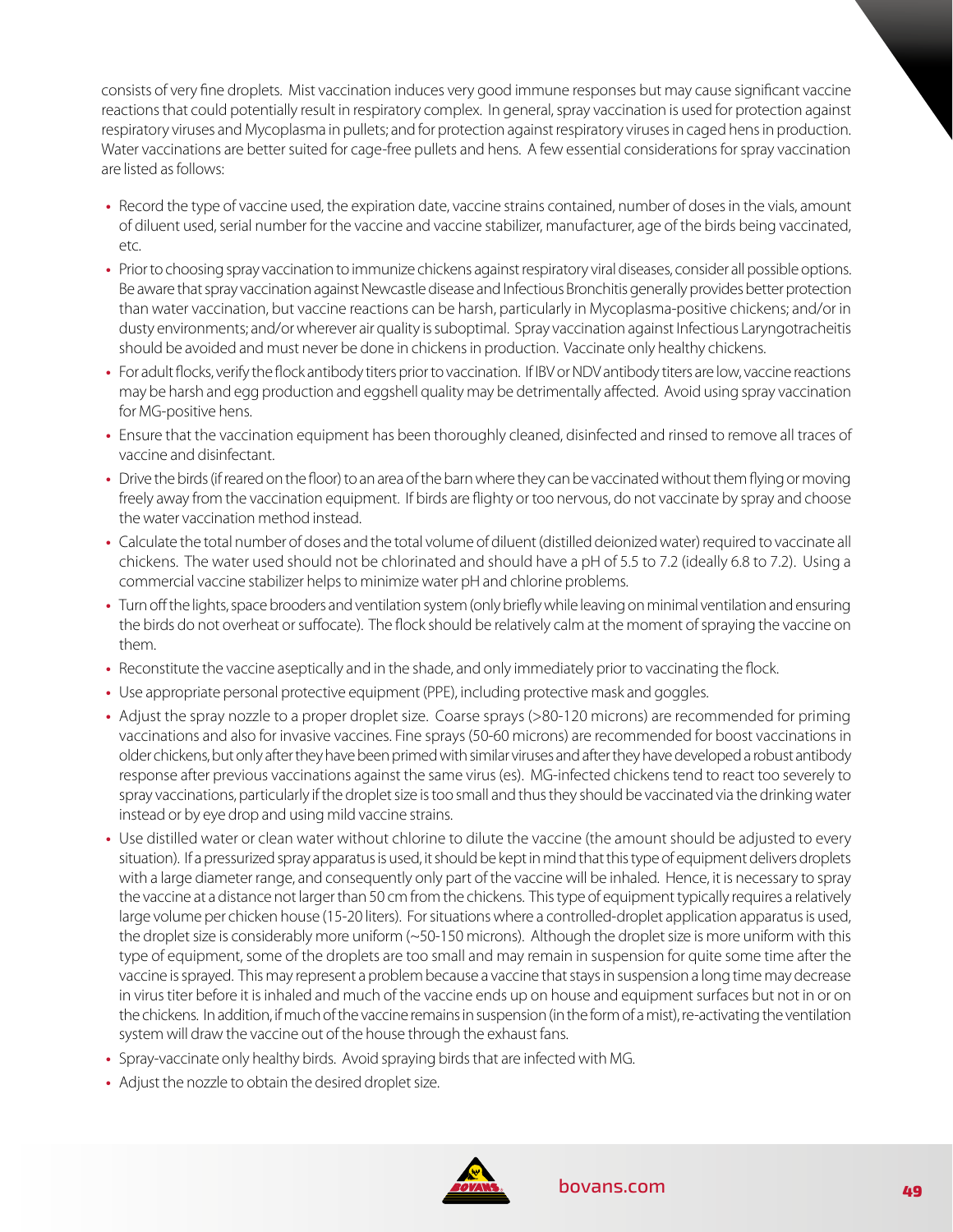consists of very fine droplets. Mist vaccination induces very good immune responses but may cause significant vaccine reactions that could potentially result in respiratory complex. In general, spray vaccination is used for protection against respiratory viruses and Mycoplasma in pullets; and for protection against respiratory viruses in caged hens in production. Water vaccinations are better suited for cage-free pullets and hens. A few essential considerations for spray vaccination are listed as follows:

- Record the type of vaccine used, the expiration date, vaccine strains contained, number of doses in the vials, amount of diluent used, serial number for the vaccine and vaccine stabilizer, manufacturer, age of the birds being vaccinated, etc.
- Prior to choosing spray vaccination to immunize chickens against respiratory viral diseases, consider all possible options. Be aware that spray vaccination against Newcastle disease and Infectious Bronchitis generally provides better protection than water vaccination, but vaccine reactions can be harsh, particularly in Mycoplasma-positive chickens; and/or in dusty environments; and/or wherever air quality is suboptimal. Spray vaccination against Infectious Laryngotracheitis should be avoided and must never be done in chickens in production. Vaccinate only healthy chickens.
- For adult flocks, verify the flock antibody titers prior to vaccination. If IBV or NDV antibody titers are low, vaccine reactions may be harsh and egg production and eggshell quality may be detrimentally affected. Avoid using spray vaccination for MG-positive hens.
- Ensure that the vaccination equipment has been thoroughly cleaned, disinfected and rinsed to remove all traces of vaccine and disinfectant.
- Drive the birds (if reared on the floor) to an area of the barn where they can be vaccinated without them flying or moving freely away from the vaccination equipment. If birds are flighty or too nervous, do not vaccinate by spray and choose the water vaccination method instead.
- Calculate the total number of doses and the total volume of diluent (distilled deionized water) required to vaccinate all chickens. The water used should not be chlorinated and should have a pH of 5.5 to 7.2 (ideally 6.8 to 7.2). Using a commercial vaccine stabilizer helps to minimize water pH and chlorine problems.
- Turn off the lights, space brooders and ventilation system (only briefly while leaving on minimal ventilation and ensuring the birds do not overheat or suffocate). The flock should be relatively calm at the moment of spraying the vaccine on them.
- Reconstitute the vaccine aseptically and in the shade, and only immediately prior to vaccinating the flock.
- Use appropriate personal protective equipment (PPE), including protective mask and goggles.
- Adjust the spray nozzle to a proper droplet size. Coarse sprays (>80-120 microns) are recommended for priming vaccinations and also for invasive vaccines. Fine sprays (50-60 microns) are recommended for boost vaccinations in older chickens, but only after they have been primed with similar viruses and after they have developed a robust antibody response after previous vaccinations against the same virus (es). MG-infected chickens tend to react too severely to spray vaccinations, particularly if the droplet size is too small and thus they should be vaccinated via the drinking water instead or by eye drop and using mild vaccine strains.
- Use distilled water or clean water without chlorine to dilute the vaccine (the amount should be adjusted to every situation). If a pressurized spray apparatus is used, it should be kept in mind that this type of equipment delivers droplets with a large diameter range, and consequently only part of the vaccine will be inhaled. Hence, it is necessary to spray the vaccine at a distance not larger than 50 cm from the chickens. This type of equipment typically requires a relatively large volume per chicken house (15-20 liters). For situations where a controlled-droplet application apparatus is used, the droplet size is considerably more uniform (~50-150 microns). Although the droplet size is more uniform with this type of equipment, some of the droplets are too small and may remain in suspension for quite some time after the vaccine is sprayed. This may represent a problem because a vaccine that stays in suspension a long time may decrease in virus titer before it is inhaled and much of the vaccine ends up on house and equipment surfaces but not in or on the chickens. In addition, if much of the vaccine remains in suspension (in the form of a mist), re-activating the ventilation system will draw the vaccine out of the house through the exhaust fans.
- Spray-vaccinate only healthy birds. Avoid spraying birds that are infected with MG.
- Adjust the nozzle to obtain the desired droplet size.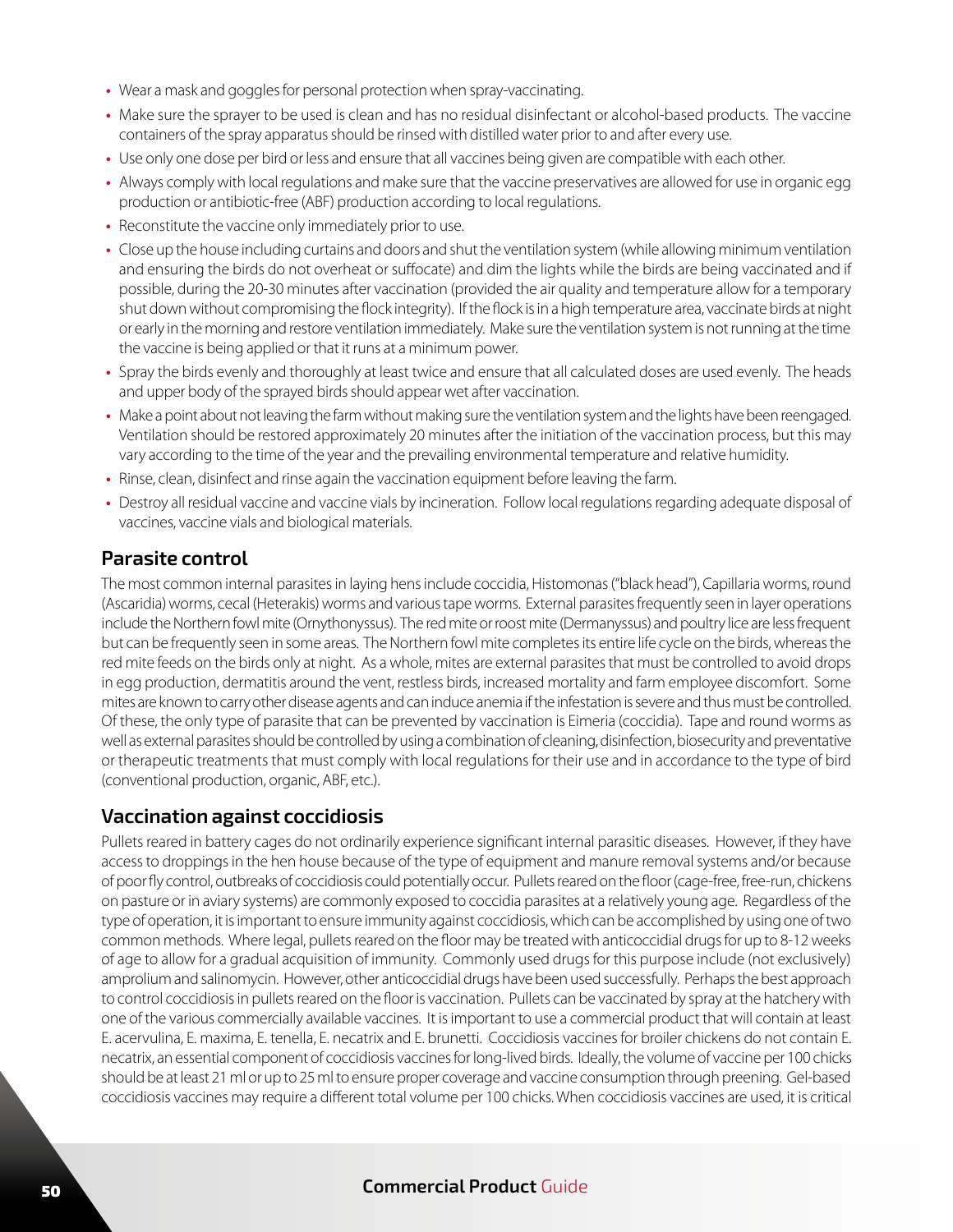- Wear a mask and goggles for personal protection when spray-vaccinating.
- Make sure the sprayer to be used is clean and has no residual disinfectant or alcohol-based products. The vaccine containers of the spray apparatus should be rinsed with distilled water prior to and after every use.
- Use only one dose per bird or less and ensure that all vaccines being given are compatible with each other.
- Always comply with local regulations and make sure that the vaccine preservatives are allowed for use in organic egg production or antibiotic-free (ABF) production according to local regulations.
- Reconstitute the vaccine only immediately prior to use.
- Close up the house including curtains and doors and shut the ventilation system (while allowing minimum ventilation and ensuring the birds do not overheat or suffocate) and dim the lights while the birds are being vaccinated and if possible, during the 20-30 minutes after vaccination (provided the air quality and temperature allow for a temporary shut down without compromising the flock integrity). If the flock is in a high temperature area, vaccinate birds at night or early in the morning and restore ventilation immediately. Make sure the ventilation system is not running at the time the vaccine is being applied or that it runs at a minimum power.
- Spray the birds evenly and thoroughly at least twice and ensure that all calculated doses are used evenly. The heads and upper body of the sprayed birds should appear wet after vaccination.
- Make a point about not leaving the farm without making sure the ventilation system and the lights have been reengaged. Ventilation should be restored approximately 20 minutes after the initiation of the vaccination process, but this may vary according to the time of the year and the prevailing environmental temperature and relative humidity.
- Rinse, clean, disinfect and rinse again the vaccination equipment before leaving the farm.
- Destroy all residual vaccine and vaccine vials by incineration. Follow local regulations regarding adequate disposal of vaccines, vaccine vials and biological materials.

## Parasite control

The most common internal parasites in laying hens include coccidia, Histomonas ("black head"), Capillaria worms, round (Ascaridia) worms, cecal (Heterakis) worms and various tape worms. External parasites frequently seen in layer operations include the Northern fowl mite (Ornythonyssus). The red mite or roost mite (Dermanyssus) and poultry lice are less frequent but can be frequently seen in some areas. The Northern fowl mite completes its entire life cycle on the birds, whereas the red mite feeds on the birds only at night. As a whole, mites are external parasites that must be controlled to avoid drops in egg production, dermatitis around the vent, restless birds, increased mortality and farm employee discomfort. Some mites are known to carry other disease agents and can induce anemia if the infestation is severe and thus must be controlled. Of these, the only type of parasite that can be prevented by vaccination is Eimeria (coccidia). Tape and round worms as well as external parasites should be controlled by using a combination of cleaning, disinfection, biosecurity and preventative or therapeutic treatments that must comply with local regulations for their use and in accordance to the type of bird (conventional production, organic, ABF, etc.).

## Vaccination against coccidiosis

Pullets reared in battery cages do not ordinarily experience significant internal parasitic diseases. However, if they have access to droppings in the hen house because of the type of equipment and manure removal systems and/or because of poor fly control, outbreaks of coccidiosis could potentially occur. Pullets reared on the floor (cage-free, free-run, chickens on pasture or in aviary systems) are commonly exposed to coccidia parasites at a relatively young age. Regardless of the type of operation, it is important to ensure immunity against coccidiosis, which can be accomplished by using one of two common methods. Where legal, pullets reared on the floor may be treated with anticoccidial drugs for up to 8-12 weeks of age to allow for a gradual acquisition of immunity. Commonly used drugs for this purpose include (not exclusively) amprolium and salinomycin. However, other anticoccidial drugs have been used successfully. Perhaps the best approach to control coccidiosis in pullets reared on the floor is vaccination. Pullets can be vaccinated by spray at the hatchery with one of the various commercially available vaccines. It is important to use a commercial product that will contain at least E. acervulina, E. maxima, E. tenella, E. necatrix and E. brunetti. Coccidiosis vaccines for broiler chickens do not contain E. necatrix, an essential component of coccidiosis vaccines for long-lived birds. Ideally, the volume of vaccine per 100 chicks should be at least 21 ml or up to 25 ml to ensure proper coverage and vaccine consumption through preening. Gel-based coccidiosis vaccines may require a different total volume per 100 chicks. When coccidiosis vaccines are used, it is critical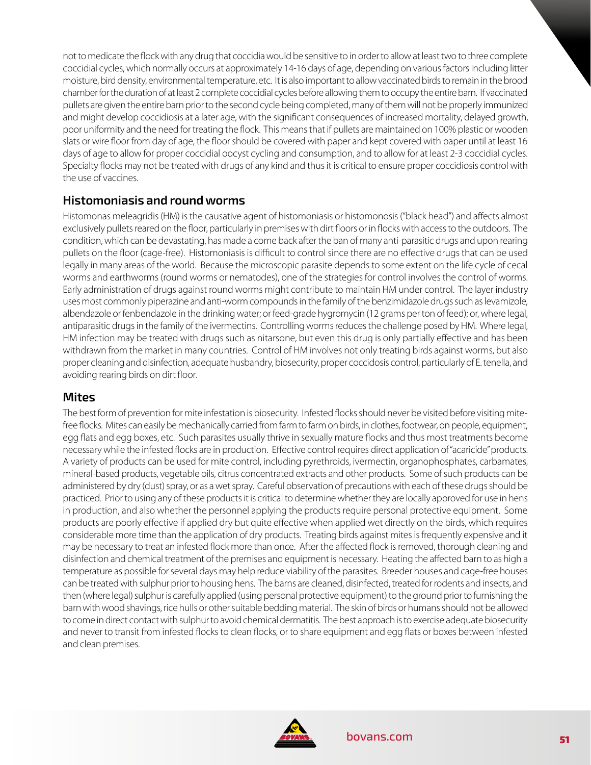not to medicate the flock with any drug that coccidia would be sensitive to in order to allow at least two to three complete coccidial cycles, which normally occurs at approximately 14-16 days of age, depending on various factors including litter moisture, bird density, environmental temperature, etc. It is also important to allow vaccinated birds to remain in the brood chamber for the duration of at least 2 complete coccidial cycles before allowing them to occupy the entire barn. If vaccinated pullets are given the entire barn prior to the second cycle being completed, many of them will not be properly immunized and might develop coccidiosis at a later age, with the significant consequences of increased mortality, delayed growth, poor uniformity and the need for treating the flock. This means that if pullets are maintained on 100% plastic or wooden slats or wire floor from day of age, the floor should be covered with paper and kept covered with paper until at least 16 days of age to allow for proper coccidial oocyst cycling and consumption, and to allow for at least 2-3 coccidial cycles. Specialty flocks may not be treated with drugs of any kind and thus it is critical to ensure proper coccidiosis control with the use of vaccines.

## Histomoniasis and round worms

Histomonas meleagridis (HM) is the causative agent of histomoniasis or histomonosis ("black head") and affects almost exclusively pullets reared on the floor, particularly in premises with dirt floors or in flocks with access to the outdoors. The condition, which can be devastating, has made a come back after the ban of many anti-parasitic drugs and upon rearing pullets on the floor (cage-free). Histomoniasis is difficult to control since there are no effective drugs that can be used legally in many areas of the world. Because the microscopic parasite depends to some extent on the life cycle of cecal worms and earthworms (round worms or nematodes), one of the strategies for control involves the control of worms. Early administration of drugs against round worms might contribute to maintain HM under control. The layer industry uses most commonly piperazine and anti-worm compounds in the family of the benzimidazole drugs such as levamizole, albendazole or fenbendazole in the drinking water; or feed-grade hygromycin (12 grams per ton of feed); or, where legal, antiparasitic drugs in the family of the ivermectins. Controlling worms reduces the challenge posed by HM. Where legal, HM infection may be treated with drugs such as nitarsone, but even this drug is only partially effective and has been withdrawn from the market in many countries. Control of HM involves not only treating birds against worms, but also proper cleaning and disinfection, adequate husbandry, biosecurity, proper coccidosis control, particularly of E. tenella, and avoiding rearing birds on dirt floor.

## Mites

The best form of prevention for mite infestation is biosecurity. Infested flocks should never be visited before visiting mite-free flocks. Mites can easily be mechanically carried from farm to farm on birds, in clothes, footwear, on people, equipment, egg flats and egg boxes, etc. Such parasites usually thrive in sexually mature flocks and thus most treatments become necessary while the infested flocks are in production. Effective control requires direct application of "acaricide" products. A variety of products can be used for mite control, including pyrethroids, ivermectin, organophosphates, carbamates, mineral-based products, vegetable oils, citrus concentrated extracts and other products. Some of such products can be administered by dry (dust) spray, or as a wet spray. Careful observation of precautions with each of these drugs should be practiced. Prior to using any of these products it is critical to determine whether they are locally approved for use in hens in production, and also whether the personnel applying the products require personal protective equipment. Some products are poorly effective if applied dry but quite effective when applied wet directly on the birds, which requires considerable more time than the application of dry products. Treating birds against mites is frequently expensive and it may be necessary to treat an infested flock more than once. After the affected flock is removed, thorough cleaning and disinfection and chemical treatment of the premises and equipment is necessary. Heating the affected barn to as high a temperature as possible for several days may help reduce viability of the parasites. Breeder houses and cage-free houses can be treated with sulphur prior to housing hens. The barns are cleaned, disinfected, treated for rodents and insects, and then (where legal) sulphur is carefully applied (using personal protective equipment) to the ground prior to furnishing the barn with wood shavings, rice hulls or other suitable bedding material. The skin of birds or humans should not be allowed to come in direct contact with sulphur to avoid chemical dermatitis. The best approach is to exercise adequate biosecurity and never to transit from infested flocks to clean flocks, or to share equipment and egg flats or boxes between infested and clean premises.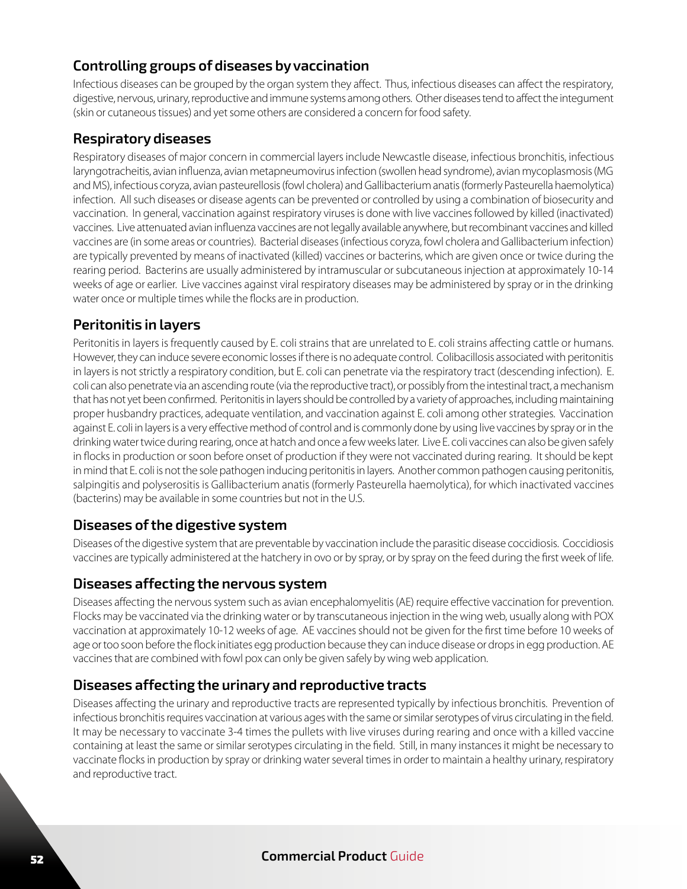## Controlling groups of diseases by vaccination

Infectious diseases can be grouped by the organ system they affect. Thus, infectious diseases can affect the respiratory, digestive, nervous, urinary, reproductive and immune systems among others. Other diseases tend to affect the integument (skin or cutaneous tissues) and yet some others are considered a concern for food safety.

## Respiratory diseases

Respiratory diseases of major concern in commercial layers include Newcastle disease, infectious bronchitis, infectious laryngotracheitis, avian influenza, avian metapneumovirus infection (swollen head syndrome), avian mycoplasmosis (MG and MS), infectious coryza, avian pasteurellosis (fowl cholera) and Gallibacterium anatis (formerly Pasteurella haemolytica) infection. All such diseases or disease agents can be prevented or controlled by using a combination of biosecurity and vaccination. In general, vaccination against respiratory viruses is done with live vaccines followed by killed (inactivated) vaccines. Live attenuated avian influenza vaccines are not legally available anywhere, but recombinant vaccines and killed vaccines are (in some areas or countries). Bacterial diseases (infectious coryza, fowl cholera and Gallibacterium infection) are typically prevented by means of inactivated (killed) vaccines or bacterins, which are given once or twice during the rearing period. Bacterins are usually administered by intramuscular or subcutaneous injection at approximately 10-14 weeks of age or earlier. Live vaccines against viral respiratory diseases may be administered by spray or in the drinking water once or multiple times while the flocks are in production.

## Peritonitis in layers

Peritonitis in layers is frequently caused by E. coli strains that are unrelated to E. coli strains affecting cattle or humans. However, they can induce severe economic losses if there is no adequate control. Colibacillosis associated with peritonitis in layers is not strictly a respiratory condition, but E. coli can penetrate via the respiratory tract (descending infection). E. coli can also penetrate via an ascending route (via the reproductive tract), or possibly from the intestinal tract, a mechanism that has not yet been confirmed. Peritonitis in layers should be controlled by a variety of approaches, including maintaining proper husbandry practices, adequate ventilation, and vaccination against E. coli among other strategies. Vaccination against E. coli in layers is a very effective method of control and is commonly done by using live vaccines by spray or in the drinking water twice during rearing, once at hatch and once a few weeks later. Live E. coli vaccines can also be given safely in flocks in production or soon before onset of production if they were not vaccinated during rearing. It should be kept in mind that E. coli is not the sole pathogen inducing peritonitis in layers. Another common pathogen causing peritonitis, salpingitis and polyserositis is Gallibacterium anatis (formerly Pasteurella haemolytica), for which inactivated vaccines (bacterins) may be available in some countries but not in the U.S.

## Diseases of the digestive system

Diseases of the digestive system that are preventable by vaccination include the parasitic disease coccidiosis. Coccidiosis vaccines are typically administered at the hatchery in ovo or by spray, or by spray on the feed during the first week of life.

## Diseases affecting the nervous system

Diseases affecting the nervous system such as avian encephalomyelitis (AE) require effective vaccination for prevention. Flocks may be vaccinated via the drinking water or by transcutaneous injection in the wing web, usually along with POX vaccination at approximately 10-12 weeks of age. AE vaccines should not be given for the first time before 10 weeks of age or too soon before the flock initiates egg production because they can induce disease or drops in egg production. AE vaccines that are combined with fowl pox can only be given safely by wing web application.

## Diseases affecting the urinary and reproductive tracts

Diseases affecting the urinary and reproductive tracts are represented typically by infectious bronchitis. Prevention of infectious bronchitis requires vaccination at various ages with the same or similar serotypes of virus circulating in the field. It may be necessary to vaccinate 3-4 times the pullets with live viruses during rearing and once with a killed vaccine containing at least the same or similar serotypes circulating in the field. Still, in many instances it might be necessary to vaccinate flocks in production by spray or drinking water several times in order to maintain a healthy urinary, respiratory and reproductive tract.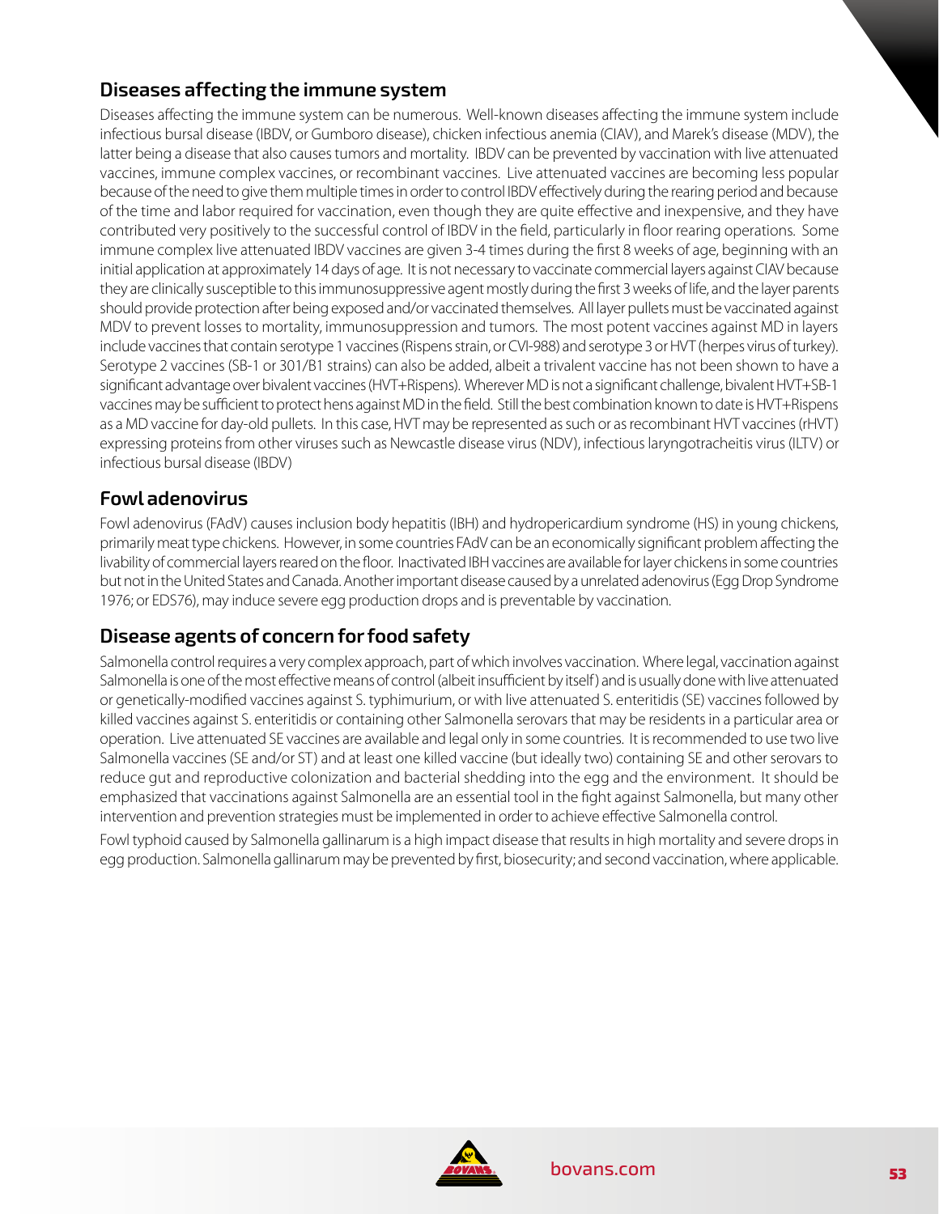## Diseases affecting the immune system

Diseases affecting the immune system can be numerous. Well-known diseases affecting the immune system include infectious bursal disease (IBDV, or Gumboro disease), chicken infectious anemia (CIAV), and Marek's disease (MDV), the latter being a disease that also causes tumors and mortality. IBDV can be prevented by vaccination with live attenuated vaccines, immune complex vaccines, or recombinant vaccines. Live attenuated vaccines are becoming less popular because of the need to give them multiple times in order to control IBDV effectively during the rearing period and because of the time and labor required for vaccination, even though they are quite effective and inexpensive, and they have contributed very positively to the successful control of IBDV in the field, particularly in floor rearing operations. Some immune complex live attenuated IBDV vaccines are given 3-4 times during the first 8 weeks of age, beginning with an initial application at approximately 14 days of age. It is not necessary to vaccinate commercial layers against CIAV because they are clinically susceptible to this immunosuppressive agent mostly during the first 3 weeks of life, and the layer parents should provide protection after being exposed and/or vaccinated themselves. All layer pullets must be vaccinated against MDV to prevent losses to mortality, immunosuppression and tumors. The most potent vaccines against MD in layers include vaccines that contain serotype 1 vaccines (Rispens strain, or CVI-988) and serotype 3 or HVT (herpes virus of turkey). Serotype 2 vaccines (SB-1 or 301/B1 strains) can also be added, albeit a trivalent vaccine has not been shown to have a significant advantage over bivalent vaccines (HVT+Rispens). Wherever MD is not a significant challenge, bivalent HVT+SB-1 vaccines may be sufficient to protect hens against MD in the field. Still the best combination known to date is HVT+Rispens as a MD vaccine for day-old pullets. In this case, HVT may be represented as such or as recombinant HVT vaccines (rHVT) expressing proteins from other viruses such as Newcastle disease virus (NDV), infectious laryngotracheitis virus (ILTV) or infectious bursal disease (IBDV)

## Fowl adenovirus

Fowl adenovirus (FAdV) causes inclusion body hepatitis (IBH) and hydropericardium syndrome (HS) in young chickens, primarily meat type chickens. However, in some countries FAdV can be an economically significant problem affecting the livability of commercial layers reared on the floor. Inactivated IBH vaccines are available for layer chickens in some countries but not in the United States and Canada. Another important disease caused by a unrelated adenovirus (Egg Drop Syndrome 1976; or EDS76), may induce severe egg production drops and is preventable by vaccination.

## Disease agents of concern for food safety

Salmonella control requires a very complex approach, part of which involves vaccination. Where legal, vaccination against Salmonella is one of the most effective means of control (albeit insufficient by itself) and is usually done with live attenuated or genetically-modified vaccines against S. typhimurium, or with live attenuated S. enteritidis (SE) vaccines followed by killed vaccines against S. enteritidis or containing other Salmonella serovars that may be residents in a particular area or operation. Live attenuated SE vaccines are available and legal only in some countries. It is recommended to use two live Salmonella vaccines (SE and/or ST) and at least one killed vaccine (but ideally two) containing SE and other serovars to reduce gut and reproductive colonization and bacterial shedding into the egg and the environment. It should be emphasized that vaccinations against Salmonella are an essential tool in the fight against Salmonella, but many other intervention and prevention strategies must be implemented in order to achieve effective Salmonella control.

Fowl typhoid caused by Salmonella gallinarum is a high impact disease that results in high mortality and severe drops in egg production. Salmonella gallinarum may be prevented by first, biosecurity; and second vaccination, where applicable.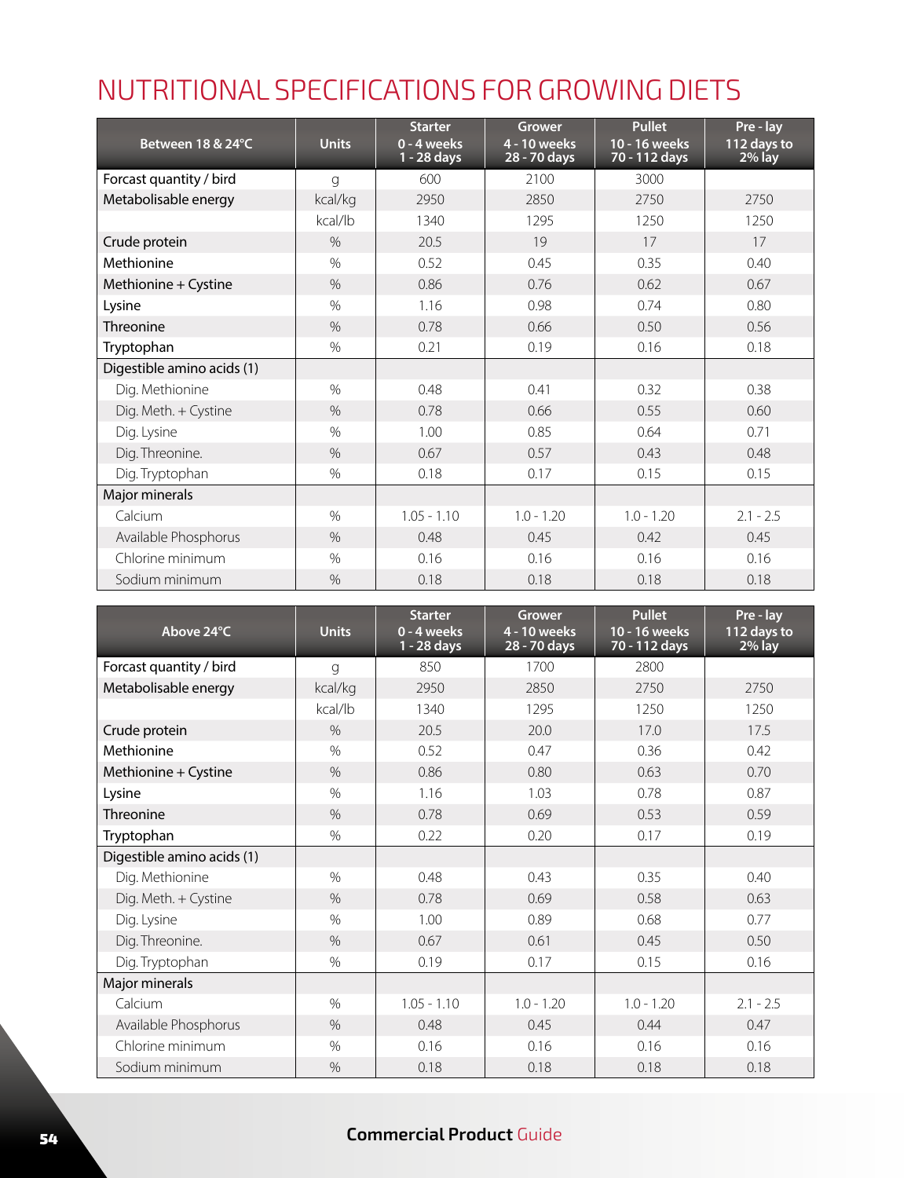# NUTRITIONAL SPECIFICATIONS FOR GROWING DIETS

| Between 18 & 24°C | Units | Starter 0 - 4 weeks 1 - 28 days | Grower 4 - 10 weeks 28 - 70 days | Pullet 10 - 16 weeks 70 - 112 days | Pre - lay 112 days to 2% lay |
|---|---|---|---|---|---|
| Forcast quantity / bird | g | 600 | 2100 | 3000 | |
| Metabolisable energy | kcal/kg | 2950 | 2850 | 2750 | 2750 |
| | kcal/lb | 1340 | 1295 | 1250 | 1250 |
| Crude protein | % | 20.5 | 19 | 17 | 17 |
| Methionine | % | 0.52 | 0.45 | 0.35 | 0.40 |
| Methionine + Cystine | % | 0.86 | 0.76 | 0.62 | 0.67 |
| Lysine | % | 1.16 | 0.98 | 0.74 | 0.80 |
| Threonine | % | 0.78 | 0.66 | 0.50 | 0.56 |
| Tryptophan | % | 0.21 | 0.19 | 0.16 | 0.18 |
| Digestible amino acids (1) | | | | | |
| Dig. Methionine | % | 0.48 | 0.41 | 0.32 | 0.38 |
| Dig. Meth. + Cystine | % | 0.78 | 0.66 | 0.55 | 0.60 |
| Dig. Lysine | % | 1.00 | 0.85 | 0.64 | 0.71 |
| Dig. Threonine. | % | 0.67 | 0.57 | 0.43 | 0.48 |
| Dig. Tryptophan | % | 0.18 | 0.17 | 0.15 | 0.15 |
| Major minerals | | | | | |
| Calcium | % | 1.05 - 1.10 | 1.0 - 1.20 | 1.0 - 1.20 | 2.1 - 2.5 |
| Available Phosphorus | % | 0.48 | 0.45 | 0.42 | 0.45 |
| Chlorine minimum | % | 0.16 | 0.16 | 0.16 | 0.16 |
| Sodium minimum | % | 0.18 | 0.18 | 0.18 | 0.18 |

| Above 24°C | Units | Starter 0 - 4 weeks 1 - 28 days | Grower 4 - 10 weeks 28 - 70 days | Pullet 10 - 16 weeks 70 - 112 days | Pre - lay 112 days to 2% lay |
|---|---|---|---|---|---|
| Forcast quantity / bird | g | 850 | 1700 | 2800 | |
| Metabolisable energy | kcal/kg | 2950 | 2850 | 2750 | 2750 |
| | kcal/lb | 1340 | 1295 | 1250 | 1250 |
| Crude protein | % | 20.5 | 20.0 | 17.0 | 17.5 |
| Methionine | % | 0.52 | 0.47 | 0.36 | 0.42 |
| Methionine + Cystine | % | 0.86 | 0.80 | 0.63 | 0.70 |
| Lysine | % | 1.16 | 1.03 | 0.78 | 0.87 |
| Threonine | % | 0.78 | 0.69 | 0.53 | 0.59 |
| Tryptophan | % | 0.22 | 0.20 | 0.17 | 0.19 |
| Digestible amino acids (1) | | | | | |
| Dig. Methionine | % | 0.48 | 0.43 | 0.35 | 0.40 |
| Dig. Meth. + Cystine | % | 0.78 | 0.69 | 0.58 | 0.63 |
| Dig. Lysine | % | 1.00 | 0.89 | 0.68 | 0.77 |
| Dig. Threonine. | % | 0.67 | 0.61 | 0.45 | 0.50 |
| Dig. Tryptophan | % | 0.19 | 0.17 | 0.15 | 0.16 |
| Major minerals | | | | | |
| Calcium | % | 1.05 - 1.10 | 1.0 - 1.20 | 1.0 - 1.20 | 2.1 - 2.5 |
| Available Phosphorus | % | 0.48 | 0.45 | 0.44 | 0.47 |
| Chlorine minimum | % | 0.16 | 0.16 | 0.16 | 0.16 |
| Sodium minimum | % | 0.18 | 0.18 | 0.18 | 0.18 |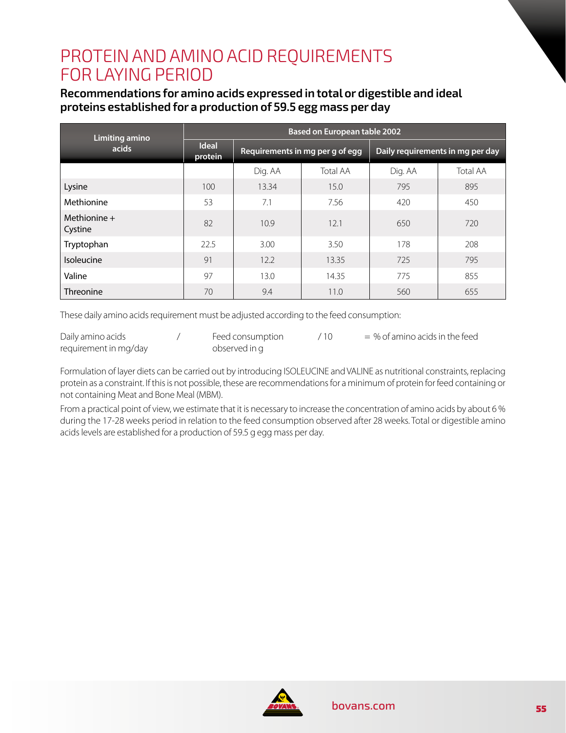# PROTEIN AND AMINO ACID REQUIREMENTS FOR LAYING PERIOD

**Recommendations for amino acids expressed in total or digestible and ideal proteins established for a production of 59.5 egg mass per day**

| Limiting amino acids | Based on European table 2002 | | | | |
|---|---|---|---|---|---|
| | Ideal protein | Requirements in mg per g of egg | | Daily requirements in mg per day | |
| | | Dig. AA | Total AA | Dig. AA | Total AA |
| Lysine | 100 | 13.34 | 15.0 | 795 | 895 |
| Methionine | 53 | 7.1 | 7.56 | 420 | 450 |
| Methionine + Cystine | 82 | 10.9 | 12.1 | 650 | 720 |
| Tryptophan | 22.5 | 3.00 | 3.50 | 178 | 208 |
| Isoleucine | 91 | 12.2 | 13.35 | 725 | 795 |
| Valine | 97 | 13.0 | 14.35 | 775 | 855 |
| Threonine | 70 | 9.4 | 11.0 | 560 | 655 |

These daily amino acids requirement must be adjusted according to the feed consumption:

Daily amino acids requirement in mg/day / Feed consumption observed in g / 10 = % of amino acids in the feed

Formulation of layer diets can be carried out by introducing ISOLEUCINE and VALINE as nutritional constraints, replacing protein as a constraint. If this is not possible, these are recommendations for a minimum of protein for feed containing or not containing Meat and Bone Meal (MBM).

From a practical point of view, we estimate that it is necessary to increase the concentration of amino acids by about 6 % during the 17-28 weeks period in relation to the feed consumption observed after 28 weeks. Total or digestible amino acids levels are established for a production of 59.5 g egg mass per day.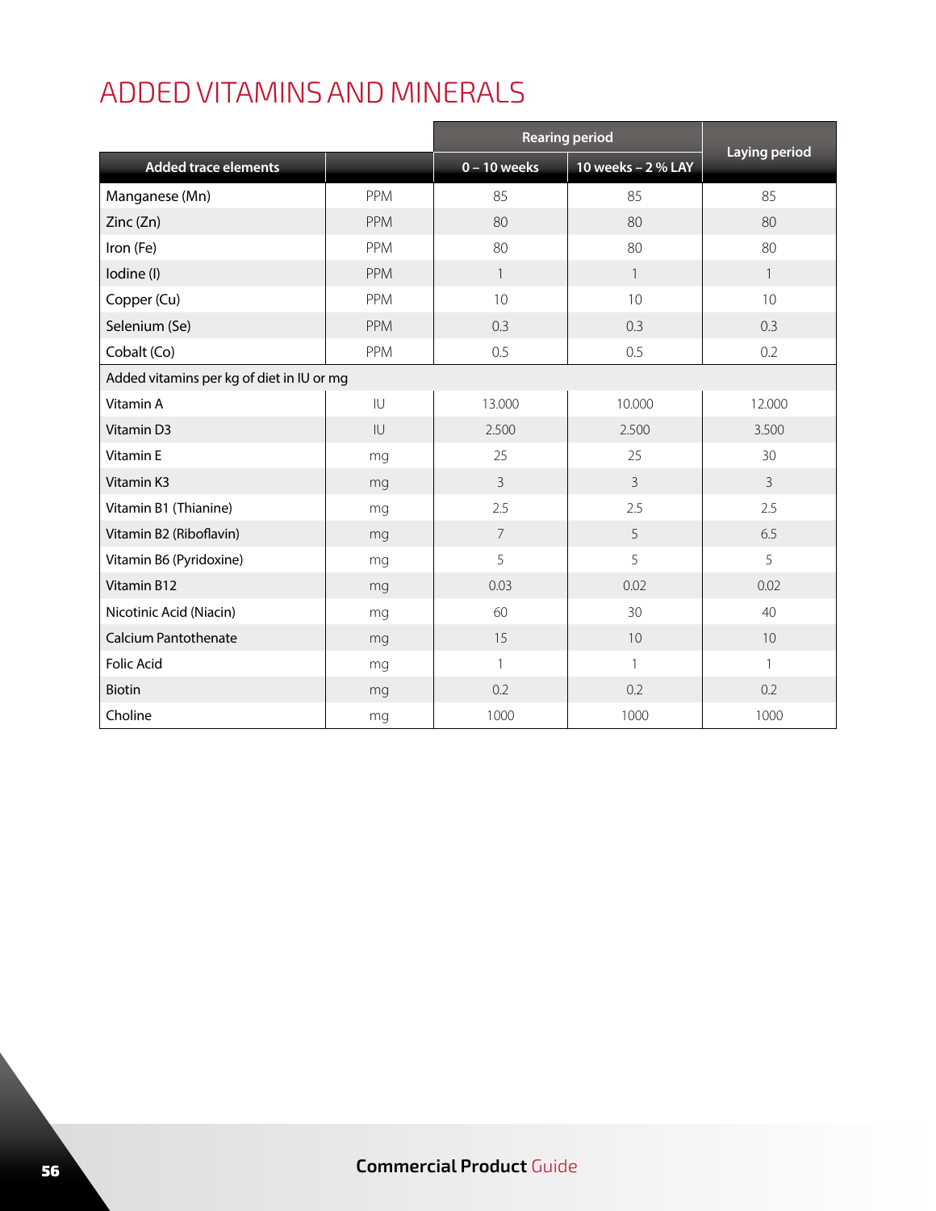# ADDED VITAMINS AND MINERALS

| Added trace elements | | Rearing period | | Laying period |
|---|---|---|---|---|
| | | 0 – 10 weeks | 10 weeks – 2 % LAY | |
| Manganese (Mn) | PPM | 85 | 85 | 85 |
| Zinc (Zn) | PPM | 80 | 80 | 80 |
| Iron (Fe) | PPM | 80 | 80 | 80 |
| Iodine (I) | PPM | 1 | 1 | 1 |
| Copper (Cu) | PPM | 10 | 10 | 10 |
| Selenium (Se) | PPM | 0.3 | 0.3 | 0.3 |
| Cobalt (Co) | PPM | 0.5 | 0.5 | 0.2 |
| Added vitamins per kg of diet in IU or mg | | | | |
| Vitamin A | IU | 13.000 | 10.000 | 12.000 |
| Vitamin D3 | IU | 2.500 | 2.500 | 3.500 |
| Vitamin E | mg | 25 | 25 | 30 |
| Vitamin K3 | mg | 3 | 3 | 3 |
| Vitamin B1 (Thianine) | mg | 2.5 | 2.5 | 2.5 |
| Vitamin B2 (Riboflavin) | mg | 7 | 5 | 6.5 |
| Vitamin B6 (Pyridoxine) | mg | 5 | 5 | 5 |
| Vitamin B12 | mg | 0.03 | 0.02 | 0.02 |
| Nicotinic Acid (Niacin) | mg | 60 | 30 | 40 |
| Calcium Pantothenate | mg | 15 | 10 | 10 |
| Folic Acid | mg | 1 | 1 | 1 |
| Biotin | mg | 0.2 | 0.2 | 0.2 |
| Choline | mg | 1000 | 1000 | 1000 |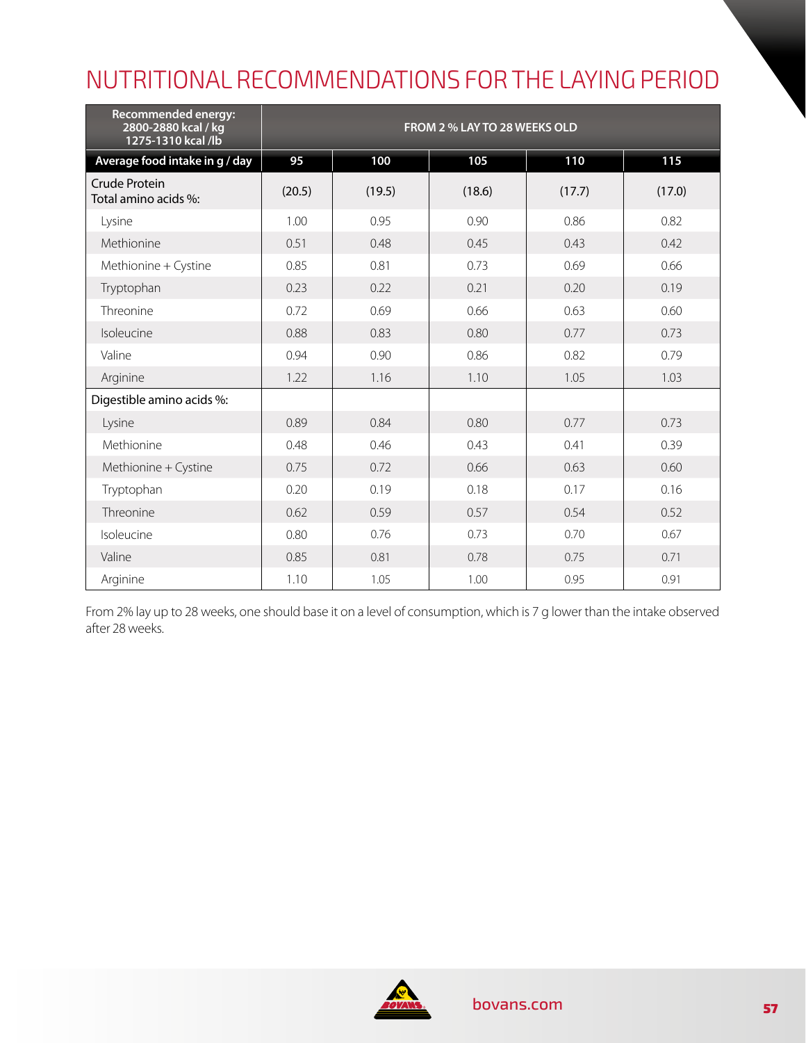# NUTRITIONAL RECOMMENDATIONS FOR THE LAYING PERIOD

| Recommended energy: 2800-2880 kcal / kg 1275-1310 kcal /lb | FROM 2 % LAY TO 28 WEEKS OLD | | | | |
|---|---|---|---|---|---|
| **Average food intake in g / day** | **95** | **100** | **105** | **110** | **115** |
| Crude Protein<br>Total amino acids %: | (20.5) | (19.5) | (18.6) | (17.7) | (17.0) |
| Lysine | 1.00 | 0.95 | 0.90 | 0.86 | 0.82 |
| Methionine | 0.51 | 0.48 | 0.45 | 0.43 | 0.42 |
| Methionine + Cystine | 0.85 | 0.81 | 0.73 | 0.69 | 0.66 |
| Tryptophan | 0.23 | 0.22 | 0.21 | 0.20 | 0.19 |
| Threonine | 0.72 | 0.69 | 0.66 | 0.63 | 0.60 |
| Isoleucine | 0.88 | 0.83 | 0.80 | 0.77 | 0.73 |
| Valine | 0.94 | 0.90 | 0.86 | 0.82 | 0.79 |
| Arginine | 1.22 | 1.16 | 1.10 | 1.05 | 1.03 |
| Digestible amino acids %: | | | | | |
| Lysine | 0.89 | 0.84 | 0.80 | 0.77 | 0.73 |
| Methionine | 0.48 | 0.46 | 0.43 | 0.41 | 0.39 |
| Methionine + Cystine | 0.75 | 0.72 | 0.66 | 0.63 | 0.60 |
| Tryptophan | 0.20 | 0.19 | 0.18 | 0.17 | 0.16 |
| Threonine | 0.62 | 0.59 | 0.57 | 0.54 | 0.52 |
| Isoleucine | 0.80 | 0.76 | 0.73 | 0.70 | 0.67 |
| Valine | 0.85 | 0.81 | 0.78 | 0.75 | 0.71 |
| Arginine | 1.10 | 1.05 | 1.00 | 0.95 | 0.91 |

From 2% lay up to 28 weeks, one should base it on a level of consumption, which is 7 g lower than the intake observed after 28 weeks.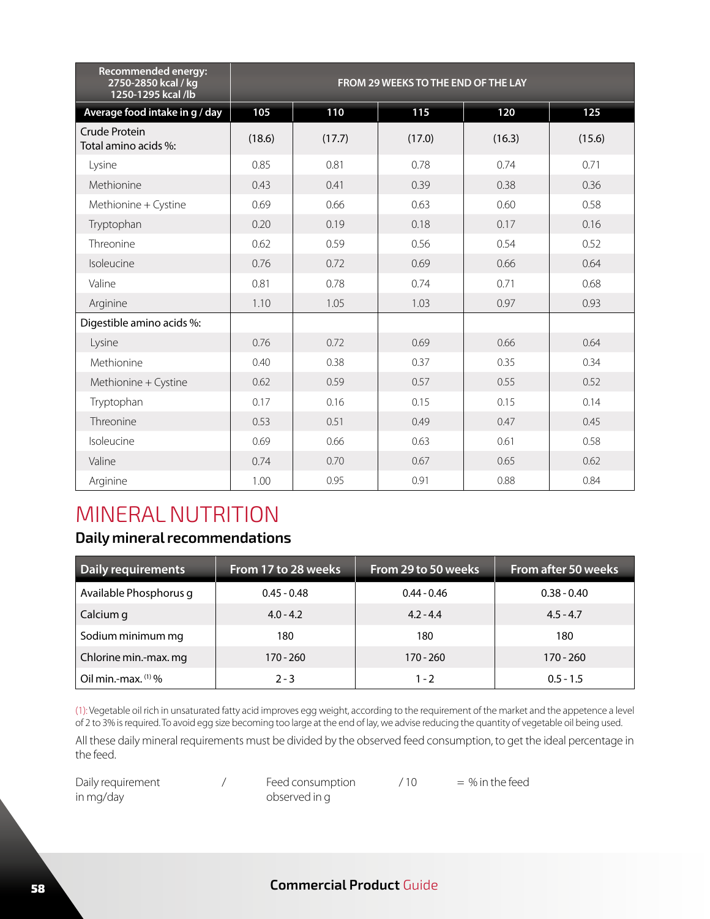| Recommended energy: 2750-2850 kcal / kg 1250-1295 kcal /lb | FROM 29 WEEKS TO THE END OF THE LAY | | | | |
|---|---|---|---|---|---|
| Average food intake in g / day | 105 | 110 | 115 | 120 | 125 |
| Crude Protein Total amino acids %: | (18.6) | (17.7) | (17.0) | (16.3) | (15.6) |
| Lysine | 0.85 | 0.81 | 0.78 | 0.74 | 0.71 |
| Methionine | 0.43 | 0.41 | 0.39 | 0.38 | 0.36 |
| Methionine + Cystine | 0.69 | 0.66 | 0.63 | 0.60 | 0.58 |
| Tryptophan | 0.20 | 0.19 | 0.18 | 0.17 | 0.16 |
| Threonine | 0.62 | 0.59 | 0.56 | 0.54 | 0.52 |
| Isoleucine | 0.76 | 0.72 | 0.69 | 0.66 | 0.64 |
| Valine | 0.81 | 0.78 | 0.74 | 0.71 | 0.68 |
| Arginine | 1.10 | 1.05 | 1.03 | 0.97 | 0.93 |
| Digestible amino acids %: | | | | | |
| Lysine | 0.76 | 0.72 | 0.69 | 0.66 | 0.64 |
| Methionine | 0.40 | 0.38 | 0.37 | 0.35 | 0.34 |
| Methionine + Cystine | 0.62 | 0.59 | 0.57 | 0.55 | 0.52 |
| Tryptophan | 0.17 | 0.16 | 0.15 | 0.15 | 0.14 |
| Threonine | 0.53 | 0.51 | 0.49 | 0.47 | 0.45 |
| Isoleucine | 0.69 | 0.66 | 0.63 | 0.61 | 0.58 |
| Valine | 0.74 | 0.70 | 0.67 | 0.65 | 0.62 |
| Arginine | 1.00 | 0.95 | 0.91 | 0.88 | 0.84 |

# MINERAL NUTRITION

## Daily mineral recommendations

| Daily requirements | From 17 to 28 weeks | From 29 to 50 weeks | From after 50 weeks |
|---|---|---|---|
| Available Phosphorus g | 0.45 - 0.48 | 0.44 - 0.46 | 0.38 - 0.40 |
| Calcium g | 4.0 - 4.2 | 4.2 - 4.4 | 4.5 - 4.7 |
| Sodium minimum mg | 180 | 180 | 180 |
| Chlorine min.-max. mg | 170 - 260 | 170 - 260 | 170 - 260 |
| Oil min.-max. (1) % | 2 - 3 | 1 - 2 | 0.5 - 1.5 |

(1): Vegetable oil rich in unsaturated fatty acid improves egg weight, according to the requirement of the market and the appetence a level of 2 to 3% is required. To avoid egg size becoming too large at the end of lay, we advise reducing the quantity of vegetable oil being used.

All these daily mineral requirements must be divided by the observed feed consumption, to get the ideal percentage in the feed.

Daily requirement in mg/day / Feed consumption observed in g / 10 = % in the feed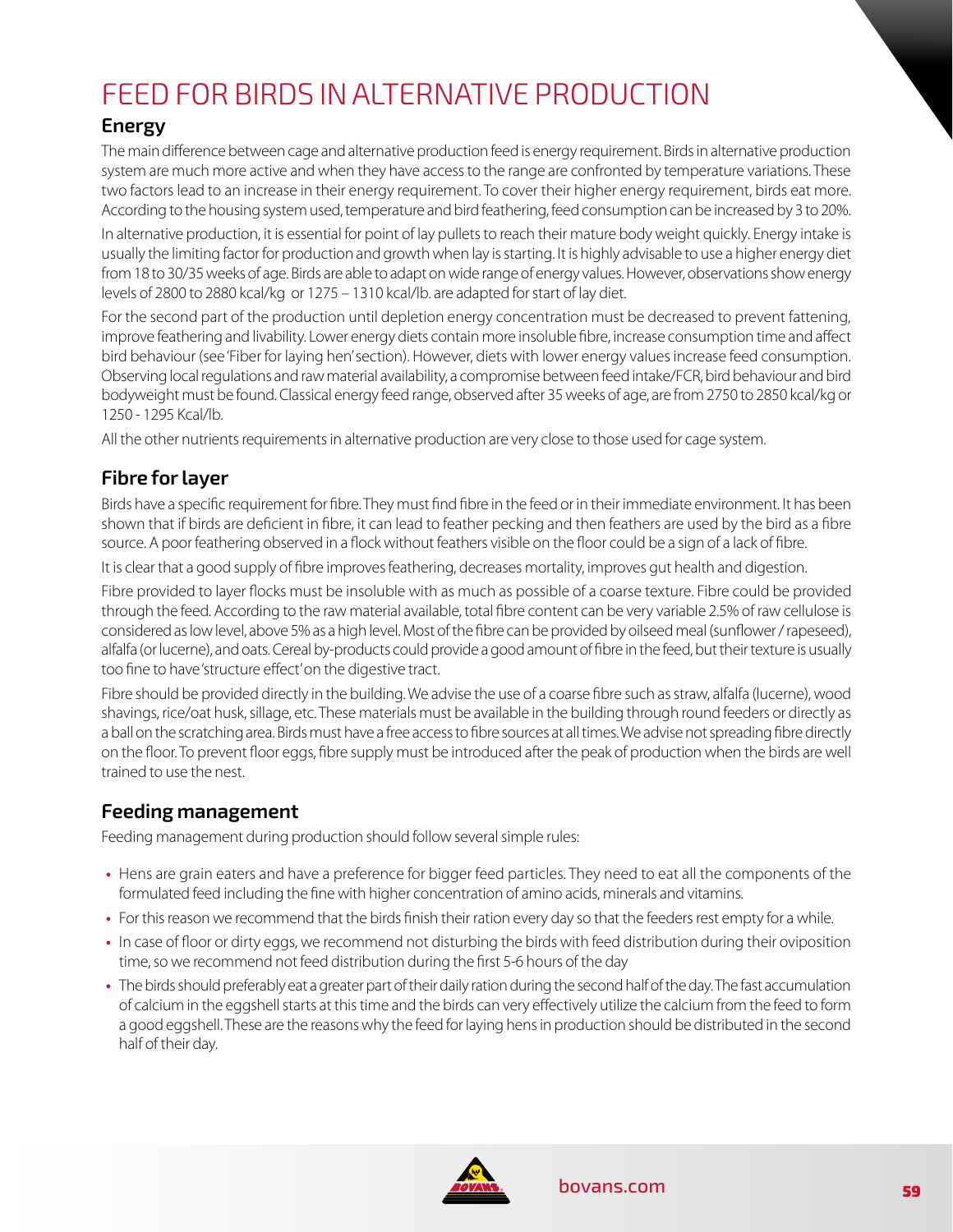# FEED FOR BIRDS IN ALTERNATIVE PRODUCTION

## Energy

The main difference between cage and alternative production feed is energy requirement. Birds in alternative production system are much more active and when they have access to the range are confronted by temperature variations. These two factors lead to an increase in their energy requirement. To cover their higher energy requirement, birds eat more. According to the housing system used, temperature and bird feathering, feed consumption can be increased by 3 to 20%.

In alternative production, it is essential for point of lay pullets to reach their mature body weight quickly. Energy intake is usually the limiting factor for production and growth when lay is starting. It is highly advisable to use a higher energy diet from 18 to 30/35 weeks of age. Birds are able to adapt on wide range of energy values. However, observations show energy levels of 2800 to 2880 kcal/kg or 1275 – 1310 kcal/lb. are adapted for start of lay diet.

For the second part of the production until depletion energy concentration must be decreased to prevent fattening, improve feathering and livability. Lower energy diets contain more insoluble fibre, increase consumption time and affect bird behaviour (see 'Fiber for laying hen' section). However, diets with lower energy values increase feed consumption. Observing local regulations and raw material availability, a compromise between feed intake/FCR, bird behaviour and bird bodyweight must be found. Classical energy feed range, observed after 35 weeks of age, are from 2750 to 2850 kcal/kg or 1250 - 1295 Kcal/lb.

All the other nutrients requirements in alternative production are very close to those used for cage system.

## Fibre for layer

Birds have a specific requirement for fibre. They must find fibre in the feed or in their immediate environment. It has been shown that if birds are deficient in fibre, it can lead to feather pecking and then feathers are used by the bird as a fibre source. A poor feathering observed in a flock without feathers visible on the floor could be a sign of a lack of fibre.

It is clear that a good supply of fibre improves feathering, decreases mortality, improves gut health and digestion.

Fibre provided to layer flocks must be insoluble with as much as possible of a coarse texture. Fibre could be provided through the feed. According to the raw material available, total fibre content can be very variable 2.5% of raw cellulose is considered as low level, above 5% as a high level. Most of the fibre can be provided by oilseed meal (sunflower / rapeseed), alfalfa (or lucerne), and oats. Cereal by-products could provide a good amount of fibre in the feed, but their texture is usually too fine to have 'structure effect' on the digestive tract.

Fibre should be provided directly in the building. We advise the use of a coarse fibre such as straw, alfalfa (lucerne), wood shavings, rice/oat husk, sillage, etc. These materials must be available in the building through round feeders or directly as a ball on the scratching area. Birds must have a free access to fibre sources at all times. We advise not spreading fibre directly on the floor. To prevent floor eggs, fibre supply must be introduced after the peak of production when the birds are well trained to use the nest.

## Feeding management

Feeding management during production should follow several simple rules:

- Hens are grain eaters and have a preference for bigger feed particles. They need to eat all the components of the formulated feed including the fine with higher concentration of amino acids, minerals and vitamins.
- For this reason we recommend that the birds finish their ration every day so that the feeders rest empty for a while.
- In case of floor or dirty eggs, we recommend not disturbing the birds with feed distribution during their oviposition time, so we recommend not feed distribution during the first 5-6 hours of the day
- The birds should preferably eat a greater part of their daily ration during the second half of the day. The fast accumulation of calcium in the eggshell starts at this time and the birds can very effectively utilize the calcium from the feed to form a good eggshell. These are the reasons why the feed for laying hens in production should be distributed in the second half of their day.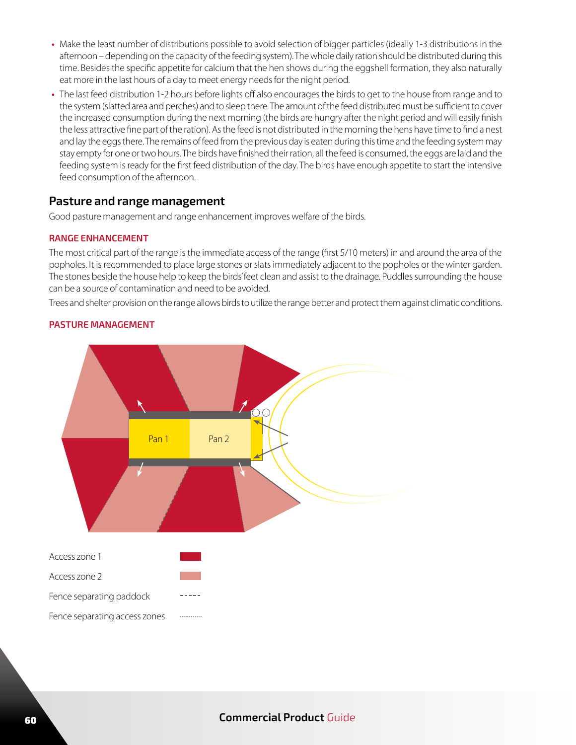- Make the least number of distributions possible to avoid selection of bigger particles (ideally 1-3 distributions in the afternoon – depending on the capacity of the feeding system). The whole daily ration should be distributed during this time. Besides the specific appetite for calcium that the hen shows during the eggshell formation, they also naturally eat more in the last hours of a day to meet energy needs for the night period.
- The last feed distribution 1-2 hours before lights off also encourages the birds to get to the house from range and to the system (slatted area and perches) and to sleep there. The amount of the feed distributed must be sufficient to cover the increased consumption during the next morning (the birds are hungry after the night period and will easily finish the less attractive fine part of the ration). As the feed is not distributed in the morning the hens have time to find a nest and lay the eggs there. The remains of feed from the previous day is eaten during this time and the feeding system may stay empty for one or two hours. The birds have finished their ration, all the feed is consumed, the eggs are laid and the feeding system is ready for the first feed distribution of the day. The birds have enough appetite to start the intensive feed consumption of the afternoon.

## Pasture and range management

Good pasture management and range enhancement improves welfare of the birds.

### RANGE ENHANCEMENT

The most critical part of the range is the immediate access of the range (first 5/10 meters) in and around the area of the popholes. It is recommended to place large stones or slats immediately adjacent to the popholes or the winter garden. The stones beside the house help to keep the birds' feet clean and assist to the drainage. Puddles surrounding the house can be a source of contamination and need to be avoided.

Trees and shelter provision on the range allows birds to utilize the range better and protect them against climatic conditions.

### PASTURE MANAGEMENT

Pan 1 | Pan 2

Access zone 1

Access zone 2

Fence separating paddock -----

Fence separating access zones ...........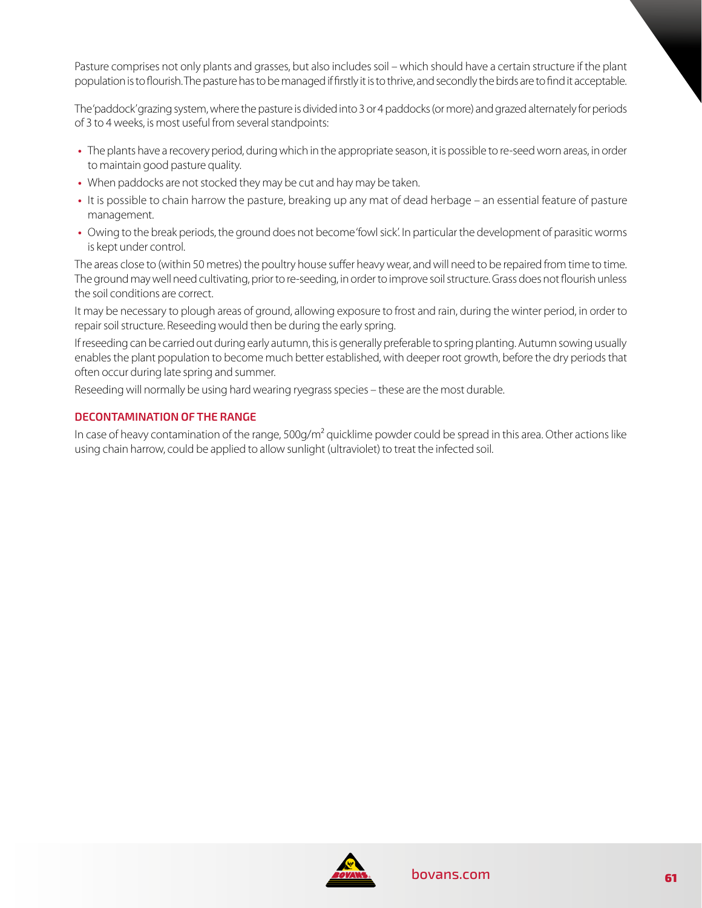Pasture comprises not only plants and grasses, but also includes soil – which should have a certain structure if the plant population is to flourish. The pasture has to be managed if firstly it is to thrive, and secondly the birds are to find it acceptable.

The 'paddock' grazing system, where the pasture is divided into 3 or 4 paddocks (or more) and grazed alternately for periods of 3 to 4 weeks, is most useful from several standpoints:

- The plants have a recovery period, during which in the appropriate season, it is possible to re-seed worn areas, in order to maintain good pasture quality.
- When paddocks are not stocked they may be cut and hay may be taken.
- It is possible to chain harrow the pasture, breaking up any mat of dead herbage – an essential feature of pasture management.
- Owing to the break periods, the ground does not become 'fowl sick'. In particular the development of parasitic worms is kept under control.

The areas close to (within 50 metres) the poultry house suffer heavy wear, and will need to be repaired from time to time. The ground may well need cultivating, prior to re-seeding, in order to improve soil structure. Grass does not flourish unless the soil conditions are correct.

It may be necessary to plough areas of ground, allowing exposure to frost and rain, during the winter period, in order to repair soil structure. Reseeding would then be during the early spring.

If reseeding can be carried out during early autumn, this is generally preferable to spring planting. Autumn sowing usually enables the plant population to become much better established, with deeper root growth, before the dry periods that often occur during late spring and summer.

Reseeding will normally be using hard wearing ryegrass species – these are the most durable.

## DECONTAMINATION OF THE RANGE

In case of heavy contamination of the range, 500g/m$^2$ quicklime powder could be spread in this area. Other actions like using chain harrow, could be applied to allow sunlight (ultraviolet) to treat the infected soil.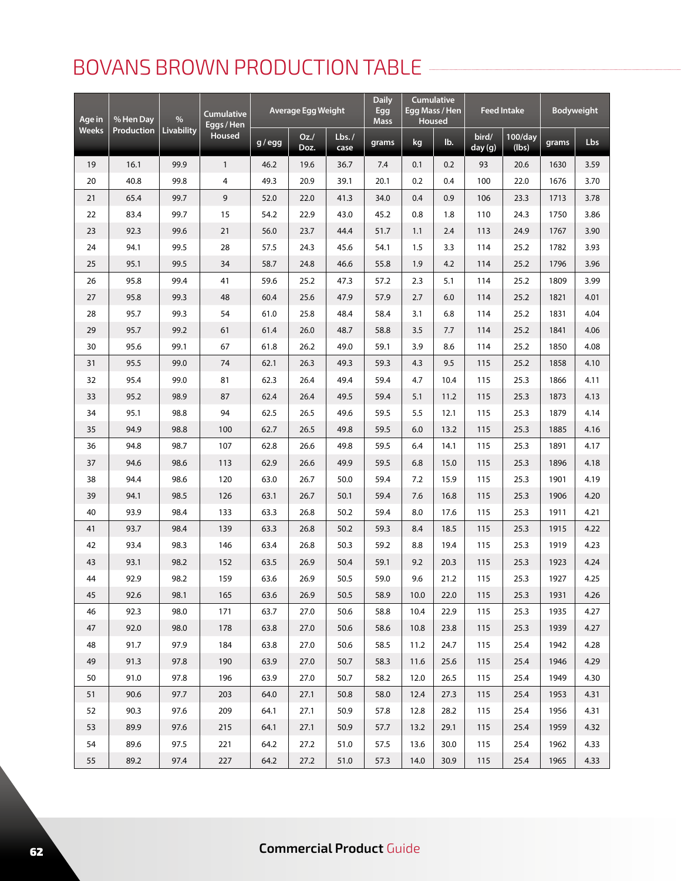# BOVANS BROWN PRODUCTION TABLE

| Age in Weeks | % Hen Day Production | % Livability | Cumulative Eggs / Hen Housed | Average Egg Weight | | | Daily Egg Mass | Cumulative Egg Mass / Hen Housed | | Feed Intake | | Bodyweight | |
|---|---|---|---|---|---|---|---|---|---|---|---|---|---|
| | | | | g / egg | Oz./ Doz. | Lbs. / case | grams | kg | lb. | bird/ day (g) | 100/day (lbs) | grams | Lbs |
| 19 | 16.1 | 99.9 | 1 | 46.2 | 19.6 | 36.7 | 7.4 | 0.1 | 0.2 | 93 | 20.6 | 1630 | 3.59 |
| 20 | 40.8 | 99.8 | 4 | 49.3 | 20.9 | 39.1 | 20.1 | 0.2 | 0.4 | 100 | 22.0 | 1676 | 3.70 |
| 21 | 65.4 | 99.7 | 9 | 52.0 | 22.0 | 41.3 | 34.0 | 0.4 | 0.9 | 106 | 23.3 | 1713 | 3.78 |
| 22 | 83.4 | 99.7 | 15 | 54.2 | 22.9 | 43.0 | 45.2 | 0.8 | 1.8 | 110 | 24.3 | 1750 | 3.86 |
| 23 | 92.3 | 99.6 | 21 | 56.0 | 23.7 | 44.4 | 51.7 | 1.1 | 2.4 | 113 | 24.9 | 1767 | 3.90 |
| 24 | 94.1 | 99.5 | 28 | 57.5 | 24.3 | 45.6 | 54.1 | 1.5 | 3.3 | 114 | 25.2 | 1782 | 3.93 |
| 25 | 95.1 | 99.5 | 34 | 58.7 | 24.8 | 46.6 | 55.8 | 1.9 | 4.2 | 114 | 25.2 | 1796 | 3.96 |
| 26 | 95.8 | 99.4 | 41 | 59.6 | 25.2 | 47.3 | 57.2 | 2.3 | 5.1 | 114 | 25.2 | 1809 | 3.99 |
| 27 | 95.8 | 99.3 | 48 | 60.4 | 25.6 | 47.9 | 57.9 | 2.7 | 6.0 | 114 | 25.2 | 1821 | 4.01 |
| 28 | 95.7 | 99.3 | 54 | 61.0 | 25.8 | 48.4 | 58.4 | 3.1 | 6.8 | 114 | 25.2 | 1831 | 4.04 |
| 29 | 95.7 | 99.2 | 61 | 61.4 | 26.0 | 48.7 | 58.8 | 3.5 | 7.7 | 114 | 25.2 | 1841 | 4.06 |
| 30 | 95.6 | 99.1 | 67 | 61.8 | 26.2 | 49.0 | 59.1 | 3.9 | 8.6 | 114 | 25.2 | 1850 | 4.08 |
| 31 | 95.5 | 99.0 | 74 | 62.1 | 26.3 | 49.3 | 59.3 | 4.3 | 9.5 | 115 | 25.2 | 1858 | 4.10 |
| 32 | 95.4 | 99.0 | 81 | 62.3 | 26.4 | 49.4 | 59.4 | 4.7 | 10.4 | 115 | 25.3 | 1866 | 4.11 |
| 33 | 95.2 | 98.9 | 87 | 62.4 | 26.4 | 49.5 | 59.4 | 5.1 | 11.2 | 115 | 25.3 | 1873 | 4.13 |
| 34 | 95.1 | 98.8 | 94 | 62.5 | 26.5 | 49.6 | 59.5 | 5.5 | 12.1 | 115 | 25.3 | 1879 | 4.14 |
| 35 | 94.9 | 98.8 | 100 | 62.7 | 26.5 | 49.8 | 59.5 | 6.0 | 13.2 | 115 | 25.3 | 1885 | 4.16 |
| 36 | 94.8 | 98.7 | 107 | 62.8 | 26.6 | 49.8 | 59.5 | 6.4 | 14.1 | 115 | 25.3 | 1891 | 4.17 |
| 37 | 94.6 | 98.6 | 113 | 62.9 | 26.6 | 49.9 | 59.5 | 6.8 | 15.0 | 115 | 25.3 | 1896 | 4.18 |
| 38 | 94.4 | 98.6 | 120 | 63.0 | 26.7 | 50.0 | 59.4 | 7.2 | 15.9 | 115 | 25.3 | 1901 | 4.19 |
| 39 | 94.1 | 98.5 | 126 | 63.1 | 26.7 | 50.1 | 59.4 | 7.6 | 16.8 | 115 | 25.3 | 1906 | 4.20 |
| 40 | 93.9 | 98.4 | 133 | 63.3 | 26.8 | 50.2 | 59.4 | 8.0 | 17.6 | 115 | 25.3 | 1911 | 4.21 |
| 41 | 93.7 | 98.4 | 139 | 63.3 | 26.8 | 50.2 | 59.3 | 8.4 | 18.5 | 115 | 25.3 | 1915 | 4.22 |
| 42 | 93.4 | 98.3 | 146 | 63.4 | 26.8 | 50.3 | 59.2 | 8.8 | 19.4 | 115 | 25.3 | 1919 | 4.23 |
| 43 | 93.1 | 98.2 | 152 | 63.5 | 26.9 | 50.4 | 59.1 | 9.2 | 20.3 | 115 | 25.3 | 1923 | 4.24 |
| 44 | 92.9 | 98.2 | 159 | 63.6 | 26.9 | 50.5 | 59.0 | 9.6 | 21.2 | 115 | 25.3 | 1927 | 4.25 |
| 45 | 92.6 | 98.1 | 165 | 63.6 | 26.9 | 50.5 | 58.9 | 10.0 | 22.0 | 115 | 25.3 | 1931 | 4.26 |
| 46 | 92.3 | 98.0 | 171 | 63.7 | 27.0 | 50.6 | 58.8 | 10.4 | 22.9 | 115 | 25.3 | 1935 | 4.27 |
| 47 | 92.0 | 98.0 | 178 | 63.8 | 27.0 | 50.6 | 58.6 | 10.8 | 23.8 | 115 | 25.3 | 1939 | 4.27 |
| 48 | 91.7 | 97.9 | 184 | 63.8 | 27.0 | 50.6 | 58.5 | 11.2 | 24.7 | 115 | 25.4 | 1942 | 4.28 |
| 49 | 91.3 | 97.8 | 190 | 63.9 | 27.0 | 50.7 | 58.3 | 11.6 | 25.6 | 115 | 25.4 | 1946 | 4.29 |
| 50 | 91.0 | 97.8 | 196 | 63.9 | 27.0 | 50.7 | 58.2 | 12.0 | 26.5 | 115 | 25.4 | 1949 | 4.30 |
| 51 | 90.6 | 97.7 | 203 | 64.0 | 27.1 | 50.8 | 58.0 | 12.4 | 27.3 | 115 | 25.4 | 1953 | 4.31 |
| 52 | 90.3 | 97.6 | 209 | 64.1 | 27.1 | 50.9 | 57.8 | 12.8 | 28.2 | 115 | 25.4 | 1956 | 4.31 |
| 53 | 89.9 | 97.6 | 215 | 64.1 | 27.1 | 50.9 | 57.7 | 13.2 | 29.1 | 115 | 25.4 | 1959 | 4.32 |
| 54 | 89.6 | 97.5 | 221 | 64.2 | 27.2 | 51.0 | 57.5 | 13.6 | 30.0 | 115 | 25.4 | 1962 | 4.33 |
| 55 | 89.2 | 97.4 | 227 | 64.2 | 27.2 | 51.0 | 57.3 | 14.0 | 30.9 | 115 | 25.4 | 1965 | 4.33 |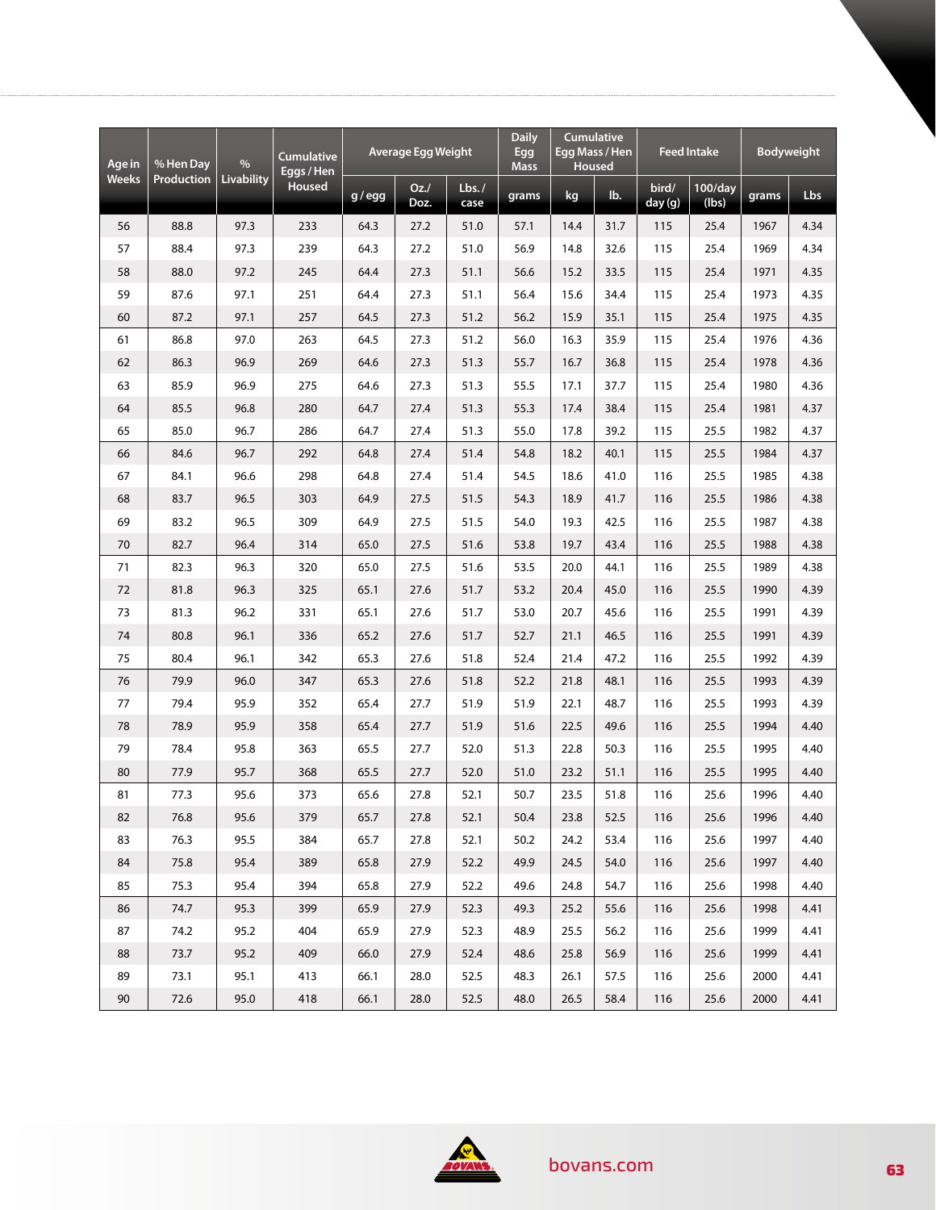| Age in Weeks | % Hen Day Production | % Livability | Cumulative Eggs / Hen Housed | Average Egg Weight | | | Daily Egg Mass | Cumulative Egg Mass / Hen Housed | | Feed Intake | | Bodyweight | |
|---|---|---|---|---|---|---|---|---|---|---|---|---|---|
| | | | | g / egg | Oz./ Doz. | Lbs. / case | grams | kg | lb. | bird/ day (g) | 100/day (lbs) | grams | Lbs |
| 56 | 88.8 | 97.3 | 233 | 64.3 | 27.2 | 51.0 | 57.1 | 14.4 | 31.7 | 115 | 25.4 | 1967 | 4.34 |
| 57 | 88.4 | 97.3 | 239 | 64.3 | 27.2 | 51.0 | 56.9 | 14.8 | 32.6 | 115 | 25.4 | 1969 | 4.34 |
| 58 | 88.0 | 97.2 | 245 | 64.4 | 27.3 | 51.1 | 56.6 | 15.2 | 33.5 | 115 | 25.4 | 1971 | 4.35 |
| 59 | 87.6 | 97.1 | 251 | 64.4 | 27.3 | 51.1 | 56.4 | 15.6 | 34.4 | 115 | 25.4 | 1973 | 4.35 |
| 60 | 87.2 | 97.1 | 257 | 64.5 | 27.3 | 51.2 | 56.2 | 15.9 | 35.1 | 115 | 25.4 | 1975 | 4.35 |
| 61 | 86.8 | 97.0 | 263 | 64.5 | 27.3 | 51.2 | 56.0 | 16.3 | 35.9 | 115 | 25.4 | 1976 | 4.36 |
| 62 | 86.3 | 96.9 | 269 | 64.6 | 27.3 | 51.3 | 55.7 | 16.7 | 36.8 | 115 | 25.4 | 1978 | 4.36 |
| 63 | 85.9 | 96.9 | 275 | 64.6 | 27.3 | 51.3 | 55.5 | 17.1 | 37.7 | 115 | 25.4 | 1980 | 4.36 |
| 64 | 85.5 | 96.8 | 280 | 64.7 | 27.4 | 51.3 | 55.3 | 17.4 | 38.4 | 115 | 25.4 | 1981 | 4.37 |
| 65 | 85.0 | 96.7 | 286 | 64.7 | 27.4 | 51.3 | 55.0 | 17.8 | 39.2 | 115 | 25.5 | 1982 | 4.37 |
| 66 | 84.6 | 96.7 | 292 | 64.8 | 27.4 | 51.4 | 54.8 | 18.2 | 40.1 | 115 | 25.5 | 1984 | 4.37 |
| 67 | 84.1 | 96.6 | 298 | 64.8 | 27.4 | 51.4 | 54.5 | 18.6 | 41.0 | 116 | 25.5 | 1985 | 4.38 |
| 68 | 83.7 | 96.5 | 303 | 64.9 | 27.5 | 51.5 | 54.3 | 18.9 | 41.7 | 116 | 25.5 | 1986 | 4.38 |
| 69 | 83.2 | 96.5 | 309 | 64.9 | 27.5 | 51.5 | 54.0 | 19.3 | 42.5 | 116 | 25.5 | 1987 | 4.38 |
| 70 | 82.7 | 96.4 | 314 | 65.0 | 27.5 | 51.6 | 53.8 | 19.7 | 43.4 | 116 | 25.5 | 1988 | 4.38 |
| 71 | 82.3 | 96.3 | 320 | 65.0 | 27.5 | 51.6 | 53.5 | 20.0 | 44.1 | 116 | 25.5 | 1989 | 4.38 |
| 72 | 81.8 | 96.3 | 325 | 65.1 | 27.6 | 51.7 | 53.2 | 20.4 | 45.0 | 116 | 25.5 | 1990 | 4.39 |
| 73 | 81.3 | 96.2 | 331 | 65.1 | 27.6 | 51.7 | 53.0 | 20.7 | 45.6 | 116 | 25.5 | 1991 | 4.39 |
| 74 | 80.8 | 96.1 | 336 | 65.2 | 27.6 | 51.7 | 52.7 | 21.1 | 46.5 | 116 | 25.5 | 1991 | 4.39 |
| 75 | 80.4 | 96.1 | 342 | 65.3 | 27.6 | 51.8 | 52.4 | 21.4 | 47.2 | 116 | 25.5 | 1992 | 4.39 |
| 76 | 79.9 | 96.0 | 347 | 65.3 | 27.6 | 51.8 | 52.2 | 21.8 | 48.1 | 116 | 25.5 | 1993 | 4.39 |
| 77 | 79.4 | 95.9 | 352 | 65.4 | 27.7 | 51.9 | 51.9 | 22.1 | 48.7 | 116 | 25.5 | 1993 | 4.39 |
| 78 | 78.9 | 95.9 | 358 | 65.4 | 27.7 | 51.9 | 51.6 | 22.5 | 49.6 | 116 | 25.5 | 1994 | 4.40 |
| 79 | 78.4 | 95.8 | 363 | 65.5 | 27.7 | 52.0 | 51.3 | 22.8 | 50.3 | 116 | 25.5 | 1995 | 4.40 |
| 80 | 77.9 | 95.7 | 368 | 65.5 | 27.7 | 52.0 | 51.0 | 23.2 | 51.1 | 116 | 25.5 | 1995 | 4.40 |
| 81 | 77.3 | 95.6 | 373 | 65.6 | 27.8 | 52.1 | 50.7 | 23.5 | 51.8 | 116 | 25.6 | 1996 | 4.40 |
| 82 | 76.8 | 95.6 | 379 | 65.7 | 27.8 | 52.1 | 50.4 | 23.8 | 52.5 | 116 | 25.6 | 1996 | 4.40 |
| 83 | 76.3 | 95.5 | 384 | 65.7 | 27.8 | 52.1 | 50.2 | 24.2 | 53.4 | 116 | 25.6 | 1997 | 4.40 |
| 84 | 75.8 | 95.4 | 389 | 65.8 | 27.9 | 52.2 | 49.9 | 24.5 | 54.0 | 116 | 25.6 | 1997 | 4.40 |
| 85 | 75.3 | 95.4 | 394 | 65.8 | 27.9 | 52.2 | 49.6 | 24.8 | 54.7 | 116 | 25.6 | 1998 | 4.40 |
| 86 | 74.7 | 95.3 | 399 | 65.9 | 27.9 | 52.3 | 49.3 | 25.2 | 55.6 | 116 | 25.6 | 1998 | 4.41 |
| 87 | 74.2 | 95.2 | 404 | 65.9 | 27.9 | 52.3 | 48.9 | 25.5 | 56.2 | 116 | 25.6 | 1999 | 4.41 |
| 88 | 73.7 | 95.2 | 409 | 66.0 | 27.9 | 52.4 | 48.6 | 25.8 | 56.9 | 116 | 25.6 | 1999 | 4.41 |
| 89 | 73.1 | 95.1 | 413 | 66.1 | 28.0 | 52.5 | 48.3 | 26.1 | 57.5 | 116 | 25.6 | 2000 | 4.41 |
| 90 | 72.6 | 95.0 | 418 | 66.1 | 28.0 | 52.5 | 48.0 | 26.5 | 58.4 | 116 | 25.6 | 2000 | 4.41 |

bovans.com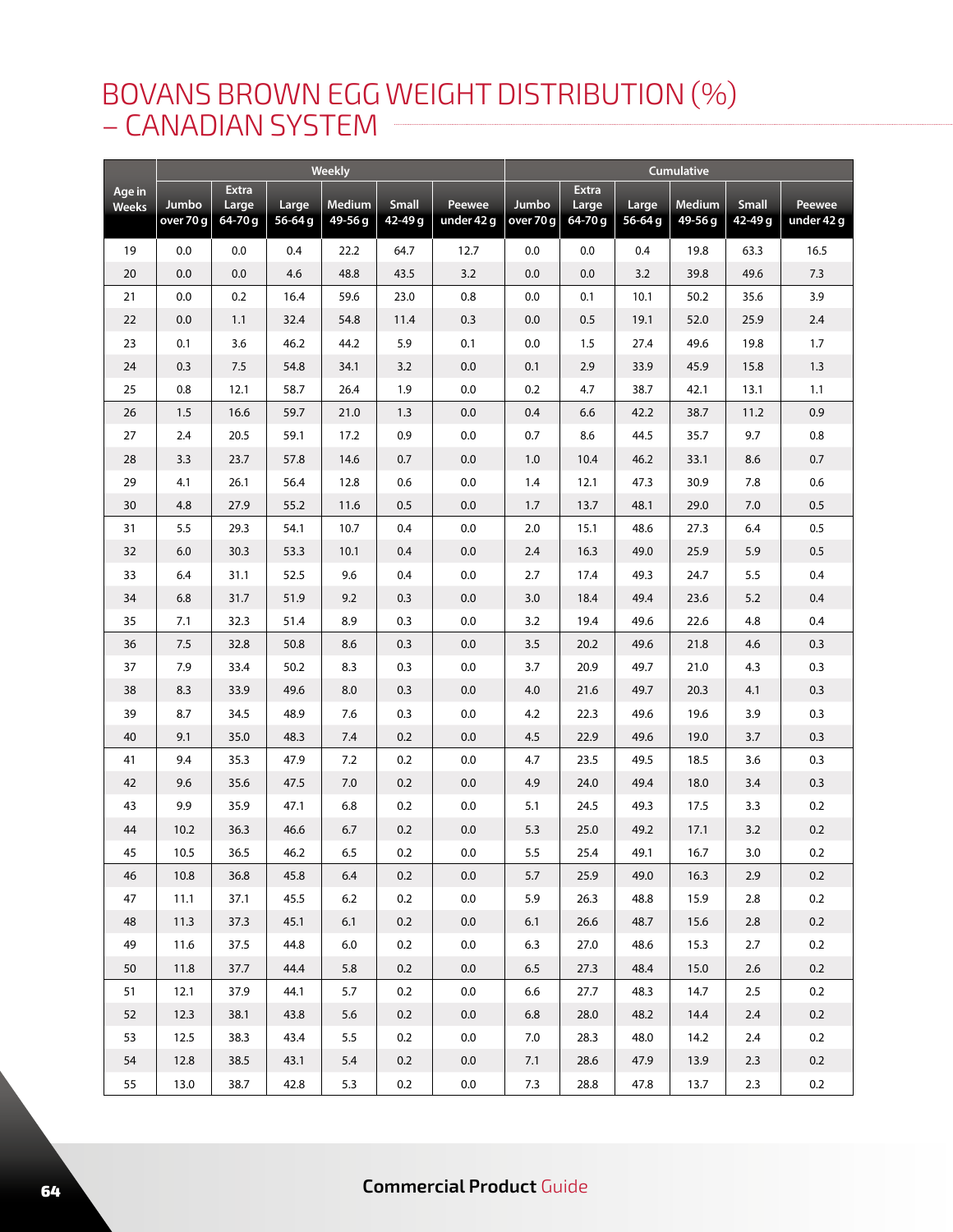# BOVANS BROWN EGG WEIGHT DISTRIBUTION (%) – CANADIAN SYSTEM

| Age in Weeks | Weekly | | | | | | Cumulative | | | | | |
|---|---|---|---|---|---|---|---|---|---|---|---|---|
| | Jumbo over 70 g | Extra Large 64-70 g | Large 56-64 g | Medium 49-56 g | Small 42-49 g | Peewee under 42 g | Jumbo over 70 g | Extra Large 64-70 g | Large 56-64 g | Medium 49-56 g | Small 42-49 g | Peewee under 42 g |
| 19 | 0.0 | 0.0 | 0.4 | 22.2 | 64.7 | 12.7 | 0.0 | 0.0 | 0.4 | 19.8 | 63.3 | 16.5 |
| 20 | 0.0 | 0.0 | 4.6 | 48.8 | 43.5 | 3.2 | 0.0 | 0.0 | 3.2 | 39.8 | 49.6 | 7.3 |
| 21 | 0.0 | 0.2 | 16.4 | 59.6 | 23.0 | 0.8 | 0.0 | 0.1 | 10.1 | 50.2 | 35.6 | 3.9 |
| 22 | 0.0 | 1.1 | 32.4 | 54.8 | 11.4 | 0.3 | 0.0 | 0.5 | 19.1 | 52.0 | 25.9 | 2.4 |
| 23 | 0.1 | 3.6 | 46.2 | 44.2 | 5.9 | 0.1 | 0.0 | 1.5 | 27.4 | 49.6 | 19.8 | 1.7 |
| 24 | 0.3 | 7.5 | 54.8 | 34.1 | 3.2 | 0.0 | 0.1 | 2.9 | 33.9 | 45.9 | 15.8 | 1.3 |
| 25 | 0.8 | 12.1 | 58.7 | 26.4 | 1.9 | 0.0 | 0.2 | 4.7 | 38.7 | 42.1 | 13.1 | 1.1 |
| 26 | 1.5 | 16.6 | 59.7 | 21.0 | 1.3 | 0.0 | 0.4 | 6.6 | 42.2 | 38.7 | 11.2 | 0.9 |
| 27 | 2.4 | 20.5 | 59.1 | 17.2 | 0.9 | 0.0 | 0.7 | 8.6 | 44.5 | 35.7 | 9.7 | 0.8 |
| 28 | 3.3 | 23.7 | 57.8 | 14.6 | 0.7 | 0.0 | 1.0 | 10.4 | 46.2 | 33.1 | 8.6 | 0.7 |
| 29 | 4.1 | 26.1 | 56.4 | 12.8 | 0.6 | 0.0 | 1.4 | 12.1 | 47.3 | 30.9 | 7.8 | 0.6 |
| 30 | 4.8 | 27.9 | 55.2 | 11.6 | 0.5 | 0.0 | 1.7 | 13.7 | 48.1 | 29.0 | 7.0 | 0.5 |
| 31 | 5.5 | 29.3 | 54.1 | 10.7 | 0.4 | 0.0 | 2.0 | 15.1 | 48.6 | 27.3 | 6.4 | 0.5 |
| 32 | 6.0 | 30.3 | 53.3 | 10.1 | 0.4 | 0.0 | 2.4 | 16.3 | 49.0 | 25.9 | 5.9 | 0.5 |
| 33 | 6.4 | 31.1 | 52.5 | 9.6 | 0.4 | 0.0 | 2.7 | 17.4 | 49.3 | 24.7 | 5.5 | 0.4 |
| 34 | 6.8 | 31.7 | 51.9 | 9.2 | 0.3 | 0.0 | 3.0 | 18.4 | 49.4 | 23.6 | 5.2 | 0.4 |
| 35 | 7.1 | 32.3 | 51.4 | 8.9 | 0.3 | 0.0 | 3.2 | 19.4 | 49.6 | 22.6 | 4.8 | 0.4 |
| 36 | 7.5 | 32.8 | 50.8 | 8.6 | 0.3 | 0.0 | 3.5 | 20.2 | 49.6 | 21.8 | 4.6 | 0.3 |
| 37 | 7.9 | 33.4 | 50.2 | 8.3 | 0.3 | 0.0 | 3.7 | 20.9 | 49.7 | 21.0 | 4.3 | 0.3 |
| 38 | 8.3 | 33.9 | 49.6 | 8.0 | 0.3 | 0.0 | 4.0 | 21.6 | 49.7 | 20.3 | 4.1 | 0.3 |
| 39 | 8.7 | 34.5 | 48.9 | 7.6 | 0.3 | 0.0 | 4.2 | 22.3 | 49.6 | 19.6 | 3.9 | 0.3 |
| 40 | 9.1 | 35.0 | 48.3 | 7.4 | 0.2 | 0.0 | 4.5 | 22.9 | 49.6 | 19.0 | 3.7 | 0.3 |
| 41 | 9.4 | 35.3 | 47.9 | 7.2 | 0.2 | 0.0 | 4.7 | 23.5 | 49.5 | 18.5 | 3.6 | 0.3 |
| 42 | 9.6 | 35.6 | 47.5 | 7.0 | 0.2 | 0.0 | 4.9 | 24.0 | 49.4 | 18.0 | 3.4 | 0.3 |
| 43 | 9.9 | 35.9 | 47.1 | 6.8 | 0.2 | 0.0 | 5.1 | 24.5 | 49.3 | 17.5 | 3.3 | 0.2 |
| 44 | 10.2 | 36.3 | 46.6 | 6.7 | 0.2 | 0.0 | 5.3 | 25.0 | 49.2 | 17.1 | 3.2 | 0.2 |
| 45 | 10.5 | 36.5 | 46.2 | 6.5 | 0.2 | 0.0 | 5.5 | 25.4 | 49.1 | 16.7 | 3.0 | 0.2 |
| 46 | 10.8 | 36.8 | 45.8 | 6.4 | 0.2 | 0.0 | 5.7 | 25.9 | 49.0 | 16.3 | 2.9 | 0.2 |
| 47 | 11.1 | 37.1 | 45.5 | 6.2 | 0.2 | 0.0 | 5.9 | 26.3 | 48.8 | 15.9 | 2.8 | 0.2 |
| 48 | 11.3 | 37.3 | 45.1 | 6.1 | 0.2 | 0.0 | 6.1 | 26.6 | 48.7 | 15.6 | 2.8 | 0.2 |
| 49 | 11.6 | 37.5 | 44.8 | 6.0 | 0.2 | 0.0 | 6.3 | 27.0 | 48.6 | 15.3 | 2.7 | 0.2 |
| 50 | 11.8 | 37.7 | 44.4 | 5.8 | 0.2 | 0.0 | 6.5 | 27.3 | 48.4 | 15.0 | 2.6 | 0.2 |
| 51 | 12.1 | 37.9 | 44.1 | 5.7 | 0.2 | 0.0 | 6.6 | 27.7 | 48.3 | 14.7 | 2.5 | 0.2 |
| 52 | 12.3 | 38.1 | 43.8 | 5.6 | 0.2 | 0.0 | 6.8 | 28.0 | 48.2 | 14.4 | 2.4 | 0.2 |
| 53 | 12.5 | 38.3 | 43.4 | 5.5 | 0.2 | 0.0 | 7.0 | 28.3 | 48.0 | 14.2 | 2.4 | 0.2 |
| 54 | 12.8 | 38.5 | 43.1 | 5.4 | 0.2 | 0.0 | 7.1 | 28.6 | 47.9 | 13.9 | 2.3 | 0.2 |
| 55 | 13.0 | 38.7 | 42.8 | 5.3 | 0.2 | 0.0 | 7.3 | 28.8 | 47.8 | 13.7 | 2.3 | 0.2 |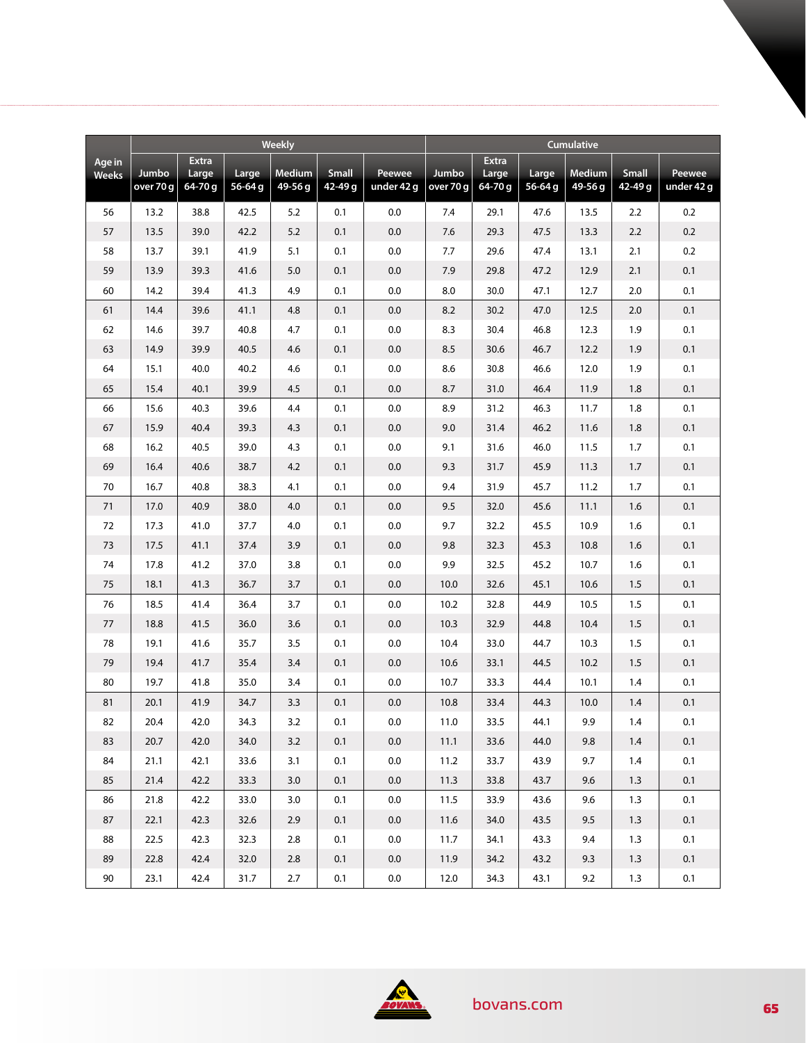| Age in Weeks | Weekly | | | | | | Cumulative | | | | | |
|---|---|---|---|---|---|---|---|---|---|---|---|---|
| | Jumbo over 70 g | Extra Large 64-70 g | Large 56-64 g | Medium 49-56 g | Small 42-49 g | Peewee under 42 g | Jumbo over 70 g | Extra Large 64-70 g | Large 56-64 g | Medium 49-56 g | Small 42-49 g | Peewee under 42 g |
| 56 | 13.2 | 38.8 | 42.5 | 5.2 | 0.1 | 0.0 | 7.4 | 29.1 | 47.6 | 13.5 | 2.2 | 0.2 |
| 57 | 13.5 | 39.0 | 42.2 | 5.2 | 0.1 | 0.0 | 7.6 | 29.3 | 47.5 | 13.3 | 2.2 | 0.2 |
| 58 | 13.7 | 39.1 | 41.9 | 5.1 | 0.1 | 0.0 | 7.7 | 29.6 | 47.4 | 13.1 | 2.1 | 0.2 |
| 59 | 13.9 | 39.3 | 41.6 | 5.0 | 0.1 | 0.0 | 7.9 | 29.8 | 47.2 | 12.9 | 2.1 | 0.1 |
| 60 | 14.2 | 39.4 | 41.3 | 4.9 | 0.1 | 0.0 | 8.0 | 30.0 | 47.1 | 12.7 | 2.0 | 0.1 |
| 61 | 14.4 | 39.6 | 41.1 | 4.8 | 0.1 | 0.0 | 8.2 | 30.2 | 47.0 | 12.5 | 2.0 | 0.1 |
| 62 | 14.6 | 39.7 | 40.8 | 4.7 | 0.1 | 0.0 | 8.3 | 30.4 | 46.8 | 12.3 | 1.9 | 0.1 |
| 63 | 14.9 | 39.9 | 40.5 | 4.6 | 0.1 | 0.0 | 8.5 | 30.6 | 46.7 | 12.2 | 1.9 | 0.1 |
| 64 | 15.1 | 40.0 | 40.2 | 4.6 | 0.1 | 0.0 | 8.6 | 30.8 | 46.6 | 12.0 | 1.9 | 0.1 |
| 65 | 15.4 | 40.1 | 39.9 | 4.5 | 0.1 | 0.0 | 8.7 | 31.0 | 46.4 | 11.9 | 1.8 | 0.1 |
| 66 | 15.6 | 40.3 | 39.6 | 4.4 | 0.1 | 0.0 | 8.9 | 31.2 | 46.3 | 11.7 | 1.8 | 0.1 |
| 67 | 15.9 | 40.4 | 39.3 | 4.3 | 0.1 | 0.0 | 9.0 | 31.4 | 46.2 | 11.6 | 1.8 | 0.1 |
| 68 | 16.2 | 40.5 | 39.0 | 4.3 | 0.1 | 0.0 | 9.1 | 31.6 | 46.0 | 11.5 | 1.7 | 0.1 |
| 69 | 16.4 | 40.6 | 38.7 | 4.2 | 0.1 | 0.0 | 9.3 | 31.7 | 45.9 | 11.3 | 1.7 | 0.1 |
| 70 | 16.7 | 40.8 | 38.3 | 4.1 | 0.1 | 0.0 | 9.4 | 31.9 | 45.7 | 11.2 | 1.7 | 0.1 |
| 71 | 17.0 | 40.9 | 38.0 | 4.0 | 0.1 | 0.0 | 9.5 | 32.0 | 45.6 | 11.1 | 1.6 | 0.1 |
| 72 | 17.3 | 41.0 | 37.7 | 4.0 | 0.1 | 0.0 | 9.7 | 32.2 | 45.5 | 10.9 | 1.6 | 0.1 |
| 73 | 17.5 | 41.1 | 37.4 | 3.9 | 0.1 | 0.0 | 9.8 | 32.3 | 45.3 | 10.8 | 1.6 | 0.1 |
| 74 | 17.8 | 41.2 | 37.0 | 3.8 | 0.1 | 0.0 | 9.9 | 32.5 | 45.2 | 10.7 | 1.6 | 0.1 |
| 75 | 18.1 | 41.3 | 36.7 | 3.7 | 0.1 | 0.0 | 10.0 | 32.6 | 45.1 | 10.6 | 1.5 | 0.1 |
| 76 | 18.5 | 41.4 | 36.4 | 3.7 | 0.1 | 0.0 | 10.2 | 32.8 | 44.9 | 10.5 | 1.5 | 0.1 |
| 77 | 18.8 | 41.5 | 36.0 | 3.6 | 0.1 | 0.0 | 10.3 | 32.9 | 44.8 | 10.4 | 1.5 | 0.1 |
| 78 | 19.1 | 41.6 | 35.7 | 3.5 | 0.1 | 0.0 | 10.4 | 33.0 | 44.7 | 10.3 | 1.5 | 0.1 |
| 79 | 19.4 | 41.7 | 35.4 | 3.4 | 0.1 | 0.0 | 10.6 | 33.1 | 44.5 | 10.2 | 1.5 | 0.1 |
| 80 | 19.7 | 41.8 | 35.0 | 3.4 | 0.1 | 0.0 | 10.7 | 33.3 | 44.4 | 10.1 | 1.4 | 0.1 |
| 81 | 20.1 | 41.9 | 34.7 | 3.3 | 0.1 | 0.0 | 10.8 | 33.4 | 44.3 | 10.0 | 1.4 | 0.1 |
| 82 | 20.4 | 42.0 | 34.3 | 3.2 | 0.1 | 0.0 | 11.0 | 33.5 | 44.1 | 9.9 | 1.4 | 0.1 |
| 83 | 20.7 | 42.0 | 34.0 | 3.2 | 0.1 | 0.0 | 11.1 | 33.6 | 44.0 | 9.8 | 1.4 | 0.1 |
| 84 | 21.1 | 42.1 | 33.6 | 3.1 | 0.1 | 0.0 | 11.2 | 33.7 | 43.9 | 9.7 | 1.4 | 0.1 |
| 85 | 21.4 | 42.2 | 33.3 | 3.0 | 0.1 | 0.0 | 11.3 | 33.8 | 43.7 | 9.6 | 1.3 | 0.1 |
| 86 | 21.8 | 42.2 | 33.0 | 3.0 | 0.1 | 0.0 | 11.5 | 33.9 | 43.6 | 9.6 | 1.3 | 0.1 |
| 87 | 22.1 | 42.3 | 32.6 | 2.9 | 0.1 | 0.0 | 11.6 | 34.0 | 43.5 | 9.5 | 1.3 | 0.1 |
| 88 | 22.5 | 42.3 | 32.3 | 2.8 | 0.1 | 0.0 | 11.7 | 34.1 | 43.3 | 9.4 | 1.3 | 0.1 |
| 89 | 22.8 | 42.4 | 32.0 | 2.8 | 0.1 | 0.0 | 11.9 | 34.2 | 43.2 | 9.3 | 1.3 | 0.1 |
| 90 | 23.1 | 42.4 | 31.7 | 2.7 | 0.1 | 0.0 | 12.0 | 34.3 | 43.1 | 9.2 | 1.3 | 0.1 |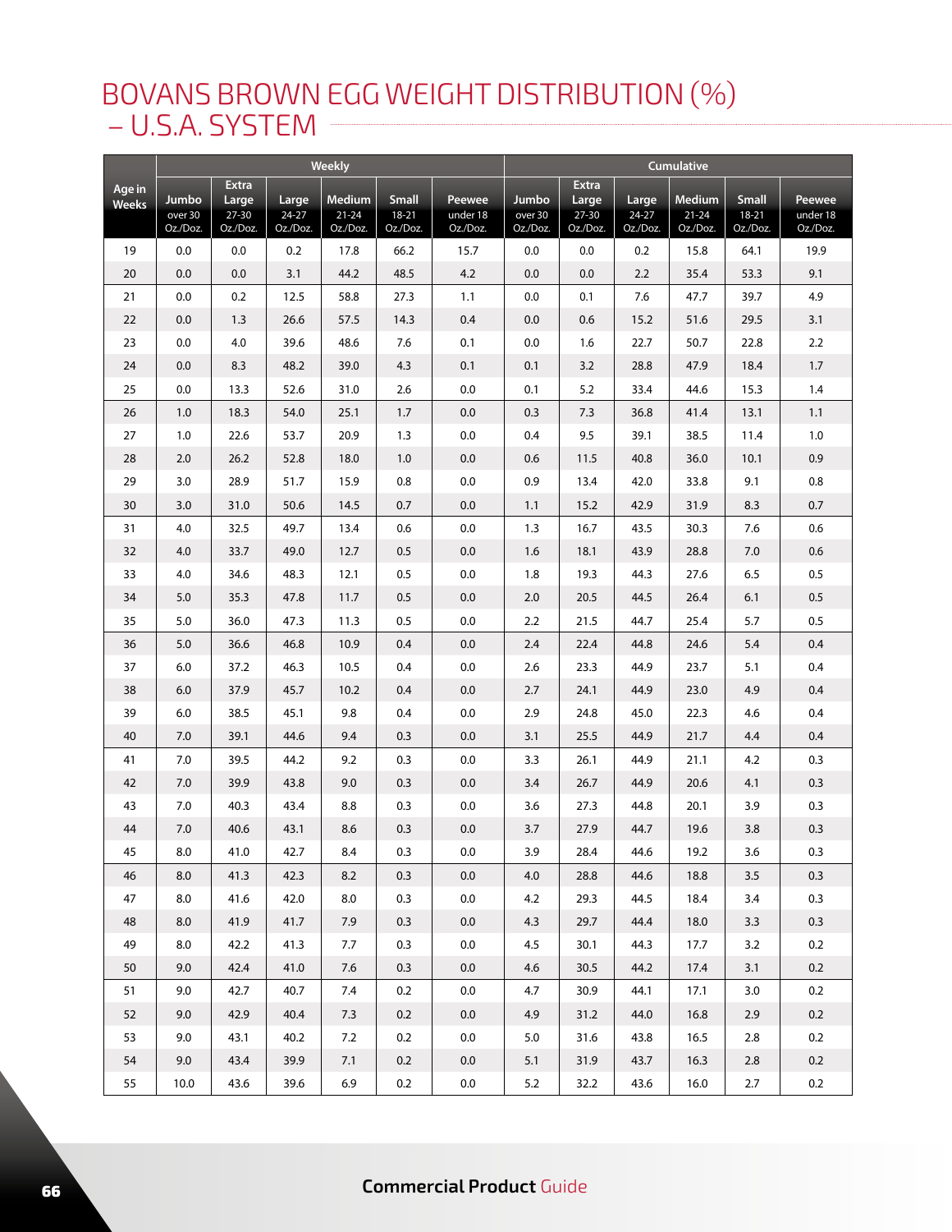# BOVANS BROWN EGG WEIGHT DISTRIBUTION (%) – U.S.A. SYSTEM

| Age in Weeks | Weekly | | | | | | Cumulative | | | | | |
|---|---|---|---|---|---|---|---|---|---|---|---|---|
| | Jumbo over 30 Oz./Doz. | Extra Large 27-30 Oz./Doz. | Large 24-27 Oz./Doz. | Medium 21-24 Oz./Doz. | Small 18-21 Oz./Doz. | Peewee under 18 Oz./Doz. | Jumbo over 30 Oz./Doz. | Extra Large 27-30 Oz./Doz. | Large 24-27 Oz./Doz. | Medium 21-24 Oz./Doz. | Small 18-21 Oz./Doz. | Peewee under 18 Oz./Doz. |
| 19 | 0.0 | 0.0 | 0.2 | 17.8 | 66.2 | 15.7 | 0.0 | 0.0 | 0.2 | 15.8 | 64.1 | 19.9 |
| 20 | 0.0 | 0.0 | 3.1 | 44.2 | 48.5 | 4.2 | 0.0 | 0.0 | 2.2 | 35.4 | 53.3 | 9.1 |
| 21 | 0.0 | 0.2 | 12.5 | 58.8 | 27.3 | 1.1 | 0.0 | 0.1 | 7.6 | 47.7 | 39.7 | 4.9 |
| 22 | 0.0 | 1.3 | 26.6 | 57.5 | 14.3 | 0.4 | 0.0 | 0.6 | 15.2 | 51.6 | 29.5 | 3.1 |
| 23 | 0.0 | 4.0 | 39.6 | 48.6 | 7.6 | 0.1 | 0.0 | 1.6 | 22.7 | 50.7 | 22.8 | 2.2 |
| 24 | 0.0 | 8.3 | 48.2 | 39.0 | 4.3 | 0.1 | 0.1 | 3.2 | 28.8 | 47.9 | 18.4 | 1.7 |
| 25 | 0.0 | 13.3 | 52.6 | 31.0 | 2.6 | 0.0 | 0.1 | 5.2 | 33.4 | 44.6 | 15.3 | 1.4 |
| 26 | 1.0 | 18.3 | 54.0 | 25.1 | 1.7 | 0.0 | 0.3 | 7.3 | 36.8 | 41.4 | 13.1 | 1.1 |
| 27 | 1.0 | 22.6 | 53.7 | 20.9 | 1.3 | 0.0 | 0.4 | 9.5 | 39.1 | 38.5 | 11.4 | 1.0 |
| 28 | 2.0 | 26.2 | 52.8 | 18.0 | 1.0 | 0.0 | 0.6 | 11.5 | 40.8 | 36.0 | 10.1 | 0.9 |
| 29 | 3.0 | 28.9 | 51.7 | 15.9 | 0.8 | 0.0 | 0.9 | 13.4 | 42.0 | 33.8 | 9.1 | 0.8 |
| 30 | 3.0 | 31.0 | 50.6 | 14.5 | 0.7 | 0.0 | 1.1 | 15.2 | 42.9 | 31.9 | 8.3 | 0.7 |
| 31 | 4.0 | 32.5 | 49.7 | 13.4 | 0.6 | 0.0 | 1.3 | 16.7 | 43.5 | 30.3 | 7.6 | 0.6 |
| 32 | 4.0 | 33.7 | 49.0 | 12.7 | 0.5 | 0.0 | 1.6 | 18.1 | 43.9 | 28.8 | 7.0 | 0.6 |
| 33 | 4.0 | 34.6 | 48.3 | 12.1 | 0.5 | 0.0 | 1.8 | 19.3 | 44.3 | 27.6 | 6.5 | 0.5 |
| 34 | 5.0 | 35.3 | 47.8 | 11.7 | 0.5 | 0.0 | 2.0 | 20.5 | 44.5 | 26.4 | 6.1 | 0.5 |
| 35 | 5.0 | 36.0 | 47.3 | 11.3 | 0.5 | 0.0 | 2.2 | 21.5 | 44.7 | 25.4 | 5.7 | 0.5 |
| 36 | 5.0 | 36.6 | 46.8 | 10.9 | 0.4 | 0.0 | 2.4 | 22.4 | 44.8 | 24.6 | 5.4 | 0.4 |
| 37 | 6.0 | 37.2 | 46.3 | 10.5 | 0.4 | 0.0 | 2.6 | 23.3 | 44.9 | 23.7 | 5.1 | 0.4 |
| 38 | 6.0 | 37.9 | 45.7 | 10.2 | 0.4 | 0.0 | 2.7 | 24.1 | 44.9 | 23.0 | 4.9 | 0.4 |
| 39 | 6.0 | 38.5 | 45.1 | 9.8 | 0.4 | 0.0 | 2.9 | 24.8 | 45.0 | 22.3 | 4.6 | 0.4 |
| 40 | 7.0 | 39.1 | 44.6 | 9.4 | 0.3 | 0.0 | 3.1 | 25.5 | 44.9 | 21.7 | 4.4 | 0.4 |
| 41 | 7.0 | 39.5 | 44.2 | 9.2 | 0.3 | 0.0 | 3.3 | 26.1 | 44.9 | 21.1 | 4.2 | 0.3 |
| 42 | 7.0 | 39.9 | 43.8 | 9.0 | 0.3 | 0.0 | 3.4 | 26.7 | 44.9 | 20.6 | 4.1 | 0.3 |
| 43 | 7.0 | 40.3 | 43.4 | 8.8 | 0.3 | 0.0 | 3.6 | 27.3 | 44.8 | 20.1 | 3.9 | 0.3 |
| 44 | 7.0 | 40.6 | 43.1 | 8.6 | 0.3 | 0.0 | 3.7 | 27.9 | 44.7 | 19.6 | 3.8 | 0.3 |
| 45 | 8.0 | 41.0 | 42.7 | 8.4 | 0.3 | 0.0 | 3.9 | 28.4 | 44.6 | 19.2 | 3.6 | 0.3 |
| 46 | 8.0 | 41.3 | 42.3 | 8.2 | 0.3 | 0.0 | 4.0 | 28.8 | 44.6 | 18.8 | 3.5 | 0.3 |
| 47 | 8.0 | 41.6 | 42.0 | 8.0 | 0.3 | 0.0 | 4.2 | 29.3 | 44.5 | 18.4 | 3.4 | 0.3 |
| 48 | 8.0 | 41.9 | 41.7 | 7.9 | 0.3 | 0.0 | 4.3 | 29.7 | 44.4 | 18.0 | 3.3 | 0.3 |
| 49 | 8.0 | 42.2 | 41.3 | 7.7 | 0.3 | 0.0 | 4.5 | 30.1 | 44.3 | 17.7 | 3.2 | 0.2 |
| 50 | 9.0 | 42.4 | 41.0 | 7.6 | 0.3 | 0.0 | 4.6 | 30.5 | 44.2 | 17.4 | 3.1 | 0.2 |
| 51 | 9.0 | 42.7 | 40.7 | 7.4 | 0.2 | 0.0 | 4.7 | 30.9 | 44.1 | 17.1 | 3.0 | 0.2 |
| 52 | 9.0 | 42.9 | 40.4 | 7.3 | 0.2 | 0.0 | 4.9 | 31.2 | 44.0 | 16.8 | 2.9 | 0.2 |
| 53 | 9.0 | 43.1 | 40.2 | 7.2 | 0.2 | 0.0 | 5.0 | 31.6 | 43.8 | 16.5 | 2.8 | 0.2 |
| 54 | 9.0 | 43.4 | 39.9 | 7.1 | 0.2 | 0.0 | 5.1 | 31.9 | 43.7 | 16.3 | 2.8 | 0.2 |
| 55 | 10.0 | 43.6 | 39.6 | 6.9 | 0.2 | 0.0 | 5.2 | 32.2 | 43.6 | 16.0 | 2.7 | 0.2 |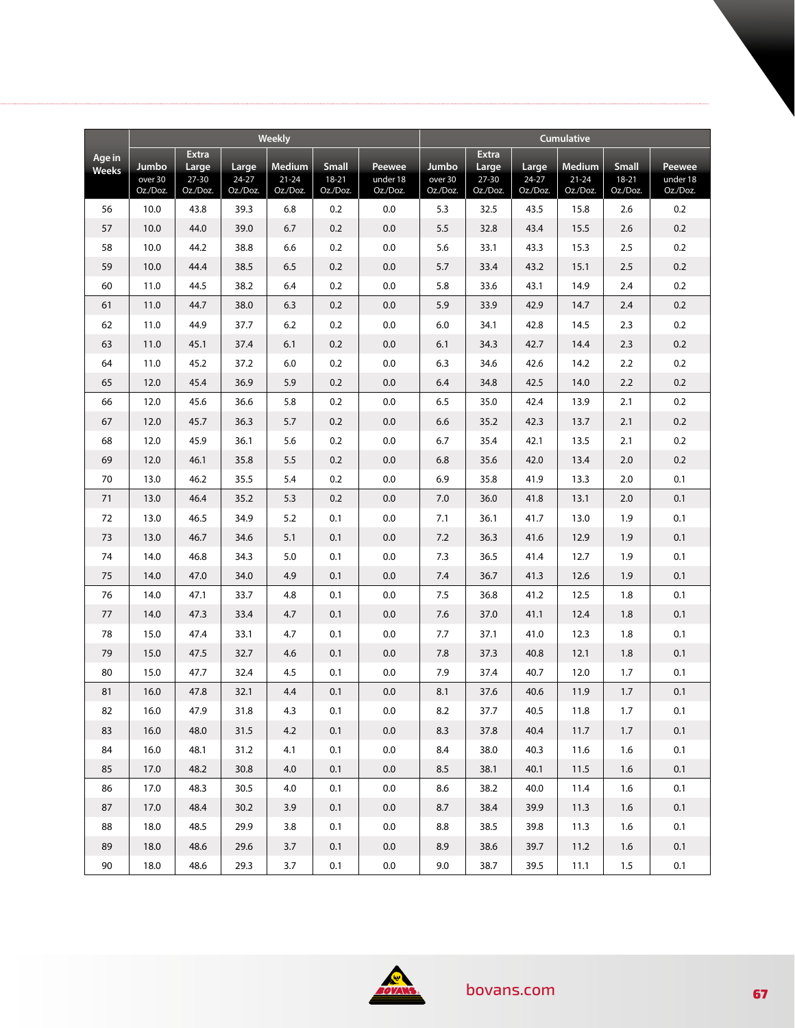| Age in Weeks | Weekly | | | | | | Cumulative | | | | | |
|---|---|---|---|---|---|---|---|---|---|---|---|---|
| | Jumbo over 30 Oz./Doz. | Extra Large 27-30 Oz./Doz. | Large 24-27 Oz./Doz. | Medium 21-24 Oz./Doz. | Small 18-21 Oz./Doz. | Peewee under 18 Oz./Doz. | Jumbo over 30 Oz./Doz. | Extra Large 27-30 Oz./Doz. | Large 24-27 Oz./Doz. | Medium 21-24 Oz./Doz. | Small 18-21 Oz./Doz. | Peewee under 18 Oz./Doz. |
| 56 | 10.0 | 43.8 | 39.3 | 6.8 | 0.2 | 0.0 | 5.3 | 32.5 | 43.5 | 15.8 | 2.6 | 0.2 |
| 57 | 10.0 | 44.0 | 39.0 | 6.7 | 0.2 | 0.0 | 5.5 | 32.8 | 43.4 | 15.5 | 2.6 | 0.2 |
| 58 | 10.0 | 44.2 | 38.8 | 6.6 | 0.2 | 0.0 | 5.6 | 33.1 | 43.3 | 15.3 | 2.5 | 0.2 |
| 59 | 10.0 | 44.4 | 38.5 | 6.5 | 0.2 | 0.0 | 5.7 | 33.4 | 43.2 | 15.1 | 2.5 | 0.2 |
| 60 | 11.0 | 44.5 | 38.2 | 6.4 | 0.2 | 0.0 | 5.8 | 33.6 | 43.1 | 14.9 | 2.4 | 0.2 |
| 61 | 11.0 | 44.7 | 38.0 | 6.3 | 0.2 | 0.0 | 5.9 | 33.9 | 42.9 | 14.7 | 2.4 | 0.2 |
| 62 | 11.0 | 44.9 | 37.7 | 6.2 | 0.2 | 0.0 | 6.0 | 34.1 | 42.8 | 14.5 | 2.3 | 0.2 |
| 63 | 11.0 | 45.1 | 37.4 | 6.1 | 0.2 | 0.0 | 6.1 | 34.3 | 42.7 | 14.4 | 2.3 | 0.2 |
| 64 | 11.0 | 45.2 | 37.2 | 6.0 | 0.2 | 0.0 | 6.3 | 34.6 | 42.6 | 14.2 | 2.2 | 0.2 |
| 65 | 12.0 | 45.4 | 36.9 | 5.9 | 0.2 | 0.0 | 6.4 | 34.8 | 42.5 | 14.0 | 2.2 | 0.2 |
| 66 | 12.0 | 45.6 | 36.6 | 5.8 | 0.2 | 0.0 | 6.5 | 35.0 | 42.4 | 13.9 | 2.1 | 0.2 |
| 67 | 12.0 | 45.7 | 36.3 | 5.7 | 0.2 | 0.0 | 6.6 | 35.2 | 42.3 | 13.7 | 2.1 | 0.2 |
| 68 | 12.0 | 45.9 | 36.1 | 5.6 | 0.2 | 0.0 | 6.7 | 35.4 | 42.1 | 13.5 | 2.1 | 0.2 |
| 69 | 12.0 | 46.1 | 35.8 | 5.5 | 0.2 | 0.0 | 6.8 | 35.6 | 42.0 | 13.4 | 2.0 | 0.2 |
| 70 | 13.0 | 46.2 | 35.5 | 5.4 | 0.2 | 0.0 | 6.9 | 35.8 | 41.9 | 13.3 | 2.0 | 0.1 |
| 71 | 13.0 | 46.4 | 35.2 | 5.3 | 0.2 | 0.0 | 7.0 | 36.0 | 41.8 | 13.1 | 2.0 | 0.1 |
| 72 | 13.0 | 46.5 | 34.9 | 5.2 | 0.1 | 0.0 | 7.1 | 36.1 | 41.7 | 13.0 | 1.9 | 0.1 |
| 73 | 13.0 | 46.7 | 34.6 | 5.1 | 0.1 | 0.0 | 7.2 | 36.3 | 41.6 | 12.9 | 1.9 | 0.1 |
| 74 | 14.0 | 46.8 | 34.3 | 5.0 | 0.1 | 0.0 | 7.3 | 36.5 | 41.4 | 12.7 | 1.9 | 0.1 |
| 75 | 14.0 | 47.0 | 34.0 | 4.9 | 0.1 | 0.0 | 7.4 | 36.7 | 41.3 | 12.6 | 1.9 | 0.1 |
| 76 | 14.0 | 47.1 | 33.7 | 4.8 | 0.1 | 0.0 | 7.5 | 36.8 | 41.2 | 12.5 | 1.8 | 0.1 |
| 77 | 14.0 | 47.3 | 33.4 | 4.7 | 0.1 | 0.0 | 7.6 | 37.0 | 41.1 | 12.4 | 1.8 | 0.1 |
| 78 | 15.0 | 47.4 | 33.1 | 4.7 | 0.1 | 0.0 | 7.7 | 37.1 | 41.0 | 12.3 | 1.8 | 0.1 |
| 79 | 15.0 | 47.5 | 32.7 | 4.6 | 0.1 | 0.0 | 7.8 | 37.3 | 40.8 | 12.1 | 1.8 | 0.1 |
| 80 | 15.0 | 47.7 | 32.4 | 4.5 | 0.1 | 0.0 | 7.9 | 37.4 | 40.7 | 12.0 | 1.7 | 0.1 |
| 81 | 16.0 | 47.8 | 32.1 | 4.4 | 0.1 | 0.0 | 8.1 | 37.6 | 40.6 | 11.9 | 1.7 | 0.1 |
| 82 | 16.0 | 47.9 | 31.8 | 4.3 | 0.1 | 0.0 | 8.2 | 37.7 | 40.5 | 11.8 | 1.7 | 0.1 |
| 83 | 16.0 | 48.0 | 31.5 | 4.2 | 0.1 | 0.0 | 8.3 | 37.8 | 40.4 | 11.7 | 1.7 | 0.1 |
| 84 | 16.0 | 48.1 | 31.2 | 4.1 | 0.1 | 0.0 | 8.4 | 38.0 | 40.3 | 11.6 | 1.6 | 0.1 |
| 85 | 17.0 | 48.2 | 30.8 | 4.0 | 0.1 | 0.0 | 8.5 | 38.1 | 40.1 | 11.5 | 1.6 | 0.1 |
| 86 | 17.0 | 48.3 | 30.5 | 4.0 | 0.1 | 0.0 | 8.6 | 38.2 | 40.0 | 11.4 | 1.6 | 0.1 |
| 87 | 17.0 | 48.4 | 30.2 | 3.9 | 0.1 | 0.0 | 8.7 | 38.4 | 39.9 | 11.3 | 1.6 | 0.1 |
| 88 | 18.0 | 48.5 | 29.9 | 3.8 | 0.1 | 0.0 | 8.8 | 38.5 | 39.8 | 11.3 | 1.6 | 0.1 |
| 89 | 18.0 | 48.6 | 29.6 | 3.7 | 0.1 | 0.0 | 8.9 | 38.6 | 39.7 | 11.2 | 1.6 | 0.1 |
| 90 | 18.0 | 48.6 | 29.3 | 3.7 | 0.1 | 0.0 | 9.0 | 38.7 | 39.5 | 11.1 | 1.5 | 0.1 |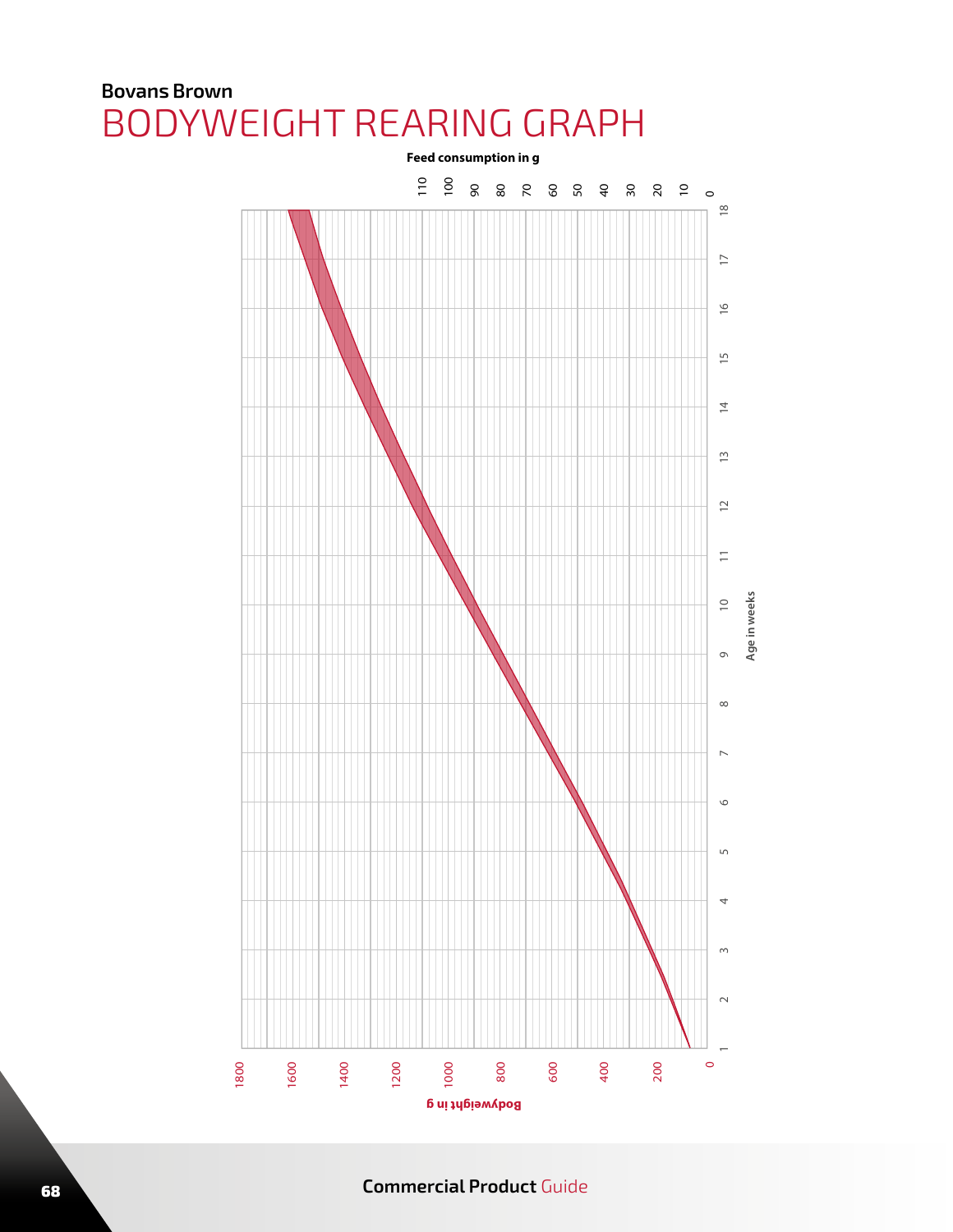## Bovans Brown

# BODYWEIGHT REARING GRAPH

Feed consumption in g

0 10 20 30 40 50 60 70 80 90 100 110

Age in weeks

1 2 3 4 5 6 7 8 9 10 11 12 13 14 15 16 17 18

Bodyweight in g

0 200 400 600 800 1000 1200 1400 1600 1800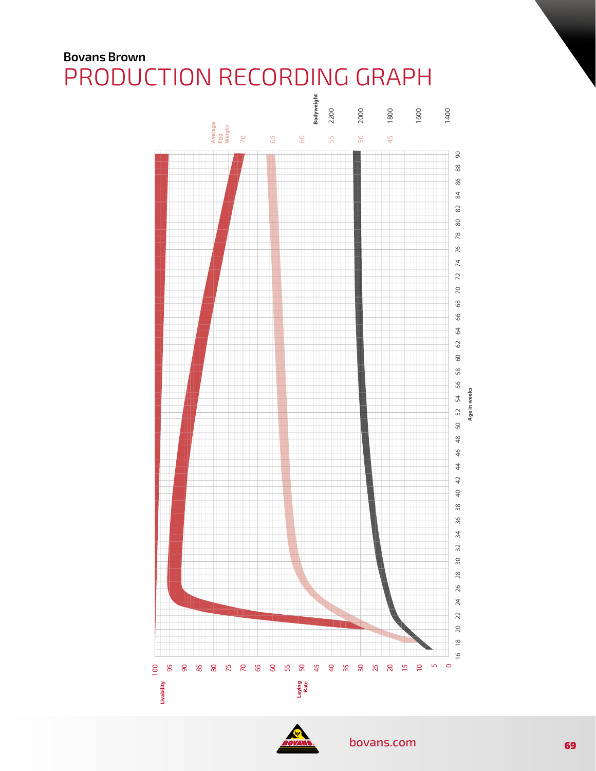**Bovans Brown**

# PRODUCTION RECORDING GRAPH

Bodyweight: 2200, 2000, 1800, 1600, 1400

Average Egg Weight: 70, 65, 60, 55, 50, 45

Age in weeks: 16, 18, 20, 22, 24, 26, 28, 30, 32, 34, 36, 38, 40, 42, 44, 46, 48, 50, 52, 54, 56, 58, 60, 62, 64, 66, 68, 70, 72, 74, 76, 78, 80, 82, 84, 86, 88, 90

Livability / Laying Rate: 100, 95, 90, 85, 80, 75, 70, 65, 60, 55, 50, 45, 40, 35, 30, 25, 20, 15, 10, 5, 0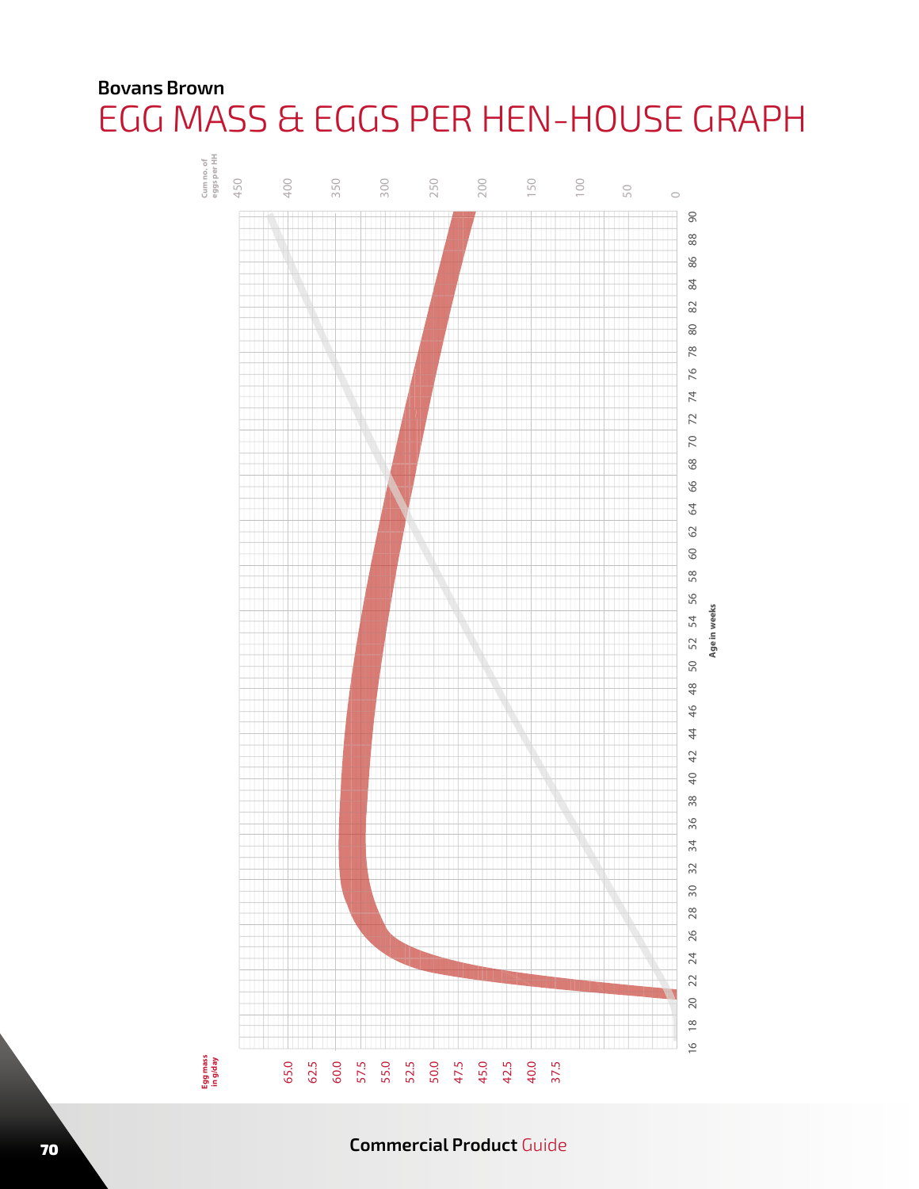**Bovans Brown**

# EGG MASS & EGGS PER HEN-HOUSE GRAPH

Cum no. of eggs per HH: 450, 400, 350, 300, 250, 200, 150, 100, 50, 0

Egg mass in g/day: 65.0, 62.5, 60.0, 57.5, 55.0, 52.5, 50.0, 47.5, 45.0, 42.5, 40.0, 37.5

Age in weeks: 16, 18, 20, 22, 24, 26, 28, 30, 32, 34, 36, 38, 40, 42, 44, 46, 48, 50, 52, 54, 56, 58, 60, 62, 64, 66, 68, 70, 72, 74, 76, 78, 80, 82, 84, 86, 88, 90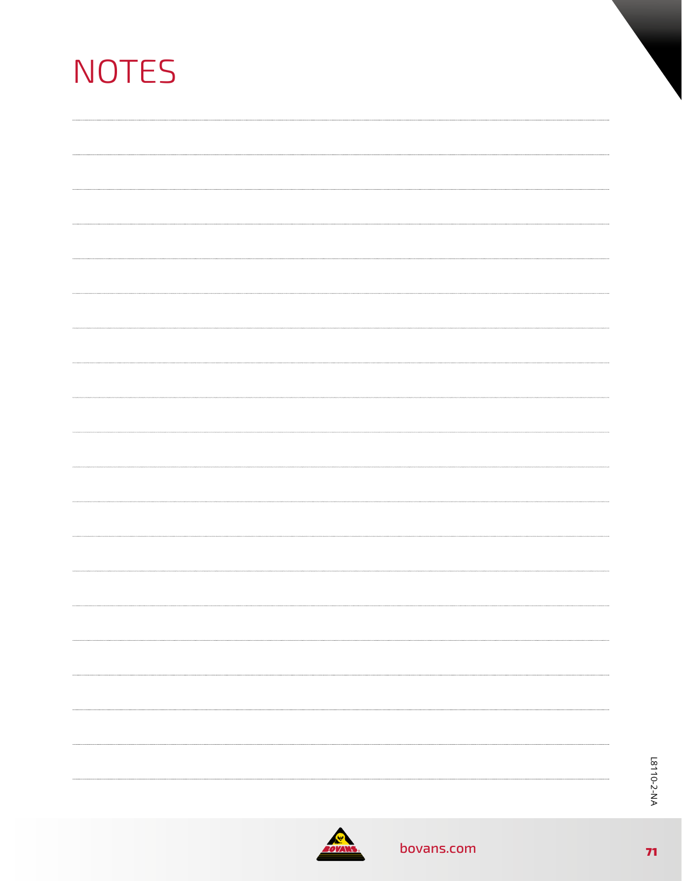# NOTES

L8110-2-NA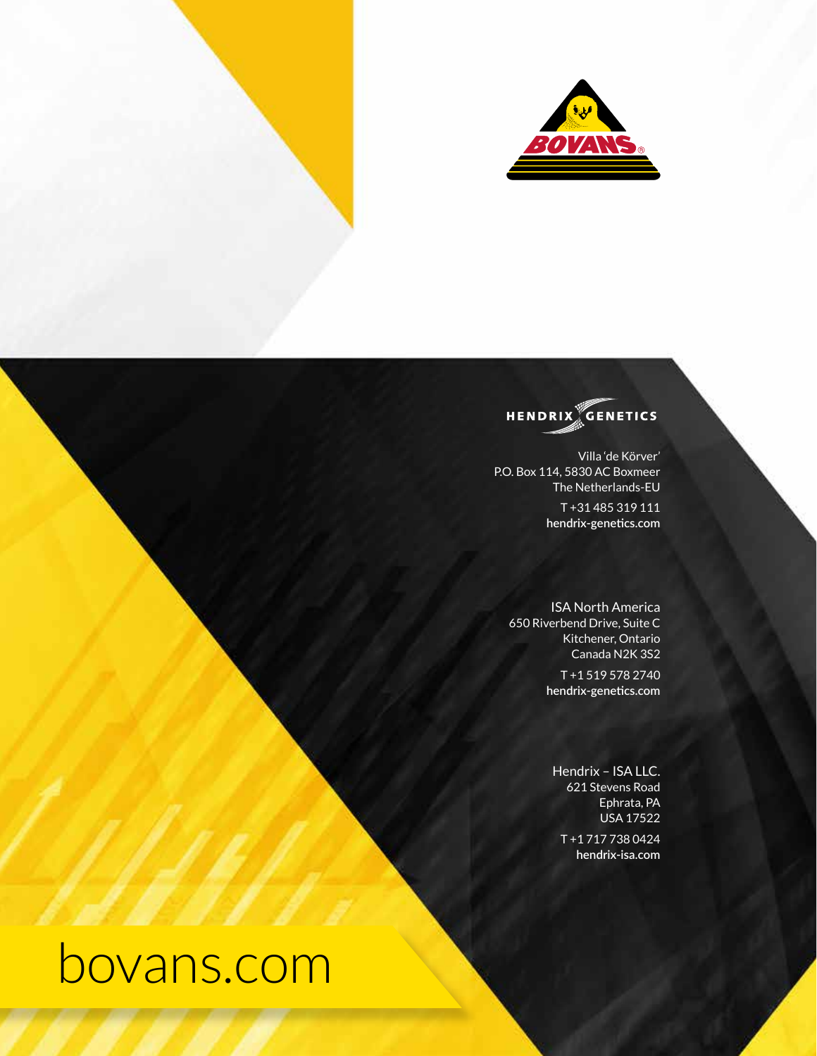BOVANS®

HENDRIX GENETICS

Villa 'de Körver'
P.O. Box 114, 5830 AC Boxmeer
The Netherlands-EU

T +31 485 319 111
**hendrix-genetics.com**

ISA North America
650 Riverbend Drive, Suite C
Kitchener, Ontario
Canada N2K 3S2

T +1 519 578 2740
**hendrix-genetics.com**

Hendrix – ISA LLC.
621 Stevens Road
Ephrata, PA
USA 17522

T +1 717 738 0424
**hendrix-isa.com**

bovans.com